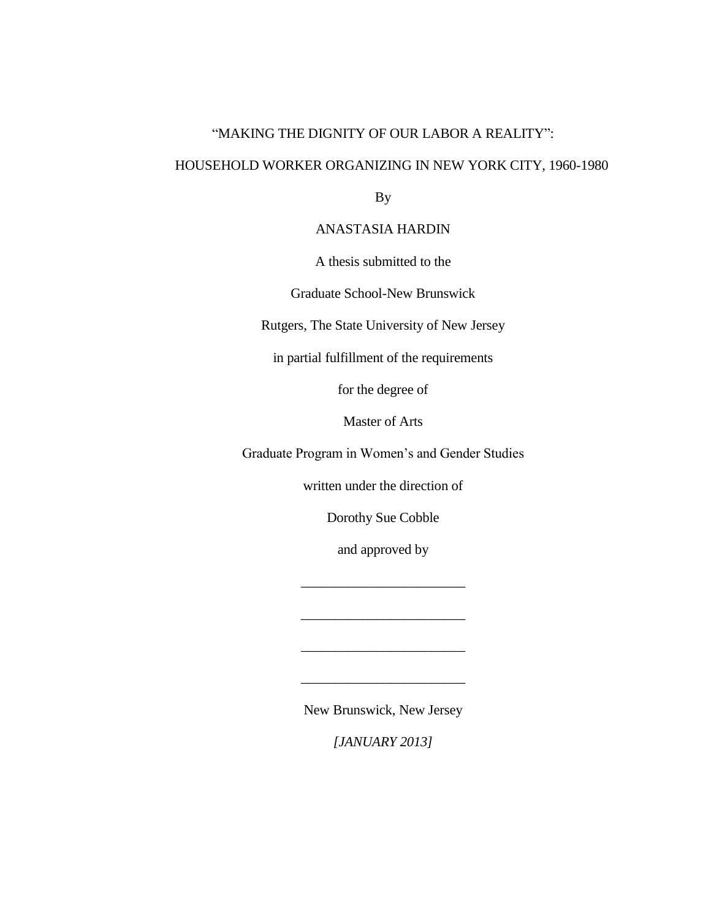# "MAKING THE DIGNITY OF OUR LABOR A REALITY": HOUSEHOLD WORKER ORGANIZING IN NEW YORK CITY, 1960-1980

By

ANASTASIA HARDIN

A thesis submitted to the

Graduate School-New Brunswick

Rutgers, The State University of New Jersey

in partial fulfillment of the requirements

for the degree of

Master of Arts

Graduate Program in Women's and Gender Studies

written under the direction of

Dorothy Sue Cobble

and approved by

________________________

________________________

________________________

________________________

New Brunswick, New Jersey

*[JANUARY 2013]*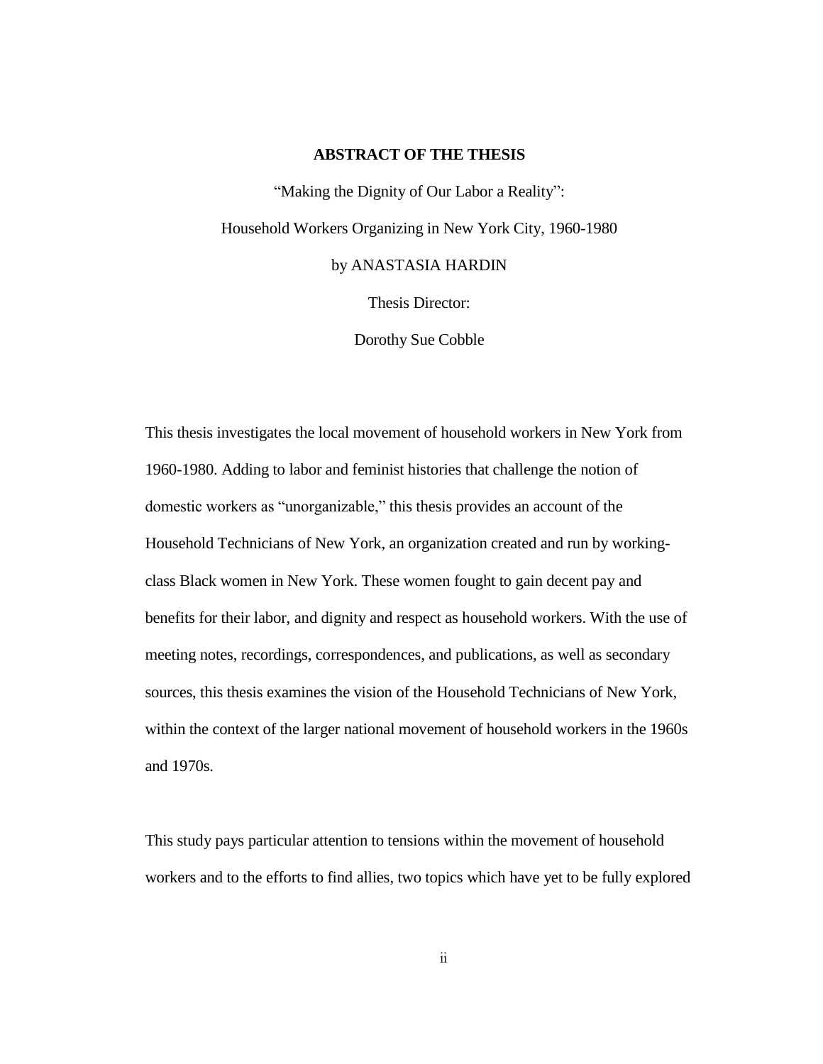## ABSTRACT OF THE THESIS

"Making the Dignity of Our Labor a Reality":

Household Workers Organizing in New York City, 1960-1980

by ANASTASIA HARDIN

Thesis Director:

Dorothy Sue Cobble

This thesis investigates the local movement of household workers in New York from 1960-1980. Adding to labor and feminist histories that challenge the notion of domestic workers as "unorganizable," this thesis provides an account of the Household Technicians of New York, an organization created and run by working-class Black women in New York. These women fought to gain decent pay and benefits for their labor, and dignity and respect as household workers. With the use of meeting notes, recordings, correspondences, and publications, as well as secondary sources, this thesis examines the vision of the Household Technicians of New York, within the context of the larger national movement of household workers in the 1960s and 1970s.

This study pays particular attention to tensions within the movement of household workers and to the efforts to find allies, two topics which have yet to be fully explored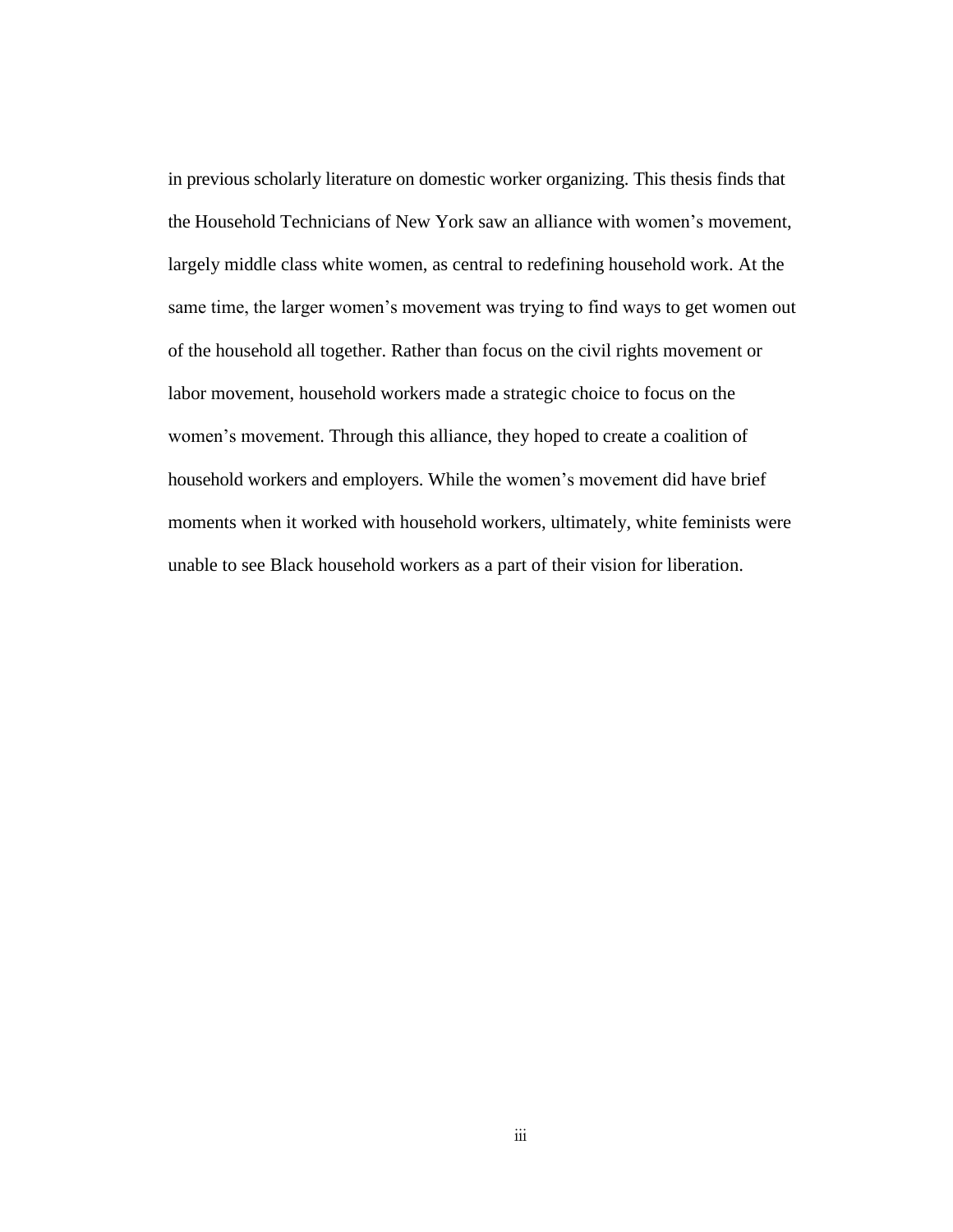in previous scholarly literature on domestic worker organizing. This thesis finds that the Household Technicians of New York saw an alliance with women's movement, largely middle class white women, as central to redefining household work. At the same time, the larger women's movement was trying to find ways to get women out of the household all together. Rather than focus on the civil rights movement or labor movement, household workers made a strategic choice to focus on the women's movement. Through this alliance, they hoped to create a coalition of household workers and employers. While the women's movement did have brief moments when it worked with household workers, ultimately, white feminists were unable to see Black household workers as a part of their vision for liberation.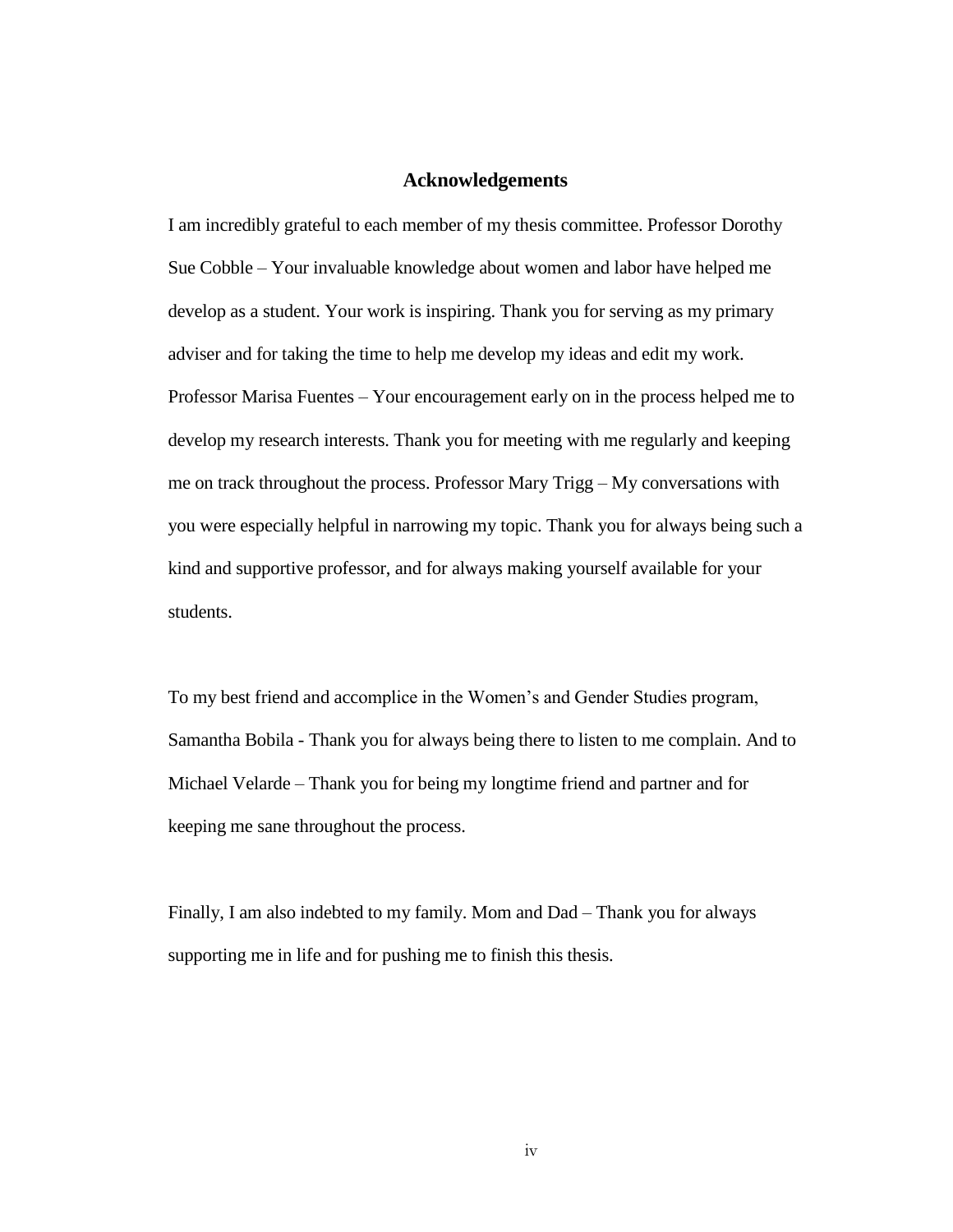# Acknowledgements

I am incredibly grateful to each member of my thesis committee. Professor Dorothy Sue Cobble – Your invaluable knowledge about women and labor have helped me develop as a student. Your work is inspiring. Thank you for serving as my primary adviser and for taking the time to help me develop my ideas and edit my work. Professor Marisa Fuentes – Your encouragement early on in the process helped me to develop my research interests. Thank you for meeting with me regularly and keeping me on track throughout the process. Professor Mary Trigg – My conversations with you were especially helpful in narrowing my topic. Thank you for always being such a kind and supportive professor, and for always making yourself available for your students.

To my best friend and accomplice in the Women's and Gender Studies program, Samantha Bobila - Thank you for always being there to listen to me complain. And to Michael Velarde – Thank you for being my longtime friend and partner and for keeping me sane throughout the process.

Finally, I am also indebted to my family. Mom and Dad – Thank you for always supporting me in life and for pushing me to finish this thesis.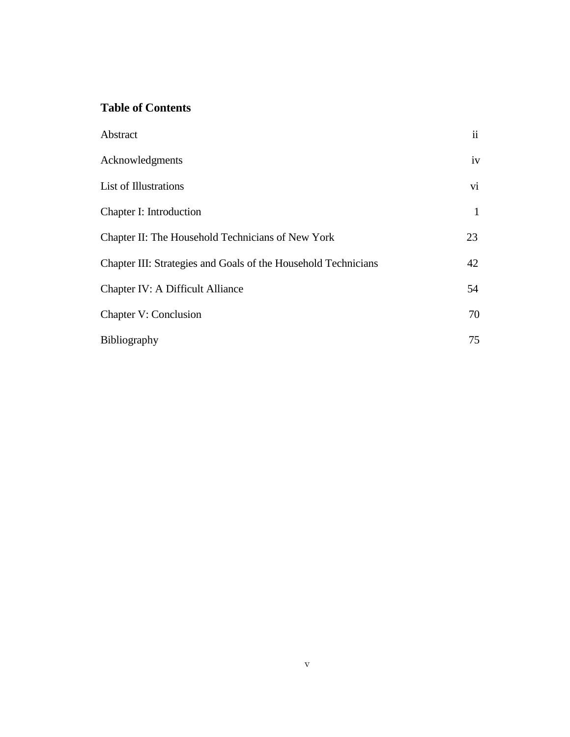## Table of Contents

| | |
|---|---|
| Abstract | ii |
| Acknowledgments | iv |
| List of Illustrations | vi |
| Chapter I: Introduction | 1 |
| Chapter II: The Household Technicians of New York | 23 |
| Chapter III: Strategies and Goals of the Household Technicians | 42 |
| Chapter IV: A Difficult Alliance | 54 |
| Chapter V: Conclusion | 70 |
| Bibliography | 75 |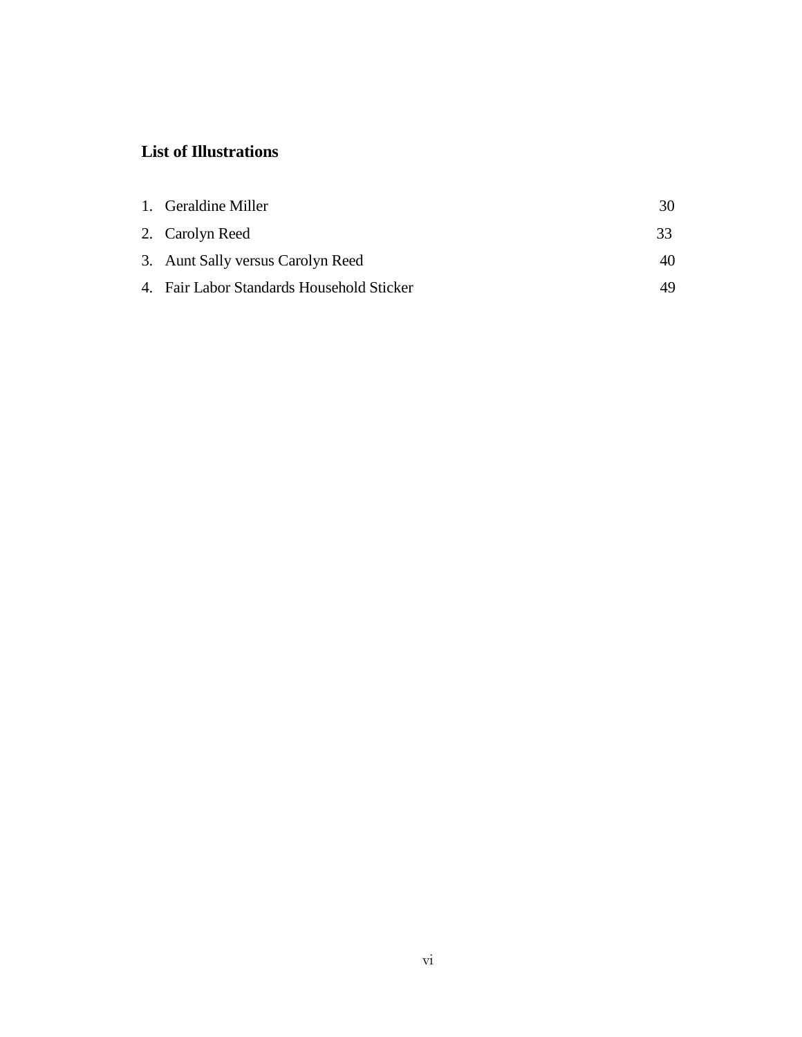## List of Illustrations

1. Geraldine Miller 30
2. Carolyn Reed 33
3. Aunt Sally versus Carolyn Reed 40
4. Fair Labor Standards Household Sticker 49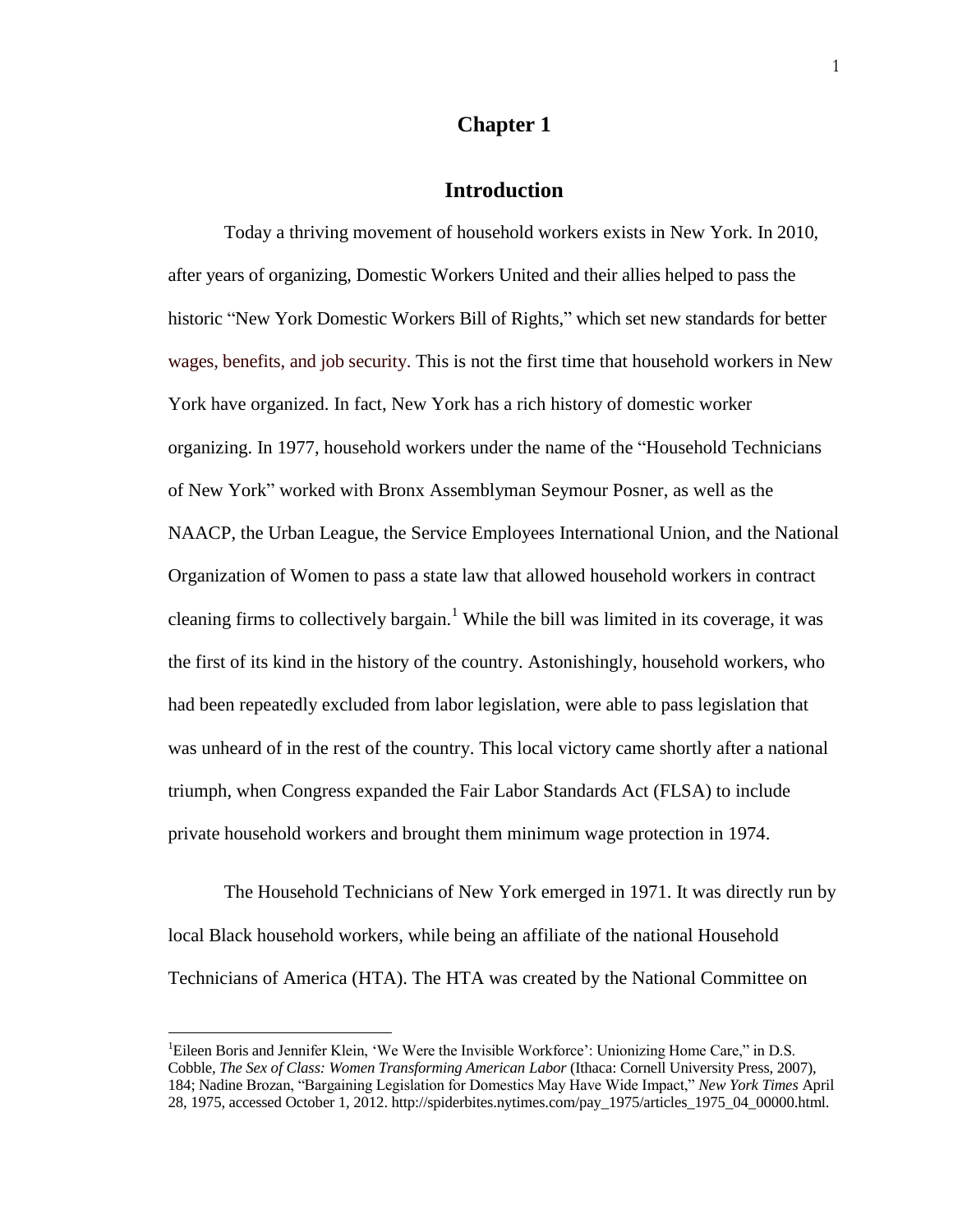# Chapter 1

## Introduction

Today a thriving movement of household workers exists in New York. In 2010, after years of organizing, Domestic Workers United and their allies helped to pass the historic "New York Domestic Workers Bill of Rights," which set new standards for better wages, benefits, and job security. This is not the first time that household workers in New York have organized. In fact, New York has a rich history of domestic worker organizing. In 1977, household workers under the name of the "Household Technicians of New York" worked with Bronx Assemblyman Seymour Posner, as well as the NAACP, the Urban League, the Service Employees International Union, and the National Organization of Women to pass a state law that allowed household workers in contract cleaning firms to collectively bargain.[1] While the bill was limited in its coverage, it was the first of its kind in the history of the country. Astonishingly, household workers, who had been repeatedly excluded from labor legislation, were able to pass legislation that was unheard of in the rest of the country. This local victory came shortly after a national triumph, when Congress expanded the Fair Labor Standards Act (FLSA) to include private household workers and brought them minimum wage protection in 1974.

The Household Technicians of New York emerged in 1971. It was directly run by local Black household workers, while being an affiliate of the national Household Technicians of America (HTA). The HTA was created by the National Committee on

[1]Eileen Boris and Jennifer Klein, 'We Were the Invisible Workforce': Unionizing Home Care," in D.S. Cobble, *The Sex of Class: Women Transforming American Labor* (Ithaca: Cornell University Press, 2007), 184; Nadine Brozan, "Bargaining Legislation for Domestics May Have Wide Impact," *New York Times* April 28, 1975, accessed October 1, 2012. http://spiderbites.nytimes.com/pay_1975/articles_1975_04_00000.html.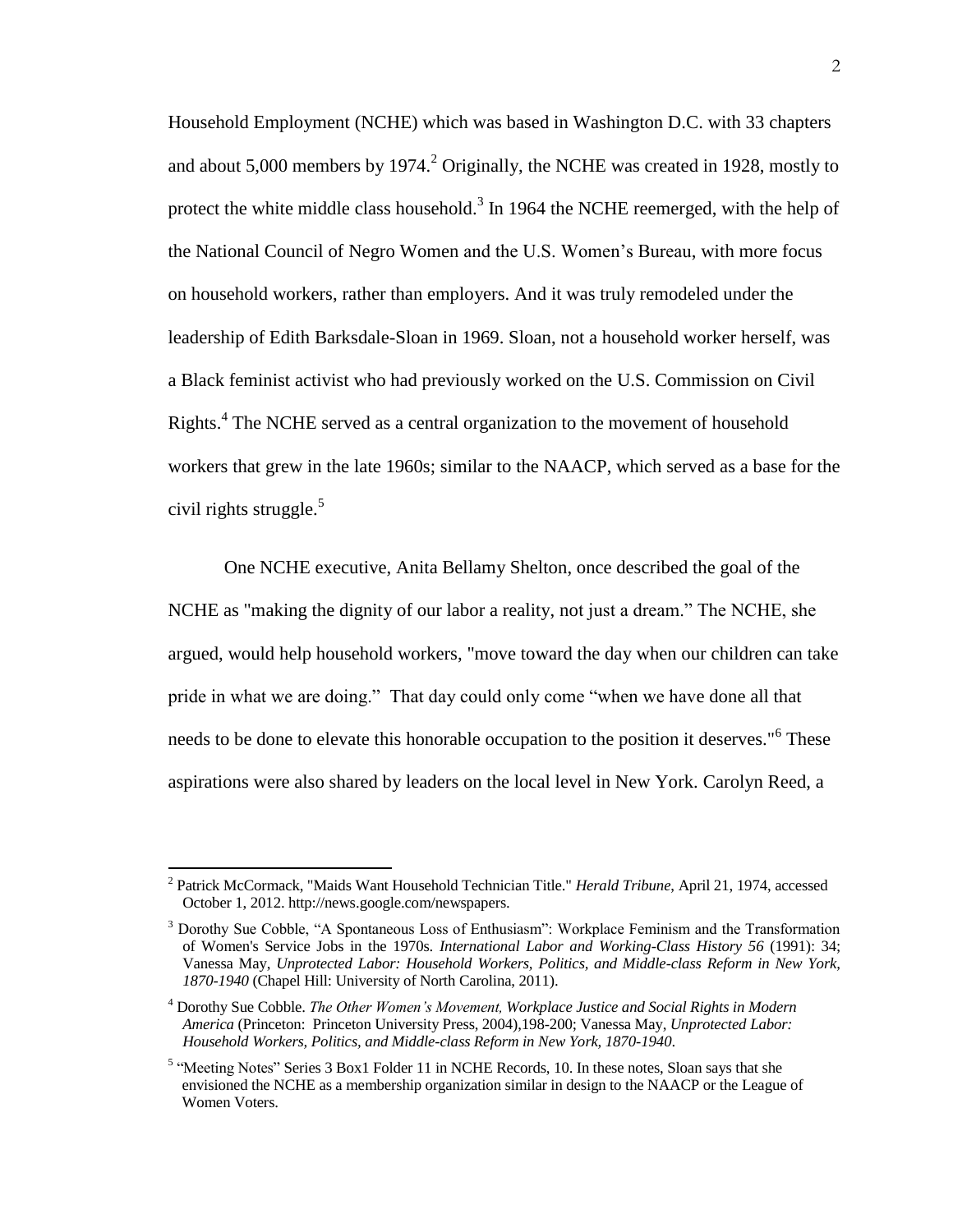Household Employment (NCHE) which was based in Washington D.C. with 33 chapters and about 5,000 members by 1974.[2] Originally, the NCHE was created in 1928, mostly to protect the white middle class household.[3] In 1964 the NCHE reemerged, with the help of the National Council of Negro Women and the U.S. Women's Bureau, with more focus on household workers, rather than employers. And it was truly remodeled under the leadership of Edith Barksdale-Sloan in 1969. Sloan, not a household worker herself, was a Black feminist activist who had previously worked on the U.S. Commission on Civil Rights.[4] The NCHE served as a central organization to the movement of household workers that grew in the late 1960s; similar to the NAACP, which served as a base for the civil rights struggle.[5]

One NCHE executive, Anita Bellamy Shelton, once described the goal of the NCHE as "making the dignity of our labor a reality, not just a dream." The NCHE, she argued, would help household workers, "move toward the day when our children can take pride in what we are doing." That day could only come "when we have done all that needs to be done to elevate this honorable occupation to the position it deserves."[6] These aspirations were also shared by leaders on the local level in New York. Carolyn Reed, a

---

[2] Patrick McCormack, "Maids Want Household Technician Title." *Herald Tribune*, April 21, 1974, accessed October 1, 2012. http://news.google.com/newspapers.

[3] Dorothy Sue Cobble, "A Spontaneous Loss of Enthusiasm": Workplace Feminism and the Transformation of Women's Service Jobs in the 1970s. *International Labor and Working-Class History 56* (1991): 34; Vanessa May, *Unprotected Labor: Household Workers, Politics, and Middle-class Reform in New York, 1870-1940* (Chapel Hill: University of North Carolina, 2011).

[4] Dorothy Sue Cobble. *The Other Women's Movement, Workplace Justice and Social Rights in Modern America* (Princeton: Princeton University Press, 2004),198-200; Vanessa May, *Unprotected Labor: Household Workers, Politics, and Middle-class Reform in New York, 1870-1940*.

[5] "Meeting Notes" Series 3 Box1 Folder 11 in NCHE Records, 10. In these notes, Sloan says that she envisioned the NCHE as a membership organization similar in design to the NAACP or the League of Women Voters.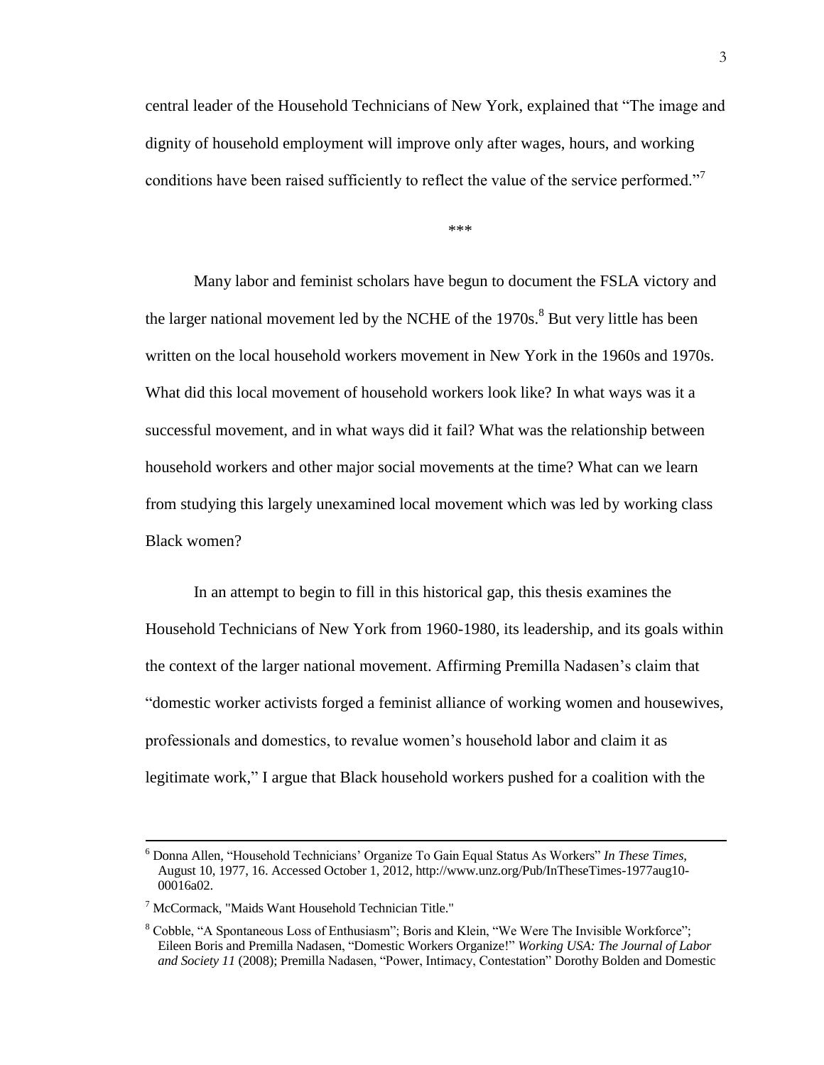central leader of the Household Technicians of New York, explained that "The image and dignity of household employment will improve only after wages, hours, and working conditions have been raised sufficiently to reflect the value of the service performed."[7]

***

Many labor and feminist scholars have begun to document the FSLA victory and the larger national movement led by the NCHE of the 1970s.[8] But very little has been written on the local household workers movement in New York in the 1960s and 1970s. What did this local movement of household workers look like? In what ways was it a successful movement, and in what ways did it fail? What was the relationship between household workers and other major social movements at the time? What can we learn from studying this largely unexamined local movement which was led by working class Black women?

In an attempt to begin to fill in this historical gap, this thesis examines the Household Technicians of New York from 1960-1980, its leadership, and its goals within the context of the larger national movement. Affirming Premilla Nadasen's claim that "domestic worker activists forged a feminist alliance of working women and housewives, professionals and domestics, to revalue women's household labor and claim it as legitimate work," I argue that Black household workers pushed for a coalition with the

---

[6] Donna Allen, "Household Technicians' Organize To Gain Equal Status As Workers" *In These Times,* August 10, 1977, 16. Accessed October 1, 2012, http://www.unz.org/Pub/InTheseTimes-1977aug10-00016a02.

[7] McCormack, "Maids Want Household Technician Title."

[8] Cobble, "A Spontaneous Loss of Enthusiasm"; Boris and Klein, "We Were The Invisible Workforce"; Eileen Boris and Premilla Nadasen, "Domestic Workers Organize!" *Working USA: The Journal of Labor and Society 11* (2008); Premilla Nadasen, "Power, Intimacy, Contestation" Dorothy Bolden and Domestic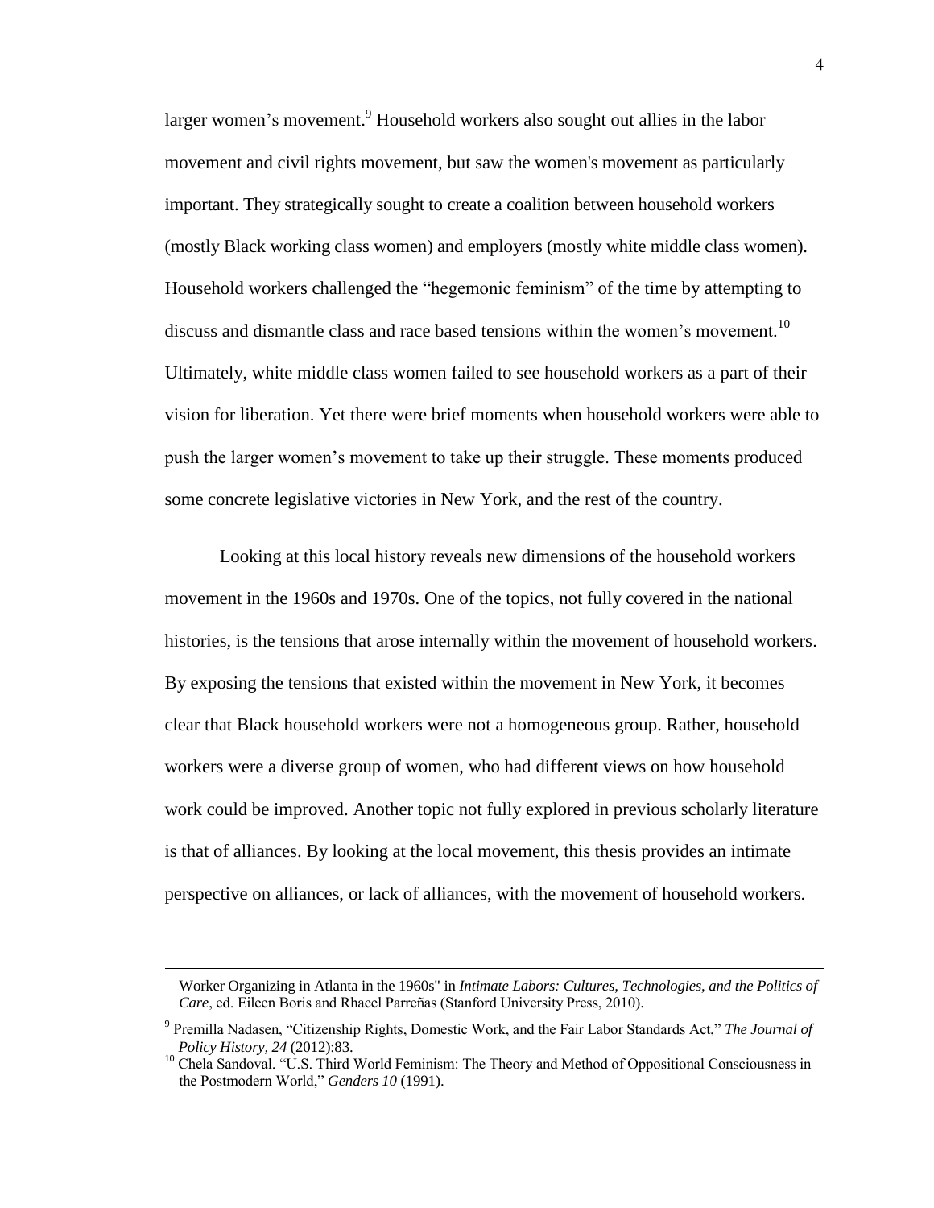larger women's movement.[9] Household workers also sought out allies in the labor movement and civil rights movement, but saw the women's movement as particularly important. They strategically sought to create a coalition between household workers (mostly Black working class women) and employers (mostly white middle class women). Household workers challenged the "hegemonic feminism" of the time by attempting to discuss and dismantle class and race based tensions within the women's movement.[10] Ultimately, white middle class women failed to see household workers as a part of their vision for liberation. Yet there were brief moments when household workers were able to push the larger women's movement to take up their struggle. These moments produced some concrete legislative victories in New York, and the rest of the country.

Looking at this local history reveals new dimensions of the household workers movement in the 1960s and 1970s. One of the topics, not fully covered in the national histories, is the tensions that arose internally within the movement of household workers. By exposing the tensions that existed within the movement in New York, it becomes clear that Black household workers were not a homogeneous group. Rather, household workers were a diverse group of women, who had different views on how household work could be improved. Another topic not fully explored in previous scholarly literature is that of alliances. By looking at the local movement, this thesis provides an intimate perspective on alliances, or lack of alliances, with the movement of household workers.

---

Worker Organizing in Atlanta in the 1960s" in *Intimate Labors: Cultures, Technologies, and the Politics of Care*, ed. Eileen Boris and Rhacel Parreñas (Stanford University Press, 2010).

[9] Premilla Nadasen, "Citizenship Rights, Domestic Work, and the Fair Labor Standards Act," *The Journal of Policy History, 24* (2012):83.

[10] Chela Sandoval. "U.S. Third World Feminism: The Theory and Method of Oppositional Consciousness in the Postmodern World," *Genders 10* (1991).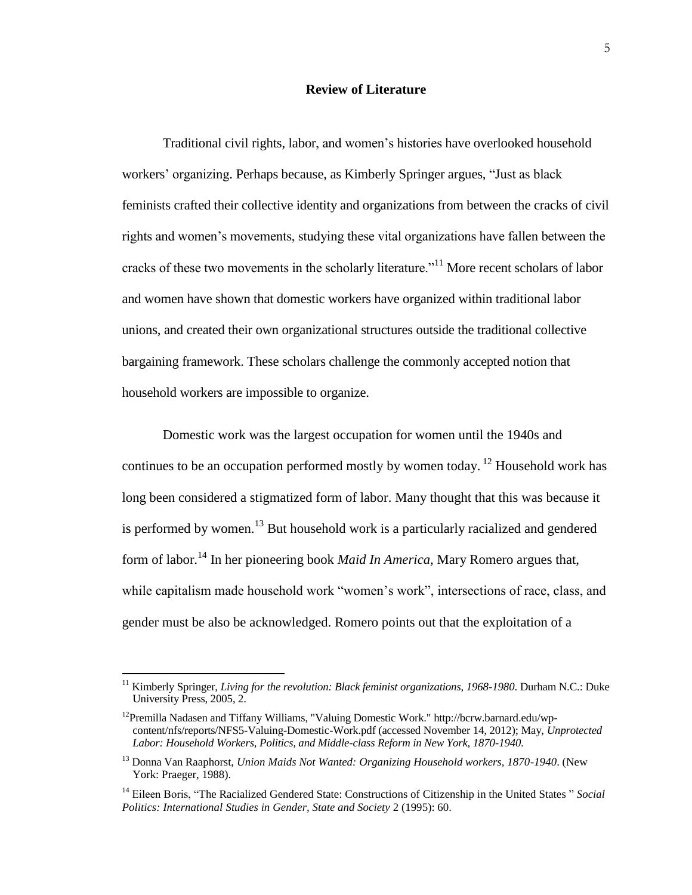## Review of Literature

Traditional civil rights, labor, and women's histories have overlooked household workers' organizing. Perhaps because, as Kimberly Springer argues, "Just as black feminists crafted their collective identity and organizations from between the cracks of civil rights and women's movements, studying these vital organizations have fallen between the cracks of these two movements in the scholarly literature."[11] More recent scholars of labor and women have shown that domestic workers have organized within traditional labor unions, and created their own organizational structures outside the traditional collective bargaining framework. These scholars challenge the commonly accepted notion that household workers are impossible to organize.

Domestic work was the largest occupation for women until the 1940s and continues to be an occupation performed mostly by women today.[12] Household work has long been considered a stigmatized form of labor. Many thought that this was because it is performed by women.[13] But household work is a particularly racialized and gendered form of labor.[14] In her pioneering book *Maid In America,* Mary Romero argues that, while capitalism made household work "women's work", intersections of race, class, and gender must be also be acknowledged. Romero points out that the exploitation of a

---

[11] Kimberly Springer, *Living for the revolution: Black feminist organizations, 1968-1980*. Durham N.C.: Duke University Press, 2005, 2.

[12] Premilla Nadasen and Tiffany Williams, "Valuing Domestic Work." http://bcrw.barnard.edu/wp-content/nfs/reports/NFS5-Valuing-Domestic-Work.pdf (accessed November 14, 2012); May, *Unprotected Labor: Household Workers, Politics, and Middle-class Reform in New York, 1870-1940.*

[13] Donna Van Raaphorst, *Union Maids Not Wanted: Organizing Household workers, 1870-1940*. (New York: Praeger, 1988).

[14] Eileen Boris, "The Racialized Gendered State: Constructions of Citizenship in the United States " *Social Politics: International Studies in Gender, State and Society* 2 (1995): 60.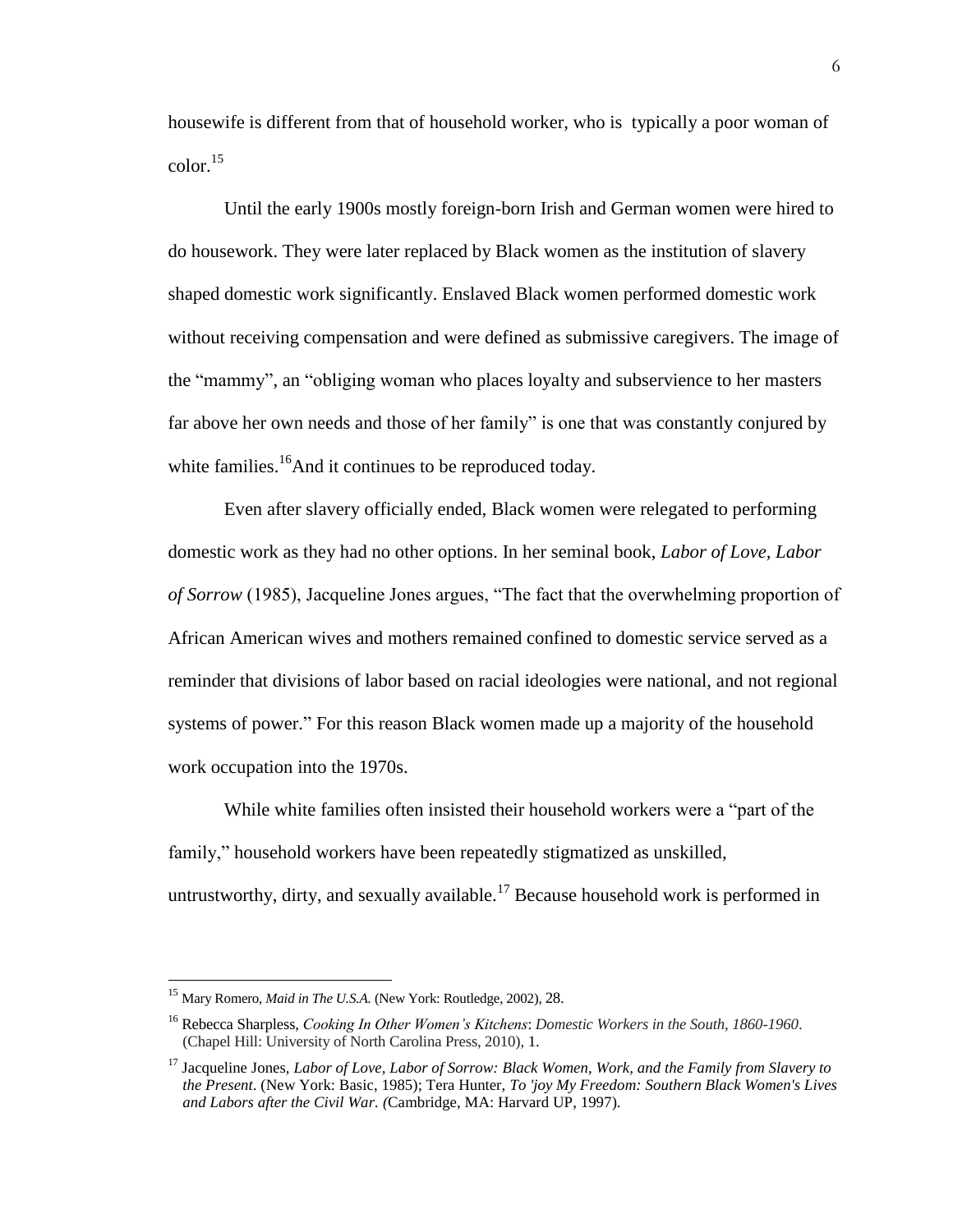housewife is different from that of household worker, who is typically a poor woman of color.[15]

Until the early 1900s mostly foreign-born Irish and German women were hired to do housework. They were later replaced by Black women as the institution of slavery shaped domestic work significantly. Enslaved Black women performed domestic work without receiving compensation and were defined as submissive caregivers. The image of the "mammy", an "obliging woman who places loyalty and subservience to her masters far above her own needs and those of her family" is one that was constantly conjured by white families.[16]And it continues to be reproduced today.

Even after slavery officially ended, Black women were relegated to performing domestic work as they had no other options. In her seminal book, *Labor of Love, Labor of Sorrow* (1985), Jacqueline Jones argues, "The fact that the overwhelming proportion of African American wives and mothers remained confined to domestic service served as a reminder that divisions of labor based on racial ideologies were national, and not regional systems of power." For this reason Black women made up a majority of the household work occupation into the 1970s.

While white families often insisted their household workers were a "part of the family," household workers have been repeatedly stigmatized as unskilled, untrustworthy, dirty, and sexually available.[17] Because household work is performed in

---

[15] Mary Romero, *Maid in The U.S.A.* (New York: Routledge, 2002), 28.

[16] Rebecca Sharpless, *Cooking In Other Women's Kitchens*: *Domestic Workers in the South, 1860-1960*. (Chapel Hill: University of North Carolina Press, 2010), 1.

[17] Jacqueline Jones, *Labor of Love, Labor of Sorrow: Black Women, Work, and the Family from Slavery to the Present*. (New York: Basic, 1985); Tera Hunter, *To 'joy My Freedom: Southern Black Women's Lives and Labors after the Civil War*. *(*Cambridge, MA: Harvard UP, 1997).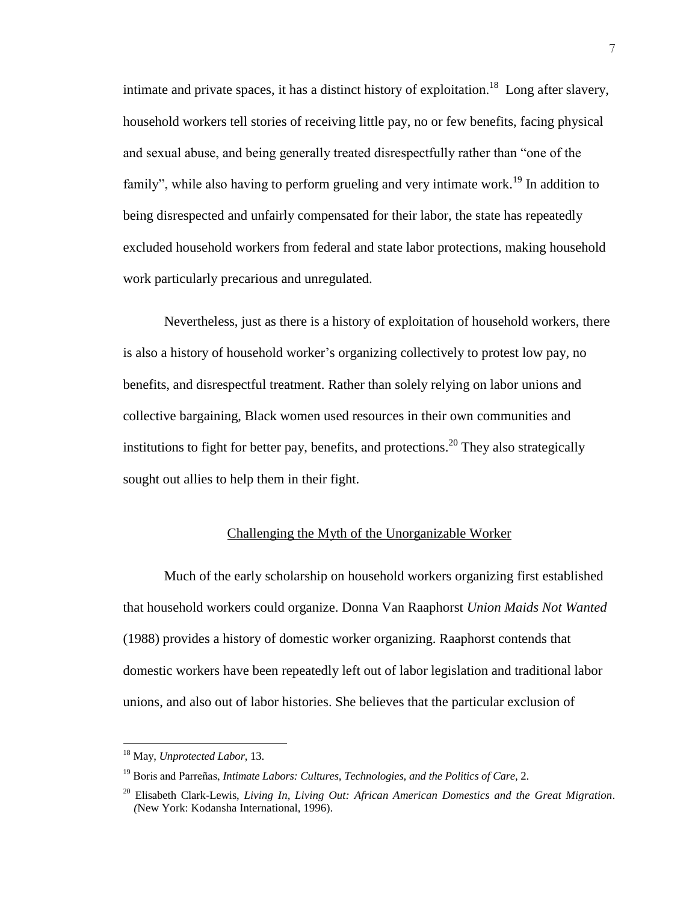intimate and private spaces, it has a distinct history of exploitation.[18] Long after slavery, household workers tell stories of receiving little pay, no or few benefits, facing physical and sexual abuse, and being generally treated disrespectfully rather than "one of the family", while also having to perform grueling and very intimate work.[19] In addition to being disrespected and unfairly compensated for their labor, the state has repeatedly excluded household workers from federal and state labor protections, making household work particularly precarious and unregulated.

Nevertheless, just as there is a history of exploitation of household workers, there is also a history of household worker's organizing collectively to protest low pay, no benefits, and disrespectful treatment. Rather than solely relying on labor unions and collective bargaining, Black women used resources in their own communities and institutions to fight for better pay, benefits, and protections.[20] They also strategically sought out allies to help them in their fight.

## Challenging the Myth of the Unorganizable Worker

Much of the early scholarship on household workers organizing first established that household workers could organize. Donna Van Raaphorst *Union Maids Not Wanted* (1988) provides a history of domestic worker organizing. Raaphorst contends that domestic workers have been repeatedly left out of labor legislation and traditional labor unions, and also out of labor histories. She believes that the particular exclusion of

---

[18] May, *Unprotected Labor*, 13.

[19] Boris and Parreñas, *Intimate Labors: Cultures, Technologies, and the Politics of Care,* 2.

[20] Elisabeth Clark-Lewis, *Living In, Living Out: African American Domestics and the Great Migration*. (New York: Kodansha International, 1996).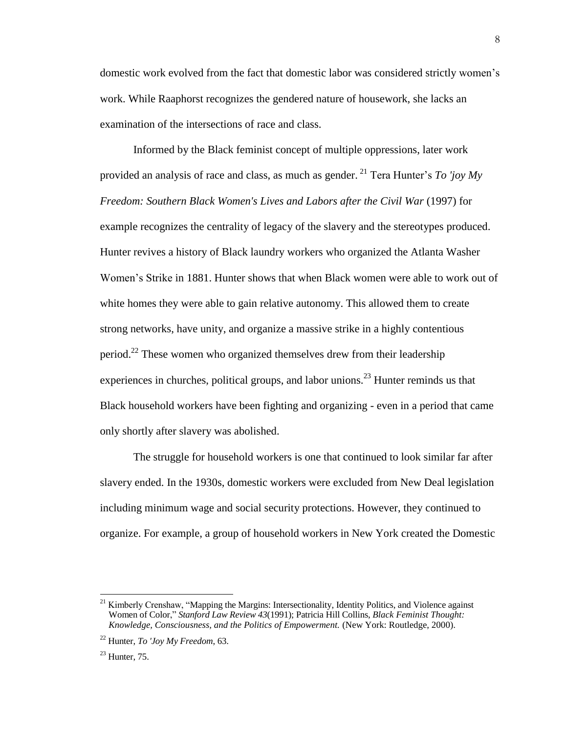domestic work evolved from the fact that domestic labor was considered strictly women's work. While Raaphorst recognizes the gendered nature of housework, she lacks an examination of the intersections of race and class.

Informed by the Black feminist concept of multiple oppressions, later work provided an analysis of race and class, as much as gender. [21] Tera Hunter's *To 'joy My Freedom: Southern Black Women's Lives and Labors after the Civil War* (1997) for example recognizes the centrality of legacy of the slavery and the stereotypes produced. Hunter revives a history of Black laundry workers who organized the Atlanta Washer Women's Strike in 1881. Hunter shows that when Black women were able to work out of white homes they were able to gain relative autonomy. This allowed them to create strong networks, have unity, and organize a massive strike in a highly contentious period.[22] These women who organized themselves drew from their leadership experiences in churches, political groups, and labor unions.[23] Hunter reminds us that Black household workers have been fighting and organizing - even in a period that came only shortly after slavery was abolished.

The struggle for household workers is one that continued to look similar far after slavery ended. In the 1930s, domestic workers were excluded from New Deal legislation including minimum wage and social security protections. However, they continued to organize. For example, a group of household workers in New York created the Domestic

---

[21] Kimberly Crenshaw, "Mapping the Margins: Intersectionality, Identity Politics, and Violence against Women of Color," *Stanford Law Review 43*(1991); Patricia Hill Collins, *Black Feminist Thought: Knowledge, Consciousness, and the Politics of Empowerment.* (New York: Routledge, 2000).

[22] Hunter, *To 'Joy My Freedom*, 63.

[23] Hunter, 75.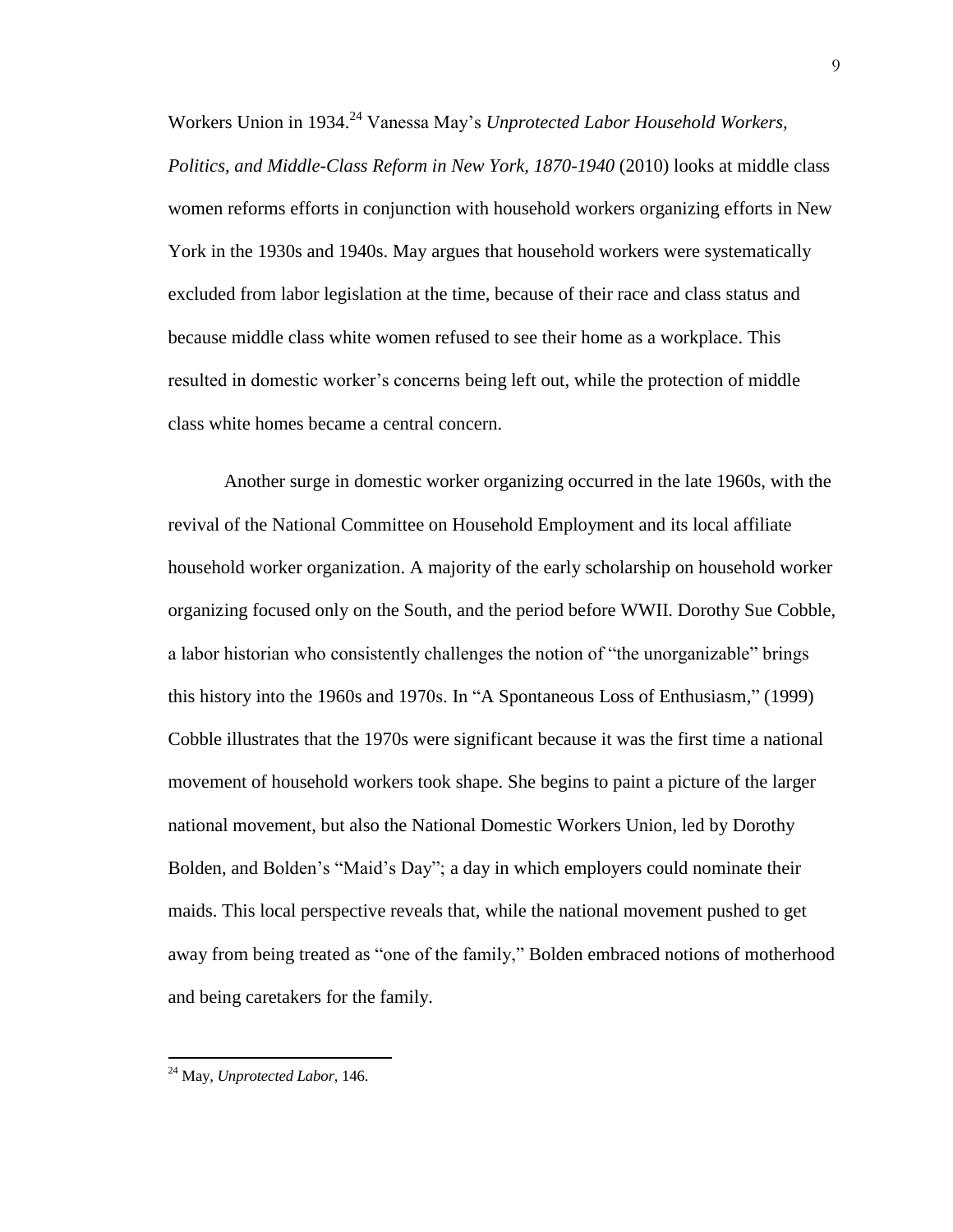Workers Union in 1934.[24] Vanessa May's *Unprotected Labor Household Workers, Politics, and Middle-Class Reform in New York, 1870-1940* (2010) looks at middle class women reforms efforts in conjunction with household workers organizing efforts in New York in the 1930s and 1940s. May argues that household workers were systematically excluded from labor legislation at the time, because of their race and class status and because middle class white women refused to see their home as a workplace. This resulted in domestic worker's concerns being left out, while the protection of middle class white homes became a central concern.

Another surge in domestic worker organizing occurred in the late 1960s, with the revival of the National Committee on Household Employment and its local affiliate household worker organization. A majority of the early scholarship on household worker organizing focused only on the South, and the period before WWII. Dorothy Sue Cobble, a labor historian who consistently challenges the notion of "the unorganizable" brings this history into the 1960s and 1970s. In "A Spontaneous Loss of Enthusiasm," (1999) Cobble illustrates that the 1970s were significant because it was the first time a national movement of household workers took shape. She begins to paint a picture of the larger national movement, but also the National Domestic Workers Union, led by Dorothy Bolden, and Bolden's "Maid's Day"; a day in which employers could nominate their maids. This local perspective reveals that, while the national movement pushed to get away from being treated as "one of the family," Bolden embraced notions of motherhood and being caretakers for the family.

[24] May, *Unprotected Labor*, 146.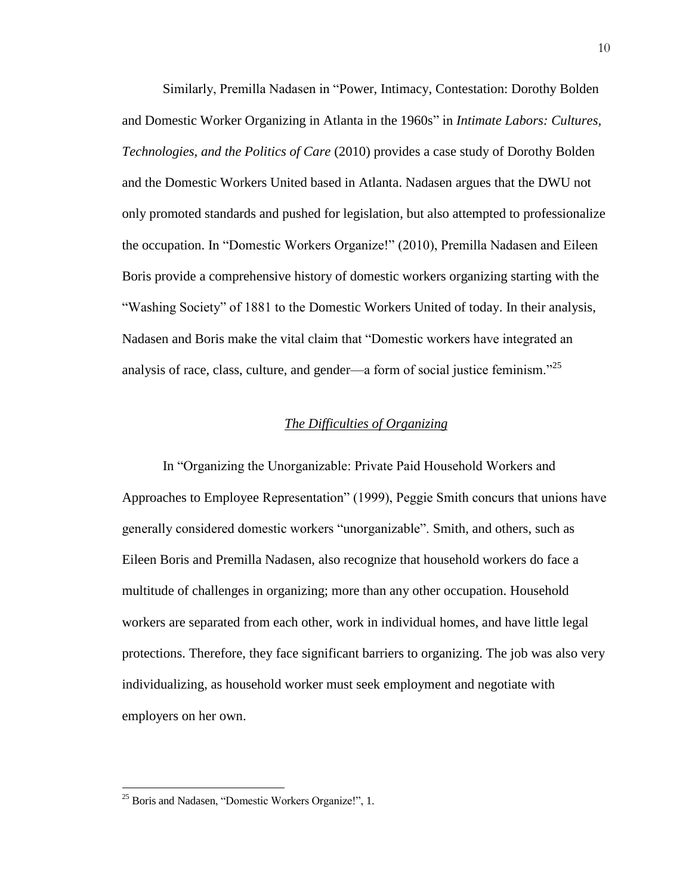Similarly, Premilla Nadasen in "Power, Intimacy, Contestation: Dorothy Bolden and Domestic Worker Organizing in Atlanta in the 1960s" in *Intimate Labors: Cultures, Technologies, and the Politics of Care* (2010) provides a case study of Dorothy Bolden and the Domestic Workers United based in Atlanta. Nadasen argues that the DWU not only promoted standards and pushed for legislation, but also attempted to professionalize the occupation. In "Domestic Workers Organize!" (2010), Premilla Nadasen and Eileen Boris provide a comprehensive history of domestic workers organizing starting with the "Washing Society" of 1881 to the Domestic Workers United of today. In their analysis, Nadasen and Boris make the vital claim that "Domestic workers have integrated an analysis of race, class, culture, and gender—a form of social justice feminism."[25]

## *The Difficulties of Organizing*

In "Organizing the Unorganizable: Private Paid Household Workers and Approaches to Employee Representation" (1999), Peggie Smith concurs that unions have generally considered domestic workers "unorganizable". Smith, and others, such as Eileen Boris and Premilla Nadasen, also recognize that household workers do face a multitude of challenges in organizing; more than any other occupation. Household workers are separated from each other, work in individual homes, and have little legal protections. Therefore, they face significant barriers to organizing. The job was also very individualizing, as household worker must seek employment and negotiate with employers on her own.

---

[25] Boris and Nadasen, "Domestic Workers Organize!", 1.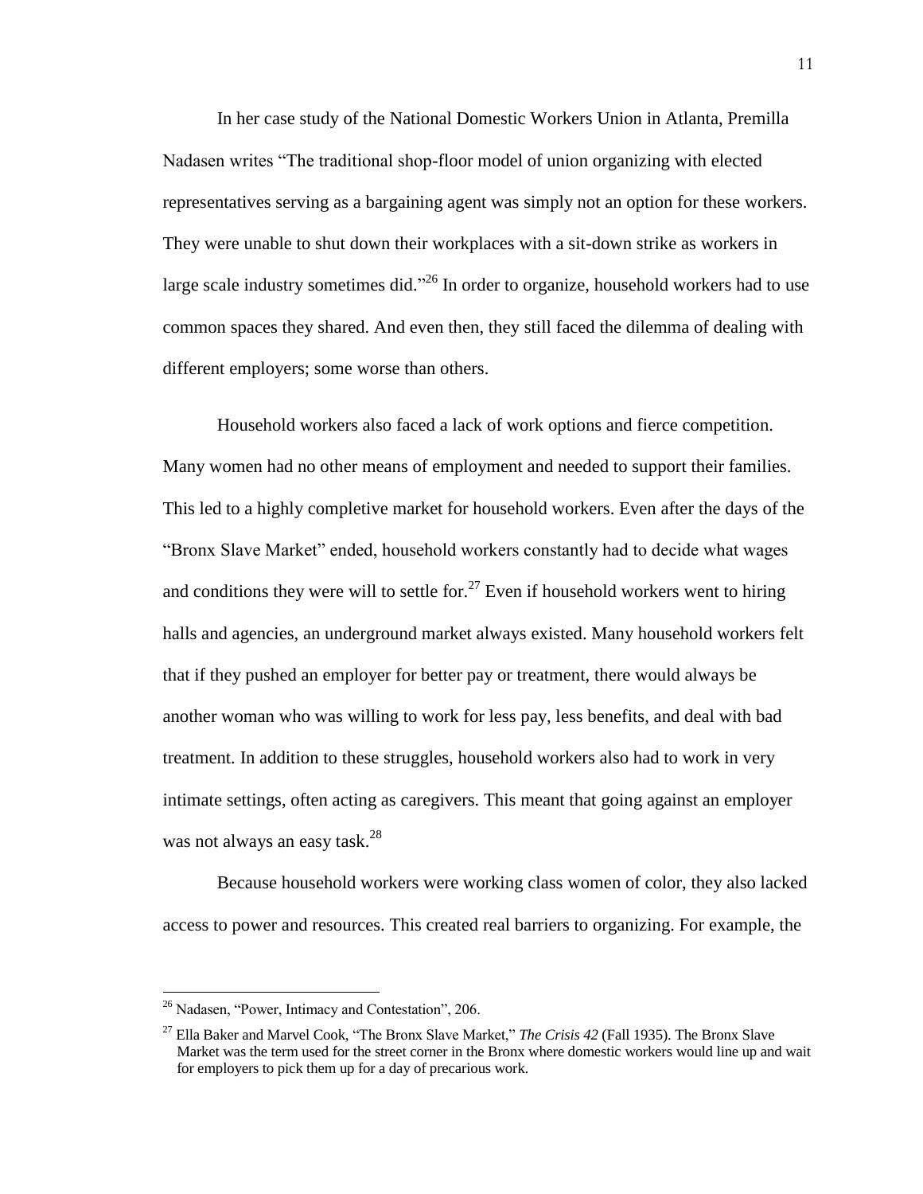In her case study of the National Domestic Workers Union in Atlanta, Premilla Nadasen writes "The traditional shop-floor model of union organizing with elected representatives serving as a bargaining agent was simply not an option for these workers. They were unable to shut down their workplaces with a sit-down strike as workers in large scale industry sometimes did."[26] In order to organize, household workers had to use common spaces they shared. And even then, they still faced the dilemma of dealing with different employers; some worse than others.

Household workers also faced a lack of work options and fierce competition. Many women had no other means of employment and needed to support their families. This led to a highly completive market for household workers. Even after the days of the "Bronx Slave Market" ended, household workers constantly had to decide what wages and conditions they were will to settle for.[27] Even if household workers went to hiring halls and agencies, an underground market always existed. Many household workers felt that if they pushed an employer for better pay or treatment, there would always be another woman who was willing to work for less pay, less benefits, and deal with bad treatment. In addition to these struggles, household workers also had to work in very intimate settings, often acting as caregivers. This meant that going against an employer was not always an easy task.[28]

Because household workers were working class women of color, they also lacked access to power and resources. This created real barriers to organizing. For example, the

---

[26] Nadasen, "Power, Intimacy and Contestation", 206.

[27] Ella Baker and Marvel Cook, "The Bronx Slave Market," *The Crisis 42* (Fall 1935). The Bronx Slave Market was the term used for the street corner in the Bronx where domestic workers would line up and wait for employers to pick them up for a day of precarious work.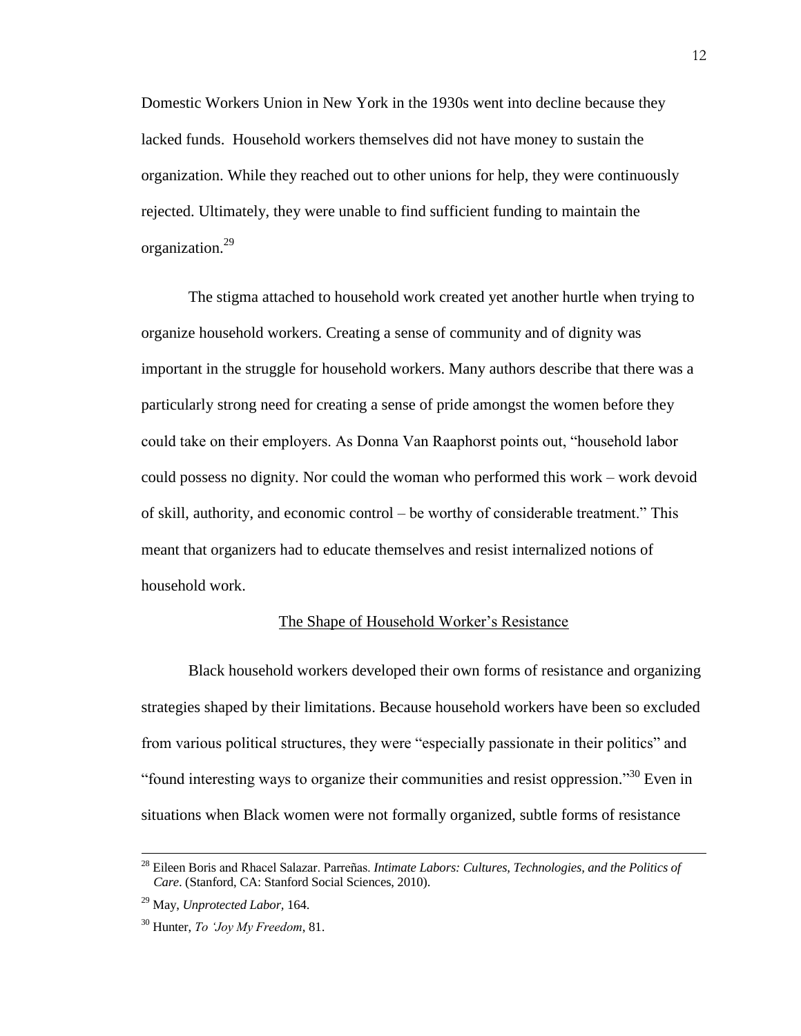Domestic Workers Union in New York in the 1930s went into decline because they lacked funds.  Household workers themselves did not have money to sustain the organization. While they reached out to other unions for help, they were continuously rejected. Ultimately, they were unable to find sufficient funding to maintain the organization.[29]

The stigma attached to household work created yet another hurtle when trying to organize household workers. Creating a sense of community and of dignity was important in the struggle for household workers. Many authors describe that there was a particularly strong need for creating a sense of pride amongst the women before they could take on their employers. As Donna Van Raaphorst points out, "household labor could possess no dignity. Nor could the woman who performed this work – work devoid of skill, authority, and economic control – be worthy of considerable treatment." This meant that organizers had to educate themselves and resist internalized notions of household work.

## The Shape of Household Worker's Resistance

Black household workers developed their own forms of resistance and organizing strategies shaped by their limitations. Because household workers have been so excluded from various political structures, they were "especially passionate in their politics" and "found interesting ways to organize their communities and resist oppression."[30] Even in situations when Black women were not formally organized, subtle forms of resistance

---

[28] Eileen Boris and Rhacel Salazar. Parreñas. *Intimate Labors: Cultures, Technologies, and the Politics of Care*. (Stanford, CA: Stanford Social Sciences, 2010).

[29] May, *Unprotected Labor*, 164.

[30] Hunter, *To 'Joy My Freedom*, 81.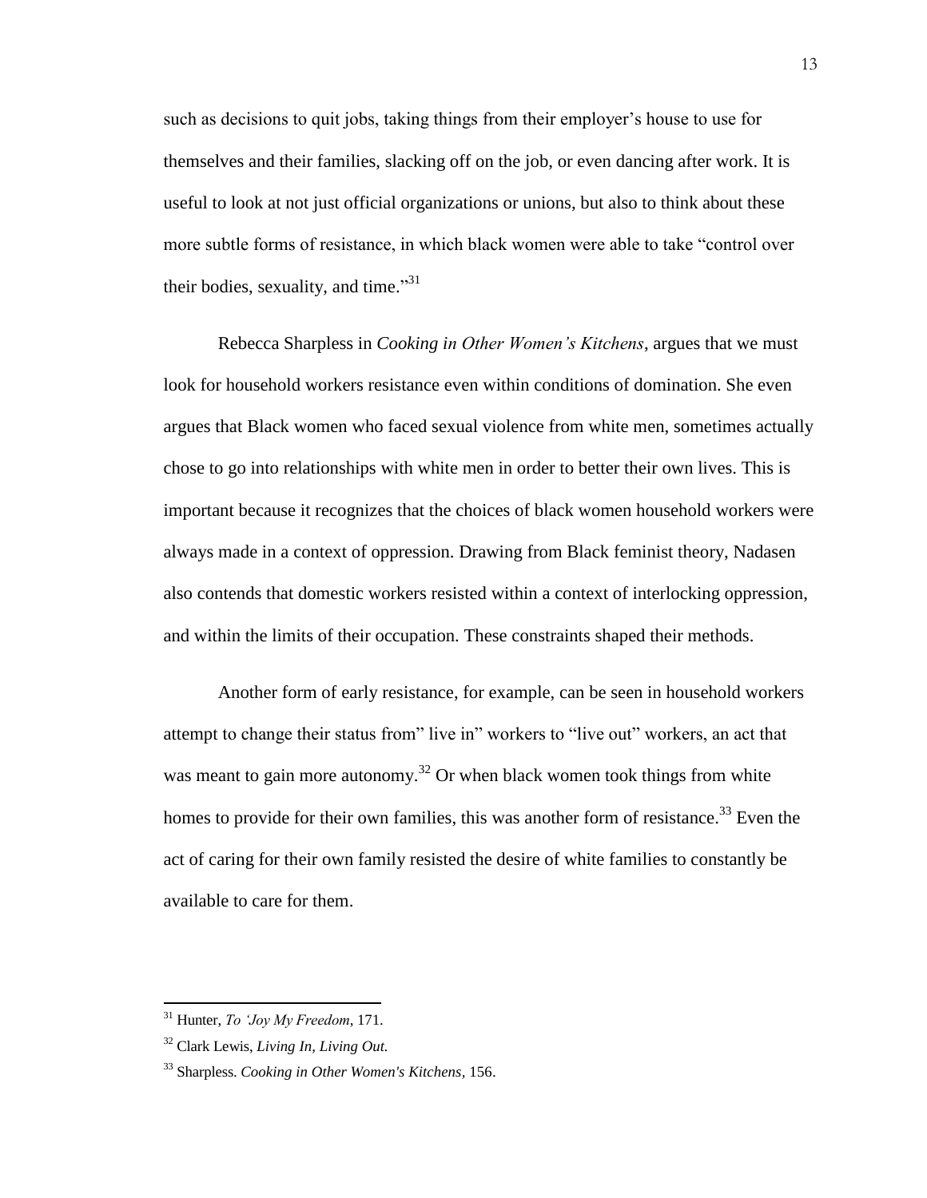such as decisions to quit jobs, taking things from their employer's house to use for themselves and their families, slacking off on the job, or even dancing after work. It is useful to look at not just official organizations or unions, but also to think about these more subtle forms of resistance, in which black women were able to take "control over their bodies, sexuality, and time."[31]

Rebecca Sharpless in *Cooking in Other Women's Kitchens*, argues that we must look for household workers resistance even within conditions of domination. She even argues that Black women who faced sexual violence from white men, sometimes actually chose to go into relationships with white men in order to better their own lives. This is important because it recognizes that the choices of black women household workers were always made in a context of oppression. Drawing from Black feminist theory, Nadasen also contends that domestic workers resisted within a context of interlocking oppression, and within the limits of their occupation. These constraints shaped their methods.

Another form of early resistance, for example, can be seen in household workers attempt to change their status from" live in" workers to "live out" workers, an act that was meant to gain more autonomy.[32] Or when black women took things from white homes to provide for their own families, this was another form of resistance.[33] Even the act of caring for their own family resisted the desire of white families to constantly be available to care for them.

[31] Hunter, *To 'Joy My Freedom*, 171.

[32] Clark Lewis, *Living In, Living Out.*

[33] Sharpless. *Cooking in Other Women's Kitchens,* 156.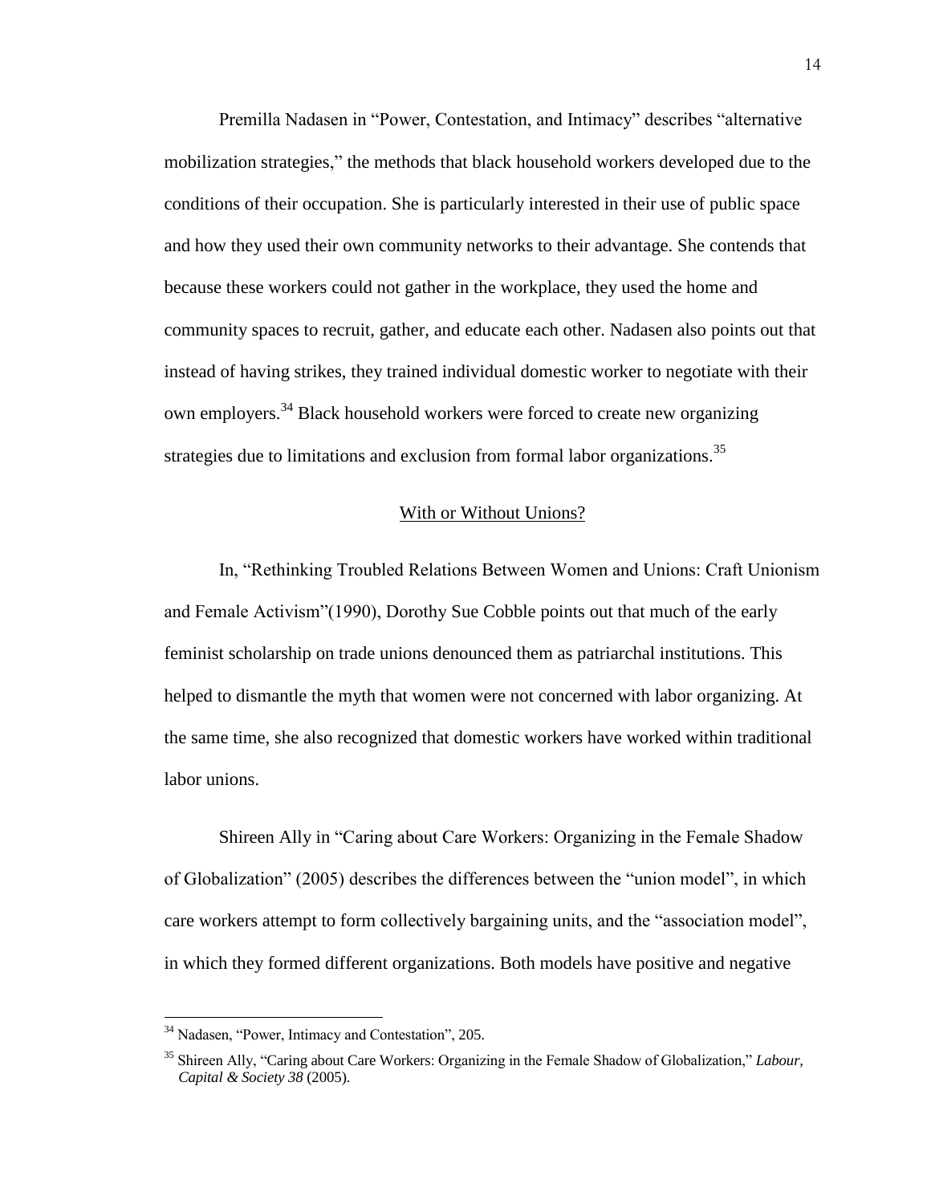Premilla Nadasen in "Power, Contestation, and Intimacy" describes "alternative mobilization strategies," the methods that black household workers developed due to the conditions of their occupation. She is particularly interested in their use of public space and how they used their own community networks to their advantage. She contends that because these workers could not gather in the workplace, they used the home and community spaces to recruit, gather, and educate each other. Nadasen also points out that instead of having strikes, they trained individual domestic worker to negotiate with their own employers.[34] Black household workers were forced to create new organizing strategies due to limitations and exclusion from formal labor organizations.[35]

## With or Without Unions?

In, "Rethinking Troubled Relations Between Women and Unions: Craft Unionism and Female Activism"(1990), Dorothy Sue Cobble points out that much of the early feminist scholarship on trade unions denounced them as patriarchal institutions. This helped to dismantle the myth that women were not concerned with labor organizing. At the same time, she also recognized that domestic workers have worked within traditional labor unions.

Shireen Ally in "Caring about Care Workers: Organizing in the Female Shadow of Globalization" (2005) describes the differences between the "union model", in which care workers attempt to form collectively bargaining units, and the "association model", in which they formed different organizations. Both models have positive and negative

---

[34] Nadasen, "Power, Intimacy and Contestation", 205.

[35] Shireen Ally, "Caring about Care Workers: Organizing in the Female Shadow of Globalization," *Labour, Capital & Society 38* (2005).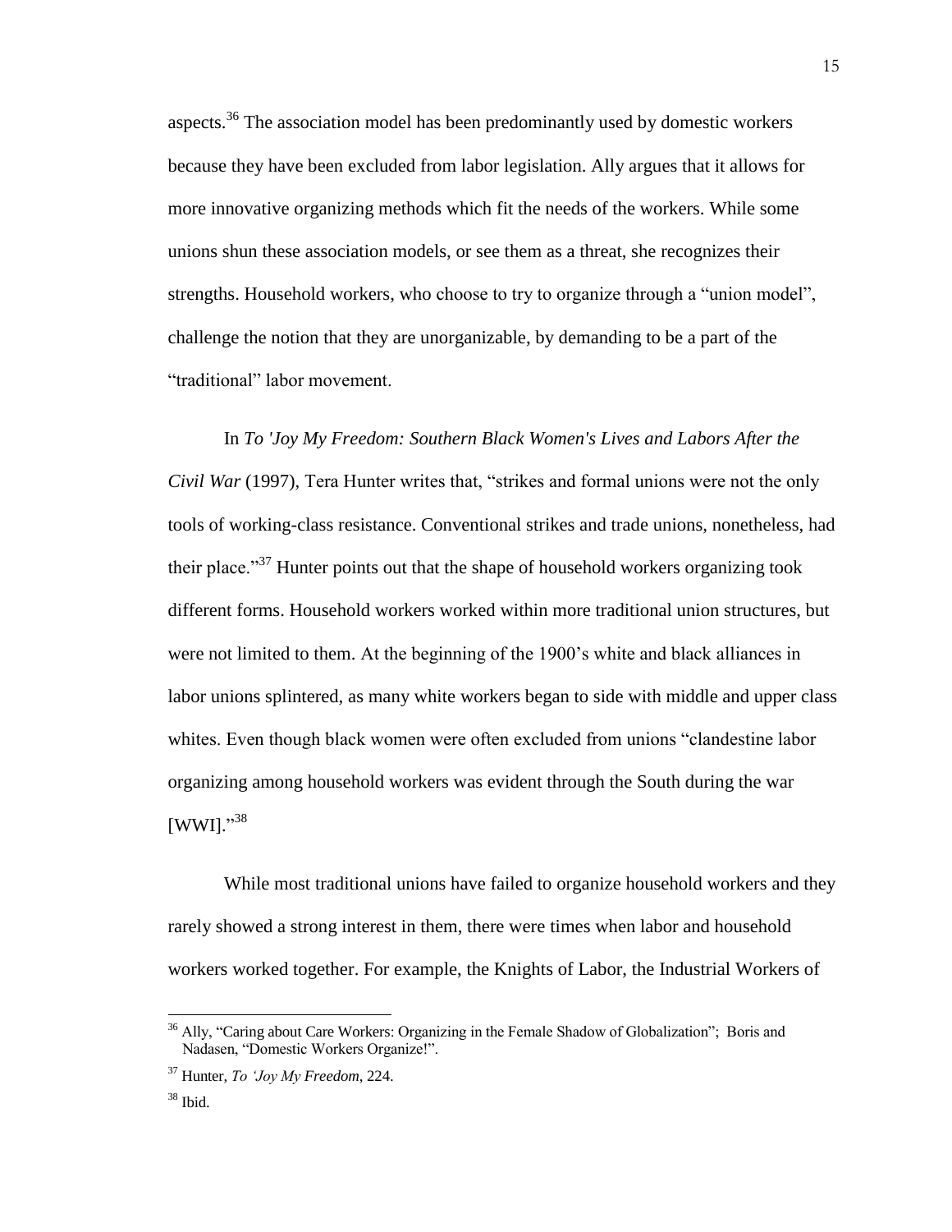aspects.[36] The association model has been predominantly used by domestic workers because they have been excluded from labor legislation. Ally argues that it allows for more innovative organizing methods which fit the needs of the workers. While some unions shun these association models, or see them as a threat, she recognizes their strengths. Household workers, who choose to try to organize through a "union model", challenge the notion that they are unorganizable, by demanding to be a part of the "traditional" labor movement.

In *To 'Joy My Freedom: Southern Black Women's Lives and Labors After the Civil War* (1997), Tera Hunter writes that, "strikes and formal unions were not the only tools of working-class resistance. Conventional strikes and trade unions, nonetheless, had their place."[37] Hunter points out that the shape of household workers organizing took different forms. Household workers worked within more traditional union structures, but were not limited to them. At the beginning of the 1900's white and black alliances in labor unions splintered, as many white workers began to side with middle and upper class whites. Even though black women were often excluded from unions "clandestine labor organizing among household workers was evident through the South during the war [WWI]."[38]

While most traditional unions have failed to organize household workers and they rarely showed a strong interest in them, there were times when labor and household workers worked together. For example, the Knights of Labor, the Industrial Workers of

---

[36] Ally, "Caring about Care Workers: Organizing in the Female Shadow of Globalization"; Boris and Nadasen, "Domestic Workers Organize!".

[37] Hunter, *To 'Joy My Freedom*, 224.

[38] Ibid.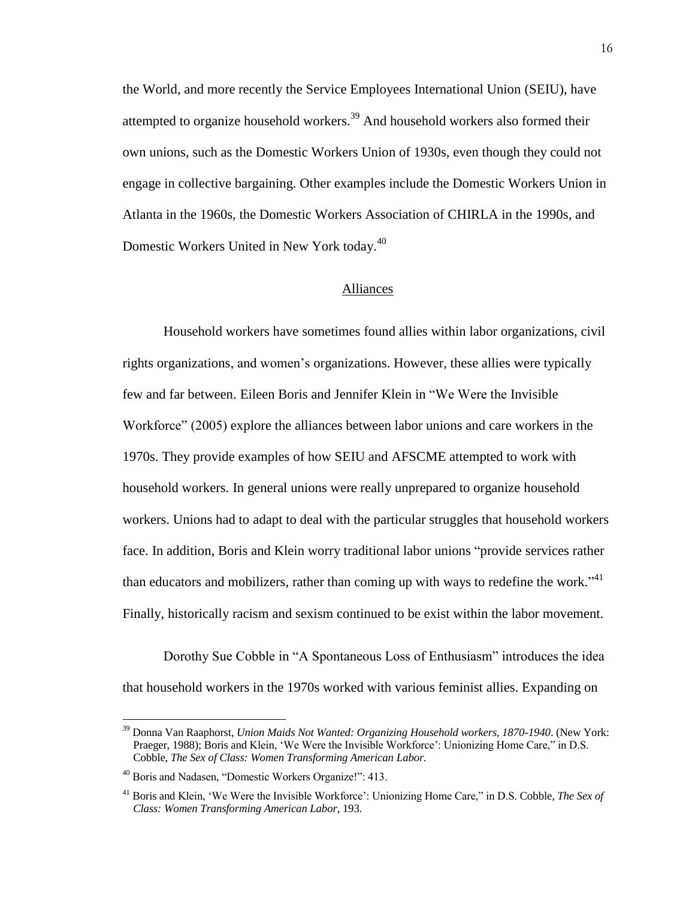the World, and more recently the Service Employees International Union (SEIU), have attempted to organize household workers.[39] And household workers also formed their own unions, such as the Domestic Workers Union of 1930s, even though they could not engage in collective bargaining. Other examples include the Domestic Workers Union in Atlanta in the 1960s, the Domestic Workers Association of CHIRLA in the 1990s, and Domestic Workers United in New York today.[40]

## Alliances

Household workers have sometimes found allies within labor organizations, civil rights organizations, and women's organizations. However, these allies were typically few and far between. Eileen Boris and Jennifer Klein in "We Were the Invisible Workforce" (2005) explore the alliances between labor unions and care workers in the 1970s. They provide examples of how SEIU and AFSCME attempted to work with household workers. In general unions were really unprepared to organize household workers. Unions had to adapt to deal with the particular struggles that household workers face. In addition, Boris and Klein worry traditional labor unions "provide services rather than educators and mobilizers, rather than coming up with ways to redefine the work."[41] Finally, historically racism and sexism continued to be exist within the labor movement.

Dorothy Sue Cobble in "A Spontaneous Loss of Enthusiasm" introduces the idea that household workers in the 1970s worked with various feminist allies. Expanding on

---

[39] Donna Van Raaphorst, *Union Maids Not Wanted: Organizing Household workers, 1870-1940*. (New York: Praeger, 1988); Boris and Klein, 'We Were the Invisible Workforce': Unionizing Home Care," in D.S. Cobble, *The Sex of Class: Women Transforming American Labor*.

[40] Boris and Nadasen, "Domestic Workers Organize!": 413.

[41] Boris and Klein, 'We Were the Invisible Workforce': Unionizing Home Care," in D.S. Cobble, *The Sex of Class: Women Transforming American Labor*, 193.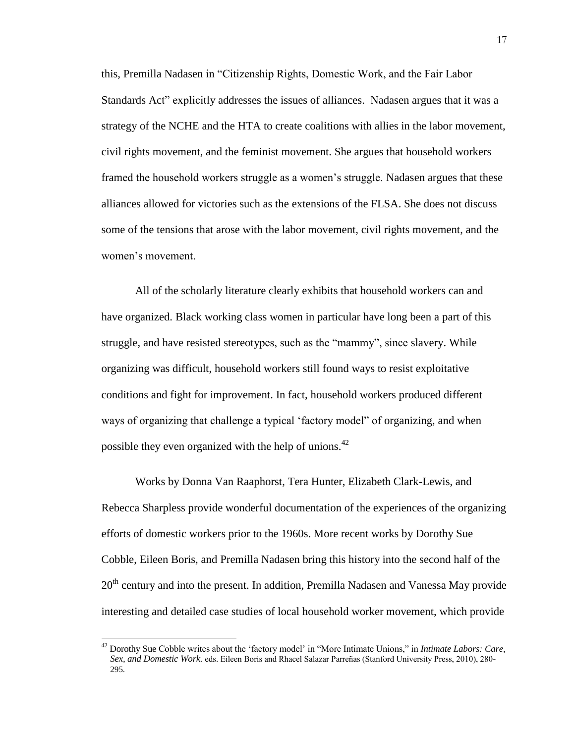this, Premilla Nadasen in "Citizenship Rights, Domestic Work, and the Fair Labor Standards Act" explicitly addresses the issues of alliances. Nadasen argues that it was a strategy of the NCHE and the HTA to create coalitions with allies in the labor movement, civil rights movement, and the feminist movement. She argues that household workers framed the household workers struggle as a women's struggle. Nadasen argues that these alliances allowed for victories such as the extensions of the FLSA. She does not discuss some of the tensions that arose with the labor movement, civil rights movement, and the women's movement.

All of the scholarly literature clearly exhibits that household workers can and have organized. Black working class women in particular have long been a part of this struggle, and have resisted stereotypes, such as the "mammy", since slavery. While organizing was difficult, household workers still found ways to resist exploitative conditions and fight for improvement. In fact, household workers produced different ways of organizing that challenge a typical 'factory model" of organizing, and when possible they even organized with the help of unions.[42]

Works by Donna Van Raaphorst, Tera Hunter, Elizabeth Clark-Lewis, and Rebecca Sharpless provide wonderful documentation of the experiences of the organizing efforts of domestic workers prior to the 1960s. More recent works by Dorothy Sue Cobble, Eileen Boris, and Premilla Nadasen bring this history into the second half of the 20th century and into the present. In addition, Premilla Nadasen and Vanessa May provide interesting and detailed case studies of local household worker movement, which provide

---

[42] Dorothy Sue Cobble writes about the 'factory model' in "More Intimate Unions," in *Intimate Labors: Care, Sex, and Domestic Work.* eds. Eileen Boris and Rhacel Salazar Parreñas (Stanford University Press, 2010), 280-295.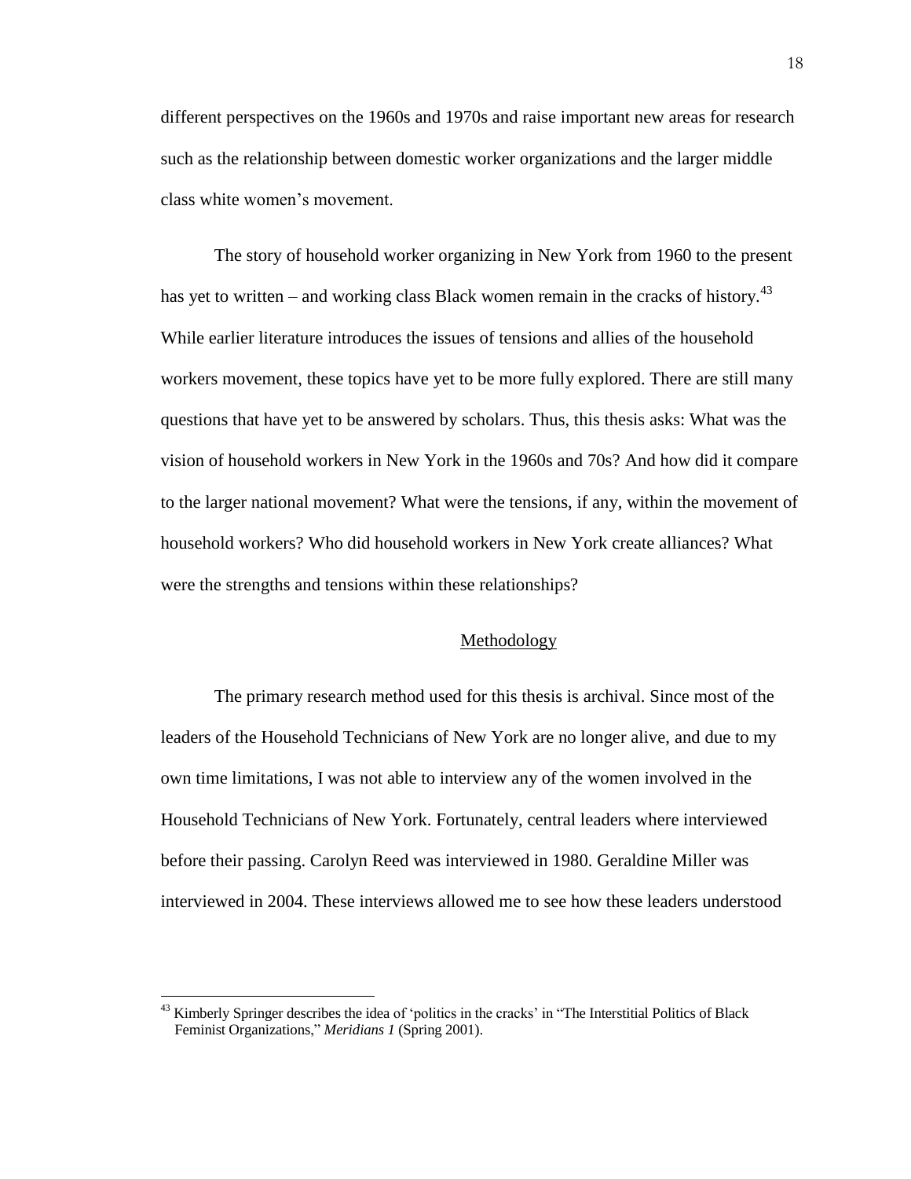different perspectives on the 1960s and 1970s and raise important new areas for research such as the relationship between domestic worker organizations and the larger middle class white women's movement.

The story of household worker organizing in New York from 1960 to the present has yet to written – and working class Black women remain in the cracks of history.[43] While earlier literature introduces the issues of tensions and allies of the household workers movement, these topics have yet to be more fully explored. There are still many questions that have yet to be answered by scholars. Thus, this thesis asks: What was the vision of household workers in New York in the 1960s and 70s? And how did it compare to the larger national movement? What were the tensions, if any, within the movement of household workers? Who did household workers in New York create alliances? What were the strengths and tensions within these relationships?

## Methodology

The primary research method used for this thesis is archival. Since most of the leaders of the Household Technicians of New York are no longer alive, and due to my own time limitations, I was not able to interview any of the women involved in the Household Technicians of New York. Fortunately, central leaders where interviewed before their passing. Carolyn Reed was interviewed in 1980. Geraldine Miller was interviewed in 2004. These interviews allowed me to see how these leaders understood

[43] Kimberly Springer describes the idea of 'politics in the cracks' in "The Interstitial Politics of Black Feminist Organizations," *Meridians 1* (Spring 2001).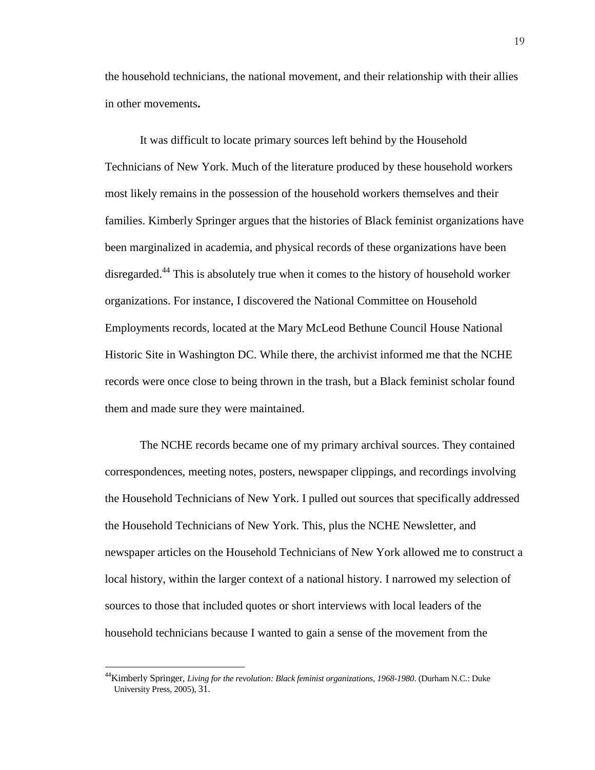the household technicians, the national movement, and their relationship with their allies in other movements**.**

It was difficult to locate primary sources left behind by the Household Technicians of New York. Much of the literature produced by these household workers most likely remains in the possession of the household workers themselves and their families. Kimberly Springer argues that the histories of Black feminist organizations have been marginalized in academia, and physical records of these organizations have been disregarded.[44] This is absolutely true when it comes to the history of household worker organizations. For instance, I discovered the National Committee on Household Employments records, located at the Mary McLeod Bethune Council House National Historic Site in Washington DC. While there, the archivist informed me that the NCHE records were once close to being thrown in the trash, but a Black feminist scholar found them and made sure they were maintained.

The NCHE records became one of my primary archival sources. They contained correspondences, meeting notes, posters, newspaper clippings, and recordings involving the Household Technicians of New York. I pulled out sources that specifically addressed the Household Technicians of New York. This, plus the NCHE Newsletter, and newspaper articles on the Household Technicians of New York allowed me to construct a local history, within the larger context of a national history. I narrowed my selection of sources to those that included quotes or short interviews with local leaders of the household technicians because I wanted to gain a sense of the movement from the

---

[44] Kimberly Springer, *Living for the revolution: Black feminist organizations, 1968-1980*. (Durham N.C.: Duke University Press, 2005), 31.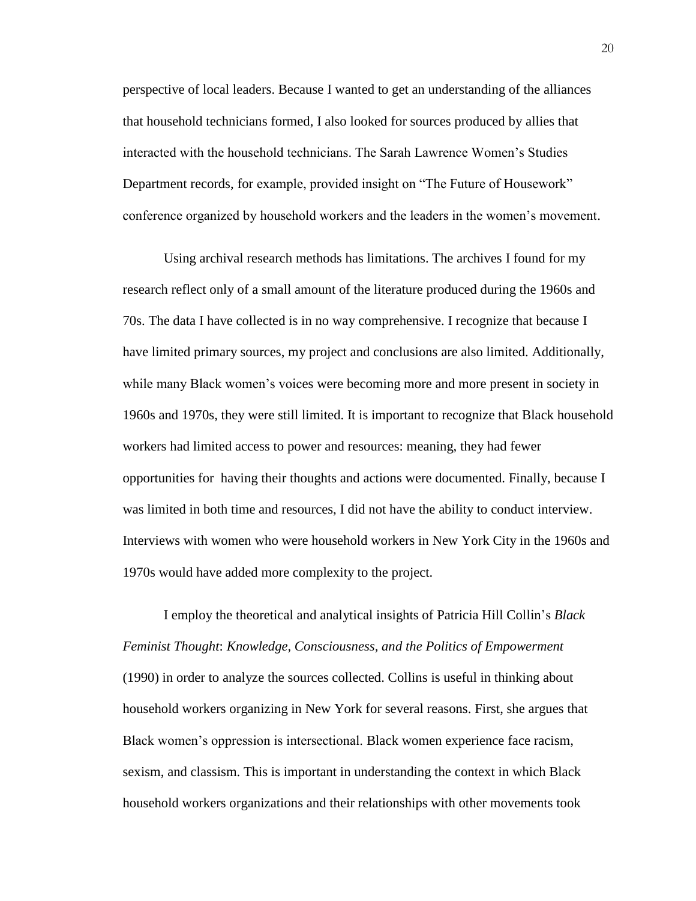perspective of local leaders. Because I wanted to get an understanding of the alliances that household technicians formed, I also looked for sources produced by allies that interacted with the household technicians. The Sarah Lawrence Women's Studies Department records, for example, provided insight on "The Future of Housework" conference organized by household workers and the leaders in the women's movement.

Using archival research methods has limitations. The archives I found for my research reflect only of a small amount of the literature produced during the 1960s and 70s. The data I have collected is in no way comprehensive. I recognize that because I have limited primary sources, my project and conclusions are also limited. Additionally, while many Black women's voices were becoming more and more present in society in 1960s and 1970s, they were still limited. It is important to recognize that Black household workers had limited access to power and resources: meaning, they had fewer opportunities for having their thoughts and actions were documented. Finally, because I was limited in both time and resources, I did not have the ability to conduct interview. Interviews with women who were household workers in New York City in the 1960s and 1970s would have added more complexity to the project.

I employ the theoretical and analytical insights of Patricia Hill Collin's *Black Feminist Thought*: *Knowledge, Consciousness, and the Politics of Empowerment* (1990) in order to analyze the sources collected. Collins is useful in thinking about household workers organizing in New York for several reasons. First, she argues that Black women's oppression is intersectional. Black women experience face racism, sexism, and classism. This is important in understanding the context in which Black household workers organizations and their relationships with other movements took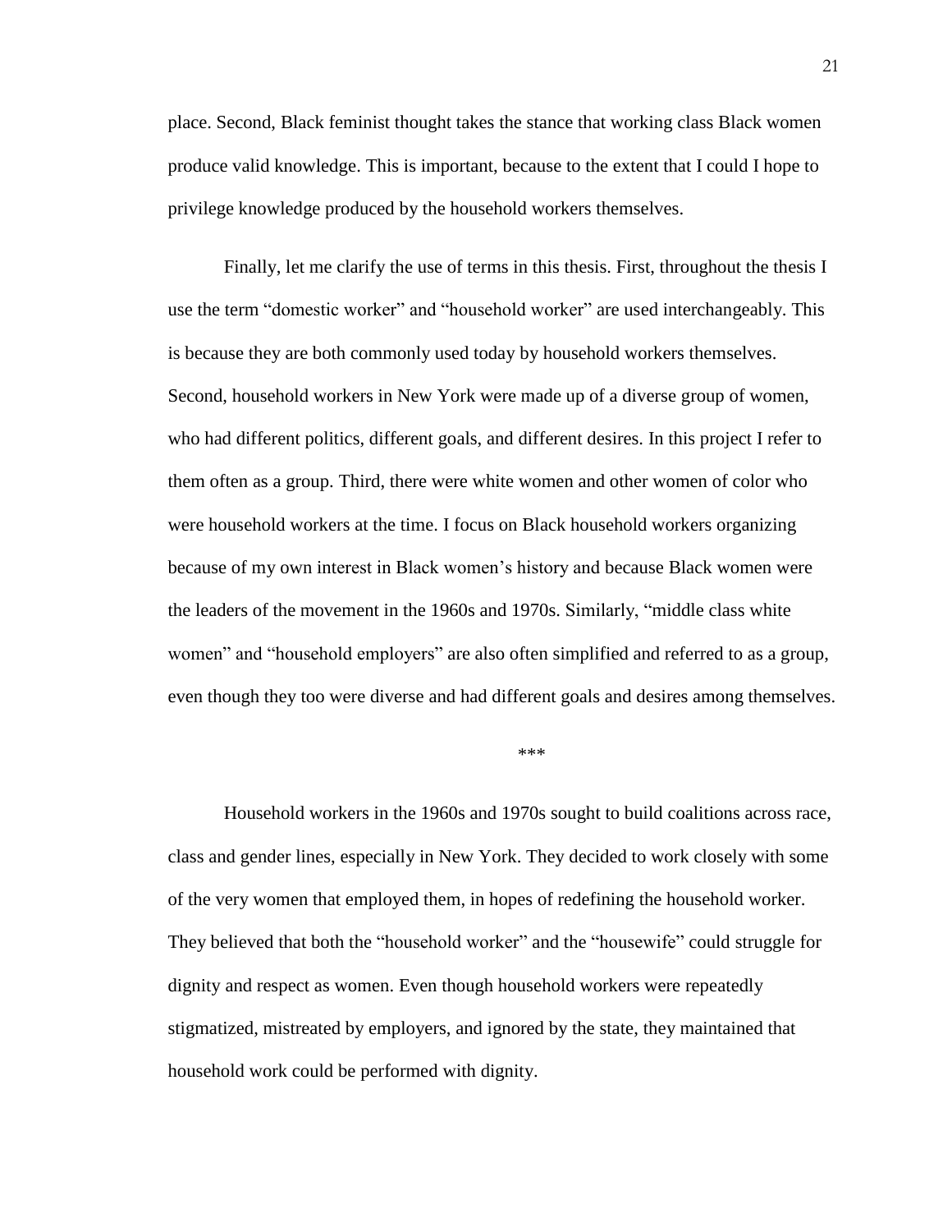place. Second, Black feminist thought takes the stance that working class Black women produce valid knowledge. This is important, because to the extent that I could I hope to privilege knowledge produced by the household workers themselves.

Finally, let me clarify the use of terms in this thesis. First, throughout the thesis I use the term "domestic worker" and "household worker" are used interchangeably. This is because they are both commonly used today by household workers themselves. Second, household workers in New York were made up of a diverse group of women, who had different politics, different goals, and different desires. In this project I refer to them often as a group. Third, there were white women and other women of color who were household workers at the time. I focus on Black household workers organizing because of my own interest in Black women's history and because Black women were the leaders of the movement in the 1960s and 1970s. Similarly, "middle class white women" and "household employers" are also often simplified and referred to as a group, even though they too were diverse and had different goals and desires among themselves.

***

Household workers in the 1960s and 1970s sought to build coalitions across race, class and gender lines, especially in New York. They decided to work closely with some of the very women that employed them, in hopes of redefining the household worker. They believed that both the "household worker" and the "housewife" could struggle for dignity and respect as women. Even though household workers were repeatedly stigmatized, mistreated by employers, and ignored by the state, they maintained that household work could be performed with dignity.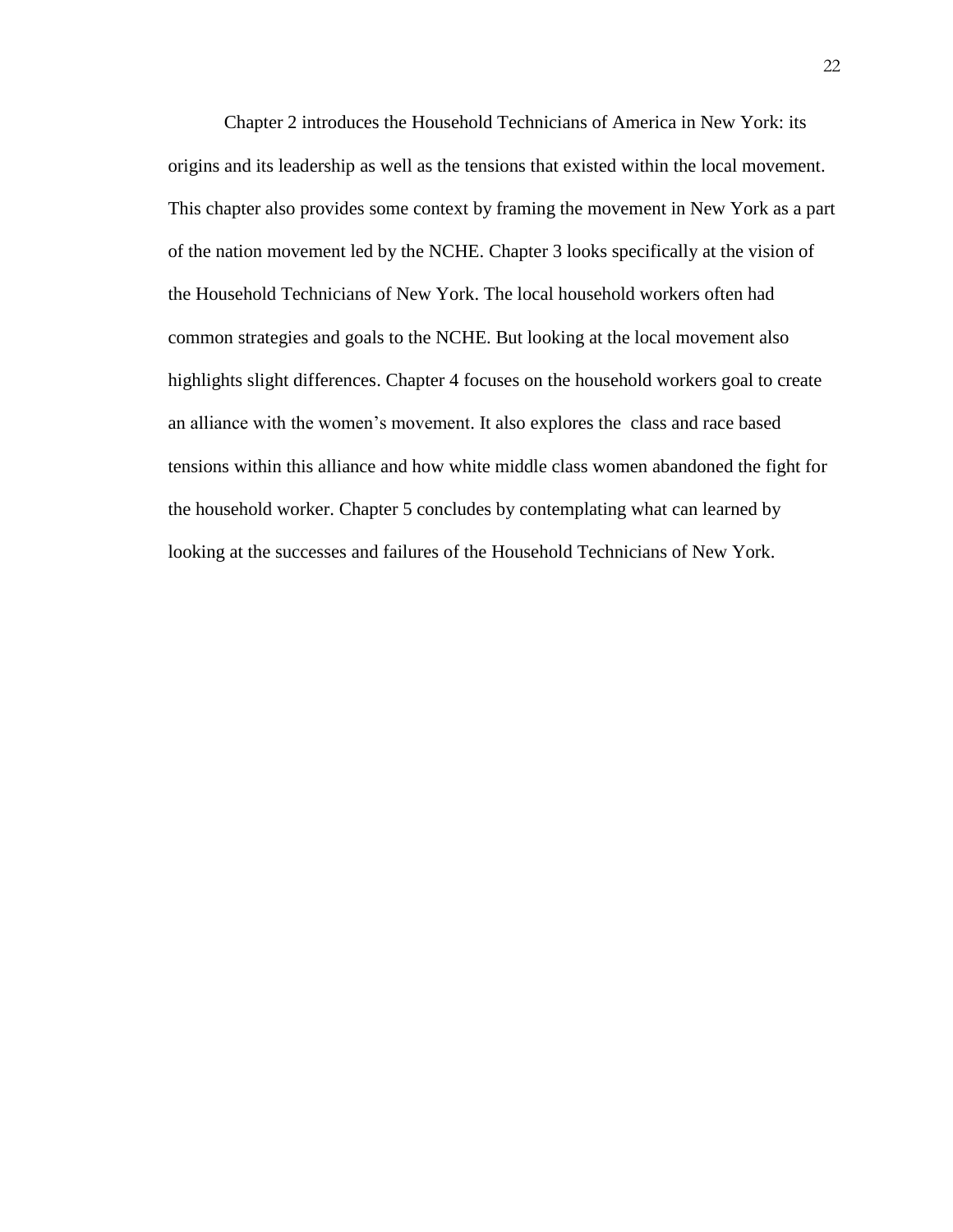Chapter 2 introduces the Household Technicians of America in New York: its origins and its leadership as well as the tensions that existed within the local movement. This chapter also provides some context by framing the movement in New York as a part of the nation movement led by the NCHE. Chapter 3 looks specifically at the vision of the Household Technicians of New York. The local household workers often had common strategies and goals to the NCHE. But looking at the local movement also highlights slight differences. Chapter 4 focuses on the household workers goal to create an alliance with the women's movement. It also explores the  class and race based tensions within this alliance and how white middle class women abandoned the fight for the household worker. Chapter 5 concludes by contemplating what can learned by looking at the successes and failures of the Household Technicians of New York.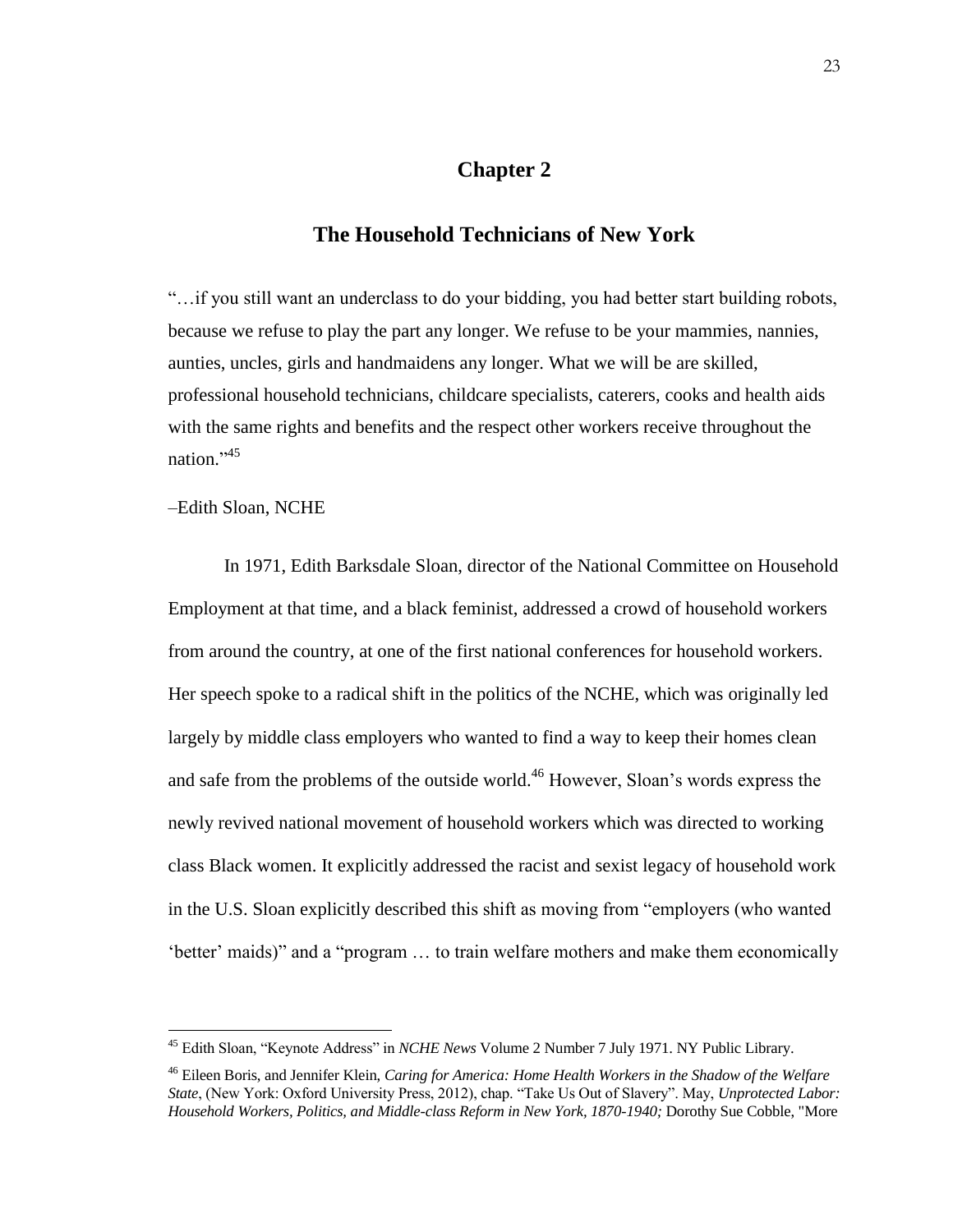# Chapter 2

## The Household Technicians of New York

"…if you still want an underclass to do your bidding, you had better start building robots, because we refuse to play the part any longer. We refuse to be your mammies, nannies, aunties, uncles, girls and handmaidens any longer. What we will be are skilled, professional household technicians, childcare specialists, caterers, cooks and health aids with the same rights and benefits and the respect other workers receive throughout the nation."[45]

–Edith Sloan, NCHE

In 1971, Edith Barksdale Sloan, director of the National Committee on Household Employment at that time, and a black feminist, addressed a crowd of household workers from around the country, at one of the first national conferences for household workers. Her speech spoke to a radical shift in the politics of the NCHE, which was originally led largely by middle class employers who wanted to find a way to keep their homes clean and safe from the problems of the outside world.[46] However, Sloan's words express the newly revived national movement of household workers which was directed to working class Black women. It explicitly addressed the racist and sexist legacy of household work in the U.S. Sloan explicitly described this shift as moving from "employers (who wanted 'better' maids)" and a "program … to train welfare mothers and make them economically

---

[45] Edith Sloan, "Keynote Address" in *NCHE News* Volume 2 Number 7 July 1971. NY Public Library.

[46] Eileen Boris, and Jennifer Klein, *Caring for America: Home Health Workers in the Shadow of the Welfare State*, (New York: Oxford University Press, 2012), chap. "Take Us Out of Slavery". May, *Unprotected Labor: Household Workers, Politics, and Middle-class Reform in New York, 1870-1940;* Dorothy Sue Cobble, "More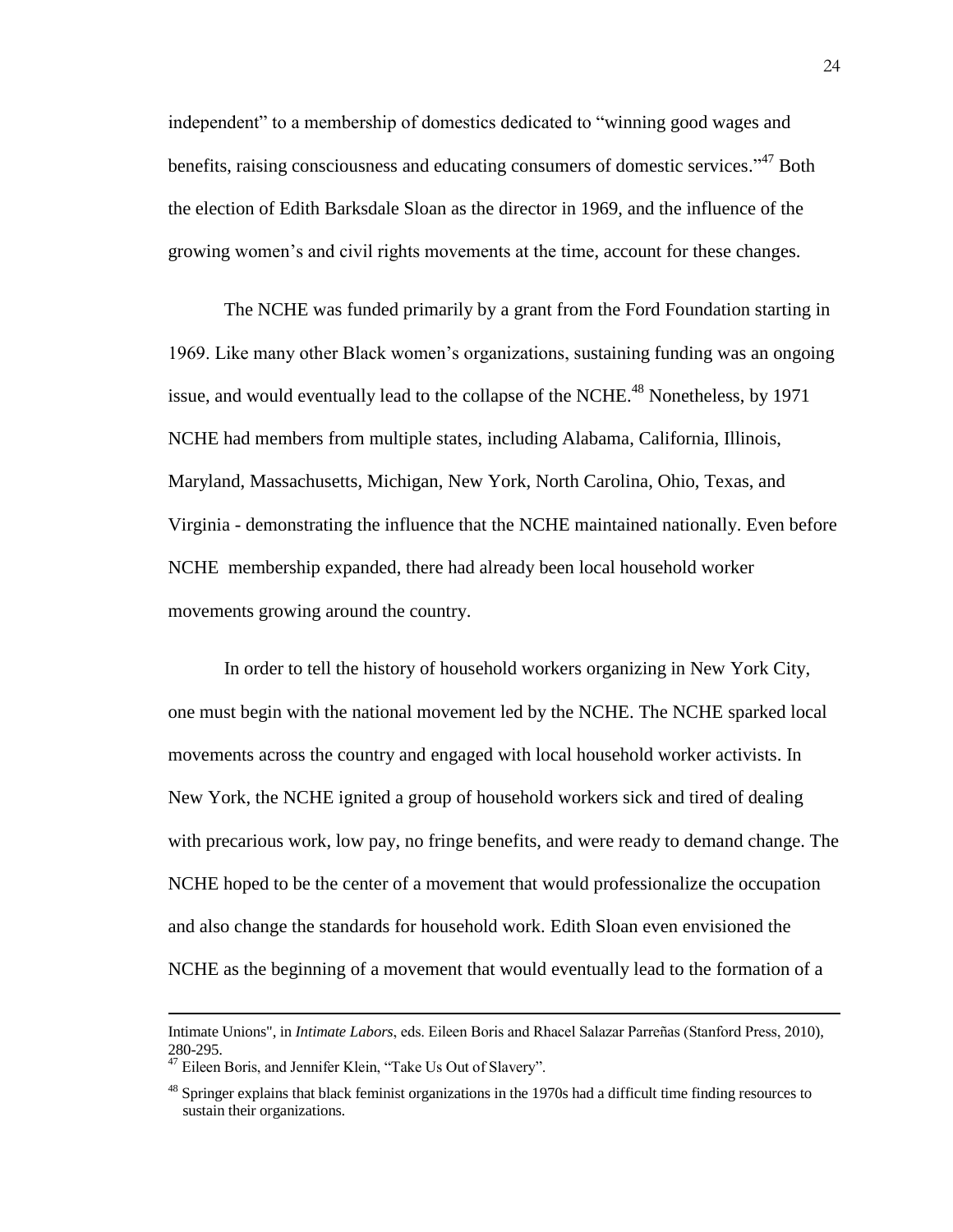independent" to a membership of domestics dedicated to "winning good wages and benefits, raising consciousness and educating consumers of domestic services."[47] Both the election of Edith Barksdale Sloan as the director in 1969, and the influence of the growing women's and civil rights movements at the time, account for these changes.

The NCHE was funded primarily by a grant from the Ford Foundation starting in 1969. Like many other Black women's organizations, sustaining funding was an ongoing issue, and would eventually lead to the collapse of the NCHE.[48] Nonetheless, by 1971 NCHE had members from multiple states, including Alabama, California, Illinois, Maryland, Massachusetts, Michigan, New York, North Carolina, Ohio, Texas, and Virginia - demonstrating the influence that the NCHE maintained nationally. Even before NCHE membership expanded, there had already been local household worker movements growing around the country.

In order to tell the history of household workers organizing in New York City, one must begin with the national movement led by the NCHE. The NCHE sparked local movements across the country and engaged with local household worker activists. In New York, the NCHE ignited a group of household workers sick and tired of dealing with precarious work, low pay, no fringe benefits, and were ready to demand change. The NCHE hoped to be the center of a movement that would professionalize the occupation and also change the standards for household work. Edith Sloan even envisioned the NCHE as the beginning of a movement that would eventually lead to the formation of a

---

Intimate Unions", in *Intimate Labors*, eds. Eileen Boris and Rhacel Salazar Parreñas (Stanford Press, 2010), 280-295.

[47] Eileen Boris, and Jennifer Klein, "Take Us Out of Slavery".

[48] Springer explains that black feminist organizations in the 1970s had a difficult time finding resources to sustain their organizations.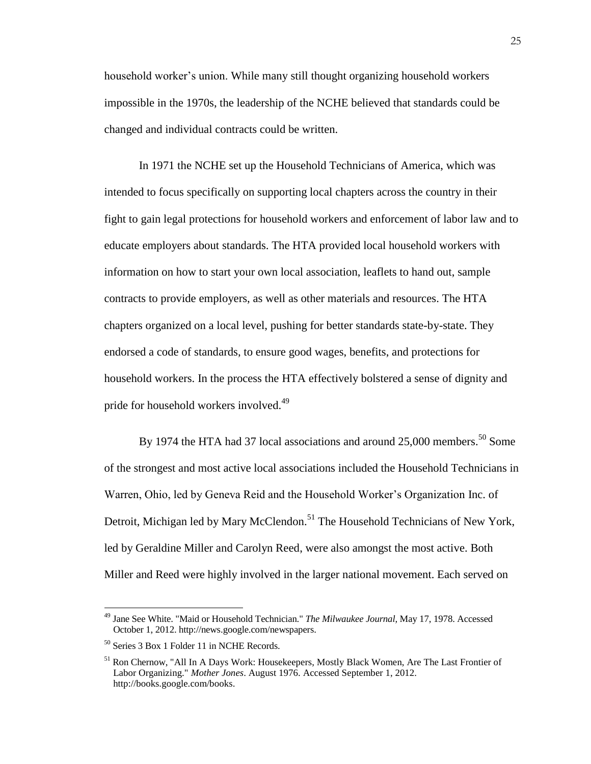household worker's union. While many still thought organizing household workers impossible in the 1970s, the leadership of the NCHE believed that standards could be changed and individual contracts could be written.

In 1971 the NCHE set up the Household Technicians of America, which was intended to focus specifically on supporting local chapters across the country in their fight to gain legal protections for household workers and enforcement of labor law and to educate employers about standards. The HTA provided local household workers with information on how to start your own local association, leaflets to hand out, sample contracts to provide employers, as well as other materials and resources. The HTA chapters organized on a local level, pushing for better standards state-by-state. They endorsed a code of standards, to ensure good wages, benefits, and protections for household workers. In the process the HTA effectively bolstered a sense of dignity and pride for household workers involved.[49]

By 1974 the HTA had 37 local associations and around 25,000 members.[50] Some of the strongest and most active local associations included the Household Technicians in Warren, Ohio, led by Geneva Reid and the Household Worker's Organization Inc. of Detroit, Michigan led by Mary McClendon.[51] The Household Technicians of New York, led by Geraldine Miller and Carolyn Reed, were also amongst the most active. Both Miller and Reed were highly involved in the larger national movement. Each served on

---

[49] Jane See White. "Maid or Household Technician." *The Milwaukee Journal,* May 17, 1978. Accessed October 1, 2012. http://news.google.com/newspapers.

[50] Series 3 Box 1 Folder 11 in NCHE Records.

[51] Ron Chernow, "All In A Days Work: Housekeepers, Mostly Black Women, Are The Last Frontier of Labor Organizing." *Mother Jones*. August 1976. Accessed September 1, 2012. http://books.google.com/books.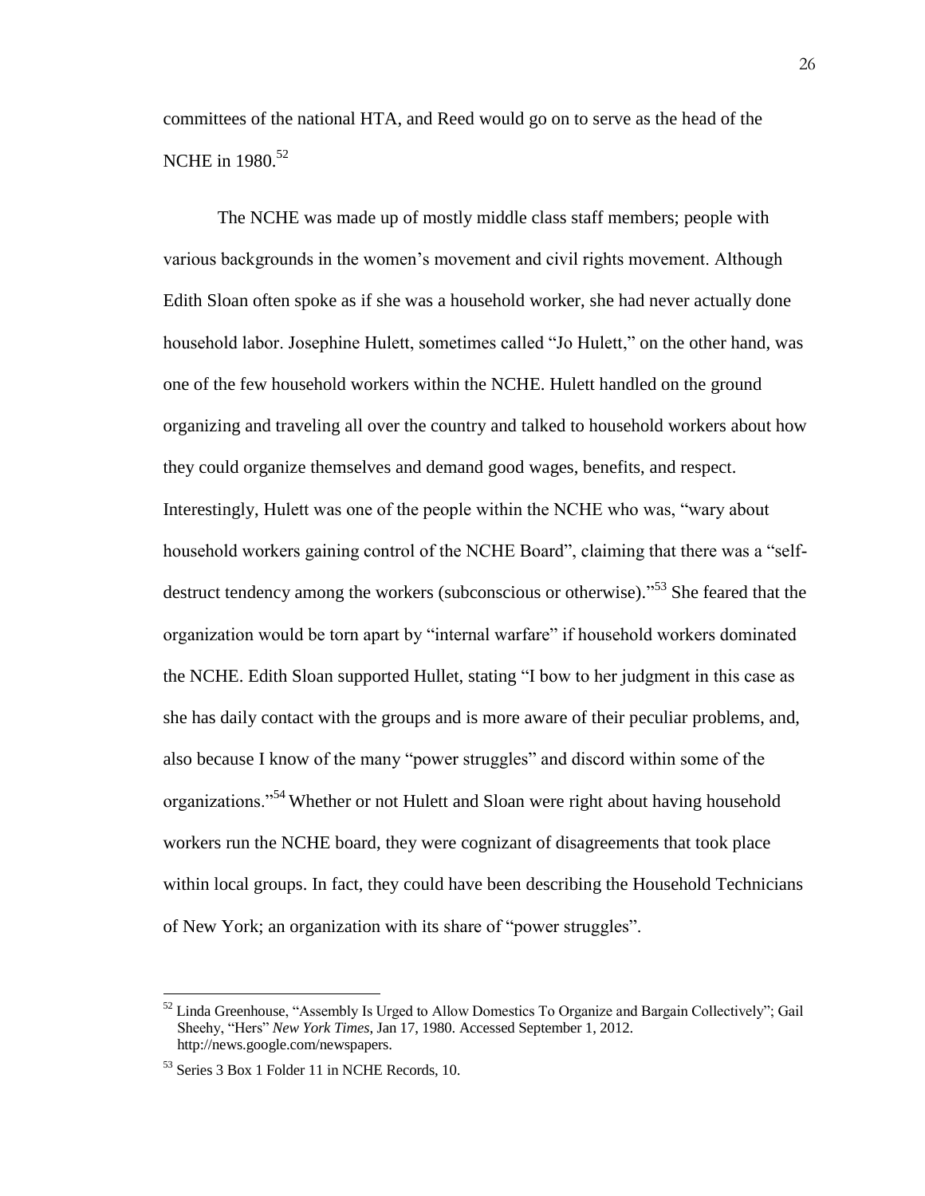committees of the national HTA, and Reed would go on to serve as the head of the NCHE in 1980.[52]

The NCHE was made up of mostly middle class staff members; people with various backgrounds in the women's movement and civil rights movement. Although Edith Sloan often spoke as if she was a household worker, she had never actually done household labor. Josephine Hulett, sometimes called "Jo Hulett," on the other hand, was one of the few household workers within the NCHE. Hulett handled on the ground organizing and traveling all over the country and talked to household workers about how they could organize themselves and demand good wages, benefits, and respect. Interestingly, Hulett was one of the people within the NCHE who was, "wary about household workers gaining control of the NCHE Board", claiming that there was a "self-destruct tendency among the workers (subconscious or otherwise)."[53] She feared that the organization would be torn apart by "internal warfare" if household workers dominated the NCHE. Edith Sloan supported Hullet, stating "I bow to her judgment in this case as she has daily contact with the groups and is more aware of their peculiar problems, and, also because I know of the many "power struggles" and discord within some of the organizations."[54] Whether or not Hulett and Sloan were right about having household workers run the NCHE board, they were cognizant of disagreements that took place within local groups. In fact, they could have been describing the Household Technicians of New York; an organization with its share of "power struggles".

---

[52] Linda Greenhouse, "Assembly Is Urged to Allow Domestics To Organize and Bargain Collectively"; Gail Sheehy, "Hers" *New York Times*, Jan 17, 1980. Accessed September 1, 2012. http://news.google.com/newspapers.

[53] Series 3 Box 1 Folder 11 in NCHE Records, 10.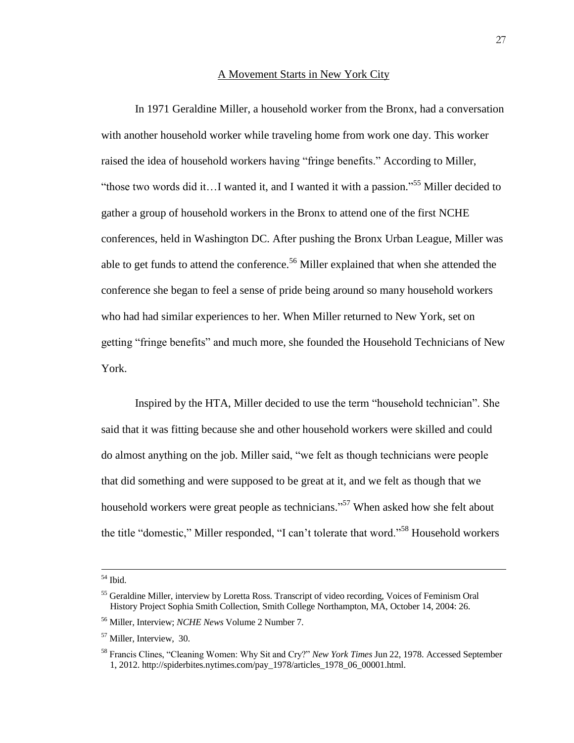## A Movement Starts in New York City

In 1971 Geraldine Miller, a household worker from the Bronx, had a conversation with another household worker while traveling home from work one day. This worker raised the idea of household workers having "fringe benefits." According to Miller, "those two words did it…I wanted it, and I wanted it with a passion."[55] Miller decided to gather a group of household workers in the Bronx to attend one of the first NCHE conferences, held in Washington DC. After pushing the Bronx Urban League, Miller was able to get funds to attend the conference.[56] Miller explained that when she attended the conference she began to feel a sense of pride being around so many household workers who had had similar experiences to her. When Miller returned to New York, set on getting "fringe benefits" and much more, she founded the Household Technicians of New York.

Inspired by the HTA, Miller decided to use the term "household technician". She said that it was fitting because she and other household workers were skilled and could do almost anything on the job. Miller said, "we felt as though technicians were people that did something and were supposed to be great at it, and we felt as though that we household workers were great people as technicians."[57] When asked how she felt about the title "domestic," Miller responded, "I can't tolerate that word."[58] Household workers

---

[54] Ibid.

[55] Geraldine Miller, interview by Loretta Ross. Transcript of video recording, Voices of Feminism Oral History Project Sophia Smith Collection, Smith College Northampton, MA, October 14, 2004: 26.

[56] Miller, Interview; *NCHE News* Volume 2 Number 7.

[57] Miller, Interview, 30.

[58] Francis Clines, "Cleaning Women: Why Sit and Cry?" *New York Times* Jun 22, 1978. Accessed September 1, 2012. http://spiderbites.nytimes.com/pay_1978/articles_1978_06_00001.html.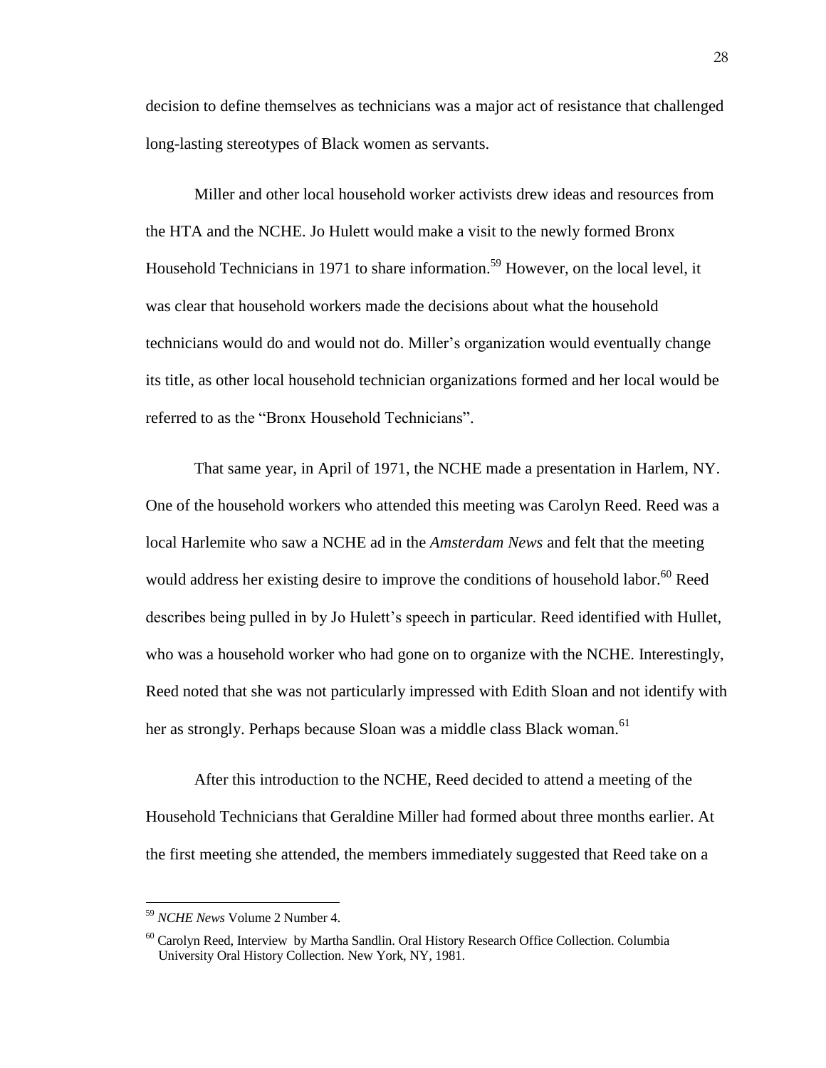decision to define themselves as technicians was a major act of resistance that challenged long-lasting stereotypes of Black women as servants.

Miller and other local household worker activists drew ideas and resources from the HTA and the NCHE. Jo Hulett would make a visit to the newly formed Bronx Household Technicians in 1971 to share information.[59] However, on the local level, it was clear that household workers made the decisions about what the household technicians would do and would not do. Miller's organization would eventually change its title, as other local household technician organizations formed and her local would be referred to as the "Bronx Household Technicians".

That same year, in April of 1971, the NCHE made a presentation in Harlem, NY. One of the household workers who attended this meeting was Carolyn Reed. Reed was a local Harlemite who saw a NCHE ad in the *Amsterdam News* and felt that the meeting would address her existing desire to improve the conditions of household labor.[60] Reed describes being pulled in by Jo Hulett's speech in particular. Reed identified with Hullet, who was a household worker who had gone on to organize with the NCHE. Interestingly, Reed noted that she was not particularly impressed with Edith Sloan and not identify with her as strongly. Perhaps because Sloan was a middle class Black woman.[61]

After this introduction to the NCHE, Reed decided to attend a meeting of the Household Technicians that Geraldine Miller had formed about three months earlier. At the first meeting she attended, the members immediately suggested that Reed take on a

---

[59] *NCHE News* Volume 2 Number 4.

[60] Carolyn Reed, Interview by Martha Sandlin. Oral History Research Office Collection. Columbia University Oral History Collection. New York, NY, 1981.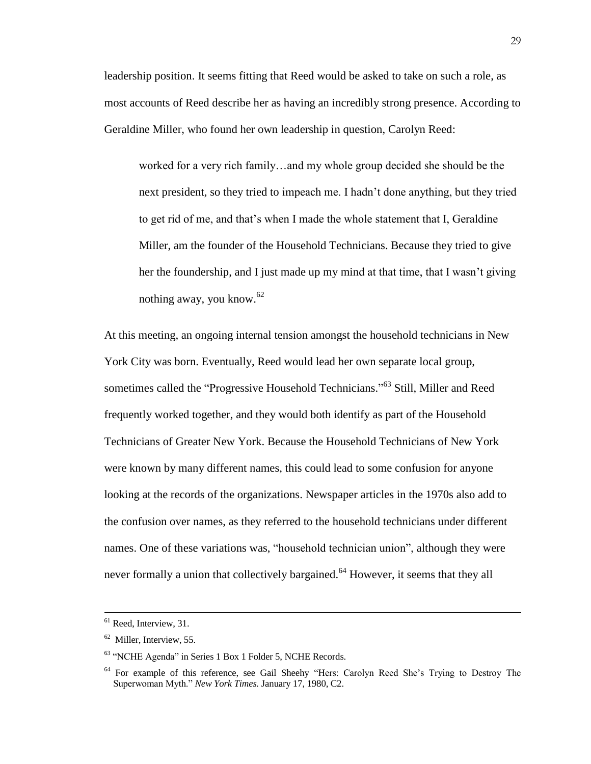leadership position. It seems fitting that Reed would be asked to take on such a role, as most accounts of Reed describe her as having an incredibly strong presence. According to Geraldine Miller, who found her own leadership in question, Carolyn Reed:

> worked for a very rich family…and my whole group decided she should be the next president, so they tried to impeach me. I hadn't done anything, but they tried to get rid of me, and that's when I made the whole statement that I, Geraldine Miller, am the founder of the Household Technicians. Because they tried to give her the foundership, and I just made up my mind at that time, that I wasn't giving nothing away, you know.[62]

At this meeting, an ongoing internal tension amongst the household technicians in New York City was born. Eventually, Reed would lead her own separate local group, sometimes called the "Progressive Household Technicians."[63] Still, Miller and Reed frequently worked together, and they would both identify as part of the Household Technicians of Greater New York. Because the Household Technicians of New York were known by many different names, this could lead to some confusion for anyone looking at the records of the organizations. Newspaper articles in the 1970s also add to the confusion over names, as they referred to the household technicians under different names. One of these variations was, "household technician union", although they were never formally a union that collectively bargained.[64] However, it seems that they all

---

[61] Reed, Interview, 31.

[62] Miller, Interview, 55.

[63] "NCHE Agenda" in Series 1 Box 1 Folder 5, NCHE Records.

[64] For example of this reference, see Gail Sheehy "Hers: Carolyn Reed She's Trying to Destroy The Superwoman Myth." *New York Times.* January 17, 1980, C2.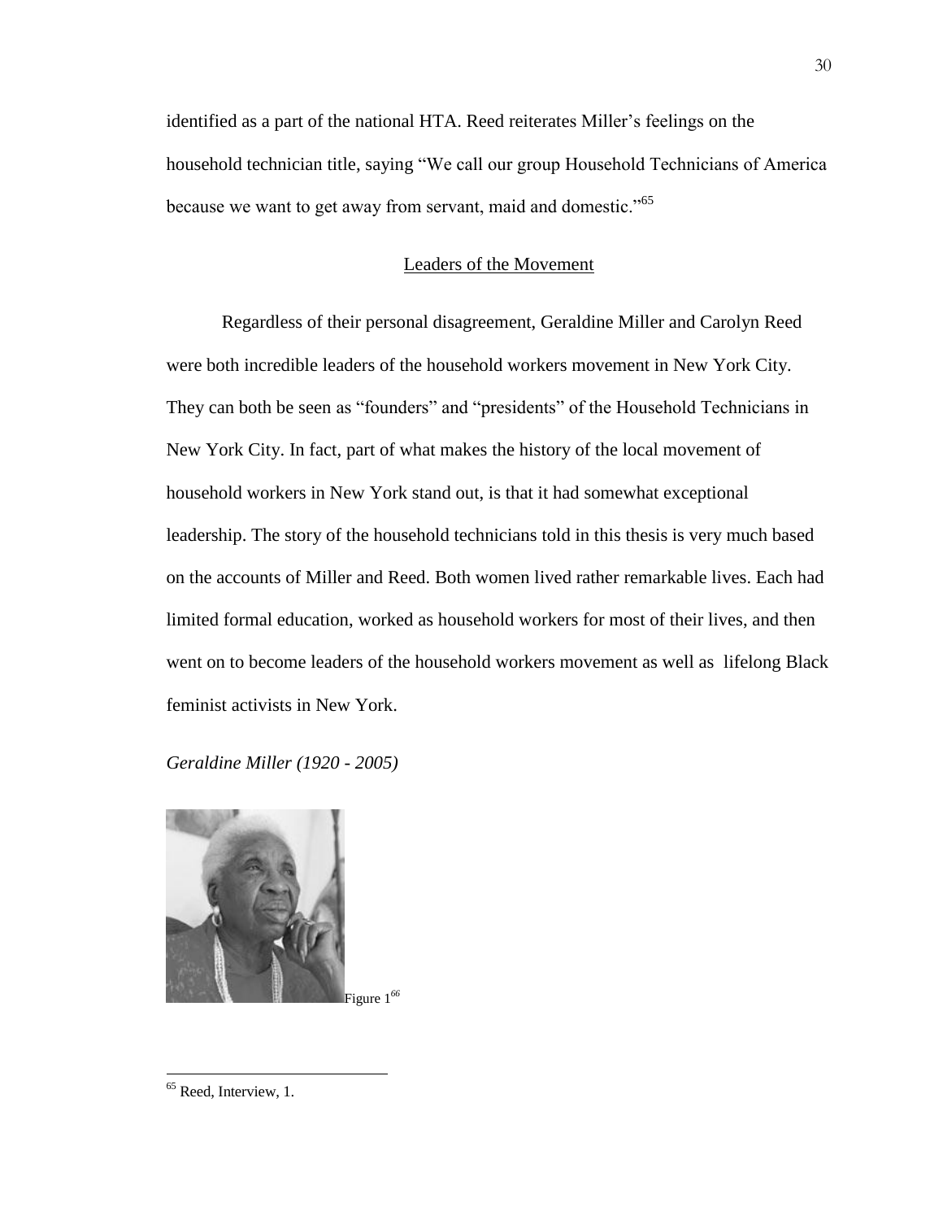identified as a part of the national HTA. Reed reiterates Miller's feelings on the household technician title, saying "We call our group Household Technicians of America because we want to get away from servant, maid and domestic."[65]

## Leaders of the Movement

Regardless of their personal disagreement, Geraldine Miller and Carolyn Reed were both incredible leaders of the household workers movement in New York City. They can both be seen as "founders" and "presidents" of the Household Technicians in New York City. In fact, part of what makes the history of the local movement of household workers in New York stand out, is that it had somewhat exceptional leadership. The story of the household technicians told in this thesis is very much based on the accounts of Miller and Reed. Both women lived rather remarkable lives. Each had limited formal education, worked as household workers for most of their lives, and then went on to become leaders of the household workers movement as well as lifelong Black feminist activists in New York.

*Geraldine Miller (1920 - 2005)*

Figure 1[66]

---

[65] Reed, Interview, 1.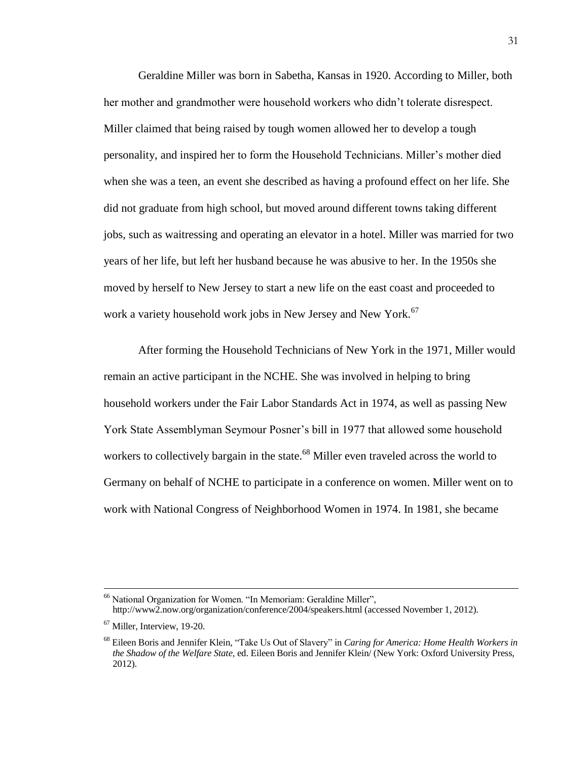Geraldine Miller was born in Sabetha, Kansas in 1920. According to Miller, both her mother and grandmother were household workers who didn't tolerate disrespect. Miller claimed that being raised by tough women allowed her to develop a tough personality, and inspired her to form the Household Technicians. Miller's mother died when she was a teen, an event she described as having a profound effect on her life. She did not graduate from high school, but moved around different towns taking different jobs, such as waitressing and operating an elevator in a hotel. Miller was married for two years of her life, but left her husband because he was abusive to her. In the 1950s she moved by herself to New Jersey to start a new life on the east coast and proceeded to work a variety household work jobs in New Jersey and New York.[67]

After forming the Household Technicians of New York in the 1971, Miller would remain an active participant in the NCHE. She was involved in helping to bring household workers under the Fair Labor Standards Act in 1974, as well as passing New York State Assemblyman Seymour Posner's bill in 1977 that allowed some household workers to collectively bargain in the state.[68] Miller even traveled across the world to Germany on behalf of NCHE to participate in a conference on women. Miller went on to work with National Congress of Neighborhood Women in 1974. In 1981, she became

---

[66] National Organization for Women. "In Memoriam: Geraldine Miller", http://www2.now.org/organization/conference/2004/speakers.html (accessed November 1, 2012).

[67] Miller, Interview, 19-20.

[68] Eileen Boris and Jennifer Klein, "Take Us Out of Slavery" in *Caring for America: Home Health Workers in the Shadow of the Welfare State*, ed. Eileen Boris and Jennifer Klein/ (New York: Oxford University Press, 2012).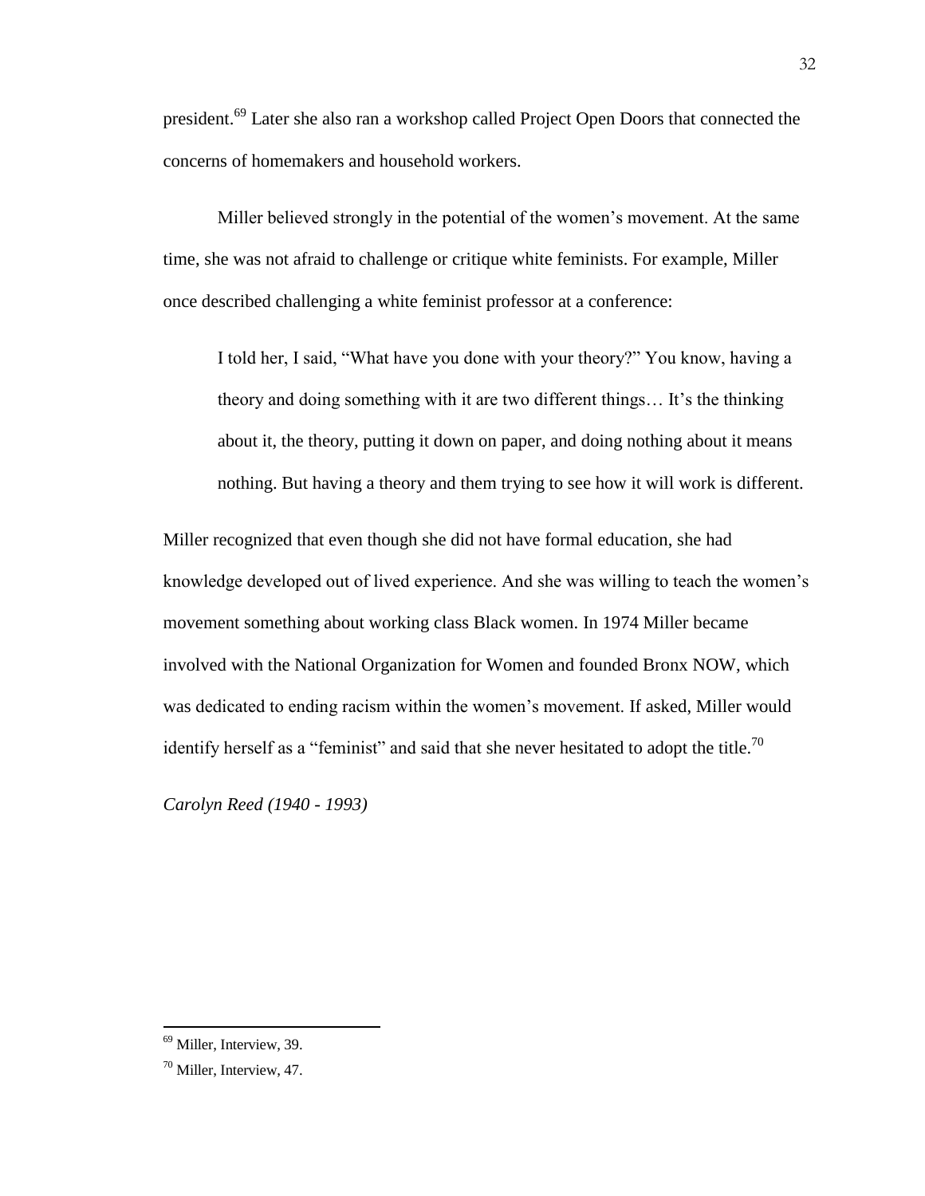president.[69] Later she also ran a workshop called Project Open Doors that connected the concerns of homemakers and household workers.

Miller believed strongly in the potential of the women's movement. At the same time, she was not afraid to challenge or critique white feminists. For example, Miller once described challenging a white feminist professor at a conference:

> I told her, I said, "What have you done with your theory?" You know, having a theory and doing something with it are two different things… It's the thinking about it, the theory, putting it down on paper, and doing nothing about it means nothing. But having a theory and them trying to see how it will work is different.

Miller recognized that even though she did not have formal education, she had knowledge developed out of lived experience. And she was willing to teach the women's movement something about working class Black women. In 1974 Miller became involved with the National Organization for Women and founded Bronx NOW, which was dedicated to ending racism within the women's movement. If asked, Miller would identify herself as a "feminist" and said that she never hesitated to adopt the title.[70]

*Carolyn Reed (1940 - 1993)*

---

[69] Miller, Interview, 39.

[70] Miller, Interview, 47.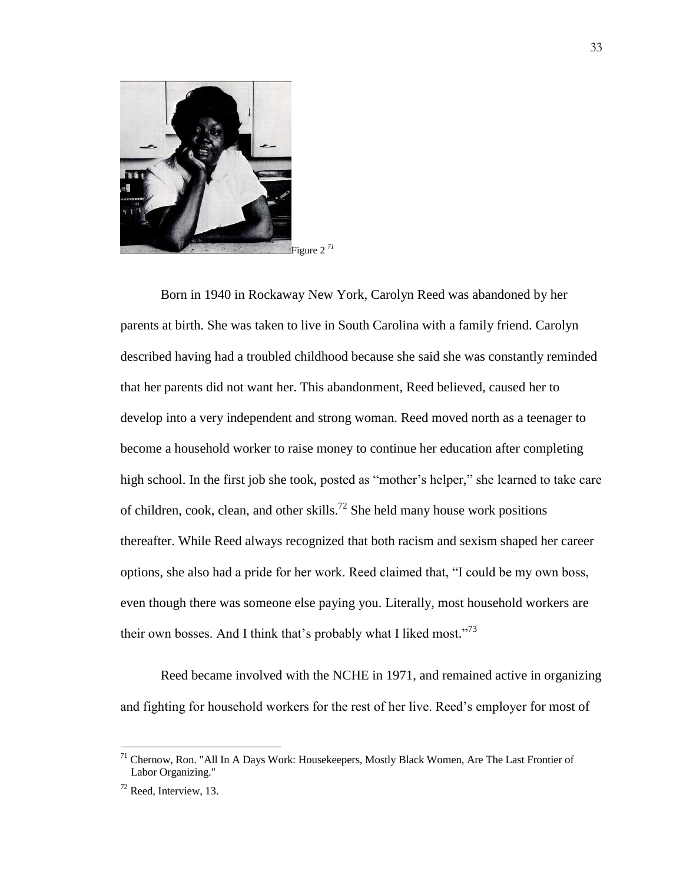Figure 2 [71]

Born in 1940 in Rockaway New York, Carolyn Reed was abandoned by her parents at birth. She was taken to live in South Carolina with a family friend. Carolyn described having had a troubled childhood because she said she was constantly reminded that her parents did not want her. This abandonment, Reed believed, caused her to develop into a very independent and strong woman. Reed moved north as a teenager to become a household worker to raise money to continue her education after completing high school. In the first job she took, posted as "mother's helper," she learned to take care of children, cook, clean, and other skills.[72] She held many house work positions thereafter. While Reed always recognized that both racism and sexism shaped her career options, she also had a pride for her work. Reed claimed that, "I could be my own boss, even though there was someone else paying you. Literally, most household workers are their own bosses. And I think that's probably what I liked most."[73]

Reed became involved with the NCHE in 1971, and remained active in organizing and fighting for household workers for the rest of her live. Reed's employer for most of

---

[71] Chernow, Ron. "All In A Days Work: Housekeepers, Mostly Black Women, Are The Last Frontier of Labor Organizing."

[72] Reed, Interview, 13.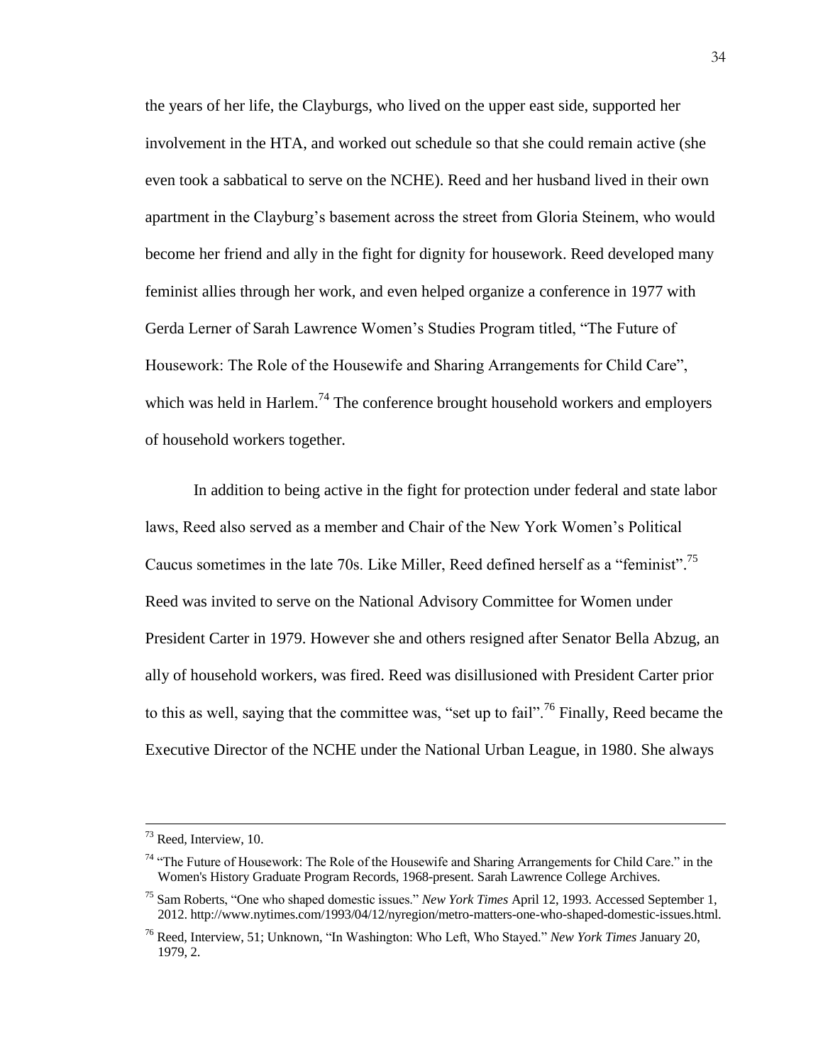the years of her life, the Clayburgs, who lived on the upper east side, supported her involvement in the HTA, and worked out schedule so that she could remain active (she even took a sabbatical to serve on the NCHE). Reed and her husband lived in their own apartment in the Clayburg's basement across the street from Gloria Steinem, who would become her friend and ally in the fight for dignity for housework. Reed developed many feminist allies through her work, and even helped organize a conference in 1977 with Gerda Lerner of Sarah Lawrence Women's Studies Program titled, "The Future of Housework: The Role of the Housewife and Sharing Arrangements for Child Care", which was held in Harlem.[74] The conference brought household workers and employers of household workers together.

In addition to being active in the fight for protection under federal and state labor laws, Reed also served as a member and Chair of the New York Women's Political Caucus sometimes in the late 70s. Like Miller, Reed defined herself as a "feminist".[75] Reed was invited to serve on the National Advisory Committee for Women under President Carter in 1979. However she and others resigned after Senator Bella Abzug, an ally of household workers, was fired. Reed was disillusioned with President Carter prior to this as well, saying that the committee was, "set up to fail".[76] Finally, Reed became the Executive Director of the NCHE under the National Urban League, in 1980. She always

---

[73] Reed, Interview, 10.

[74] "The Future of Housework: The Role of the Housewife and Sharing Arrangements for Child Care." in the Women's History Graduate Program Records, 1968-present. Sarah Lawrence College Archives.

[75] Sam Roberts, "One who shaped domestic issues." *New York Times* April 12, 1993. Accessed September 1, 2012. http://www.nytimes.com/1993/04/12/nyregion/metro-matters-one-who-shaped-domestic-issues.html.

[76] Reed, Interview, 51; Unknown, "In Washington: Who Left, Who Stayed." *New York Times* January 20, 1979, 2.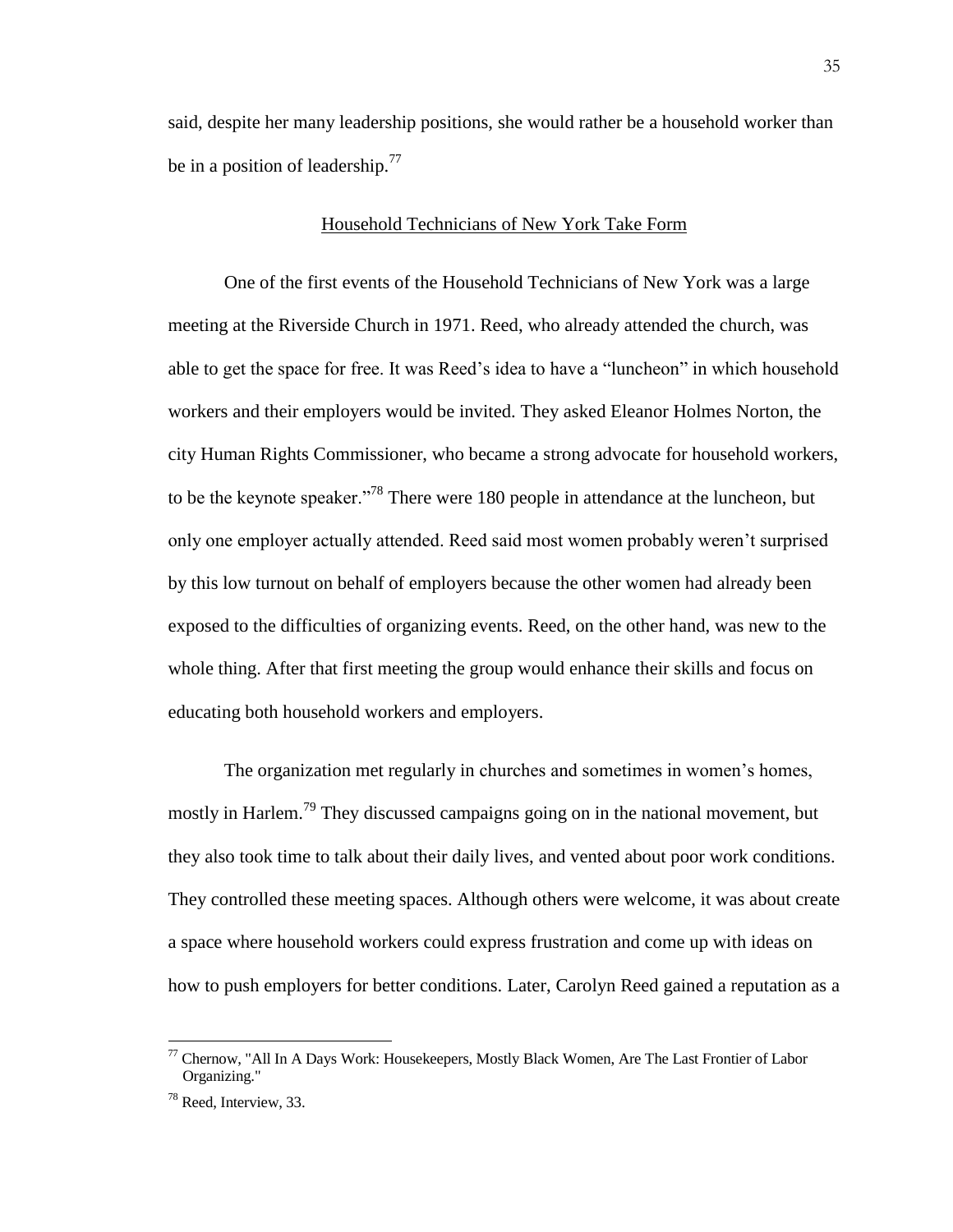said, despite her many leadership positions, she would rather be a household worker than be in a position of leadership.[77]

## Household Technicians of New York Take Form

One of the first events of the Household Technicians of New York was a large meeting at the Riverside Church in 1971. Reed, who already attended the church, was able to get the space for free. It was Reed's idea to have a "luncheon" in which household workers and their employers would be invited. They asked Eleanor Holmes Norton, the city Human Rights Commissioner, who became a strong advocate for household workers, to be the keynote speaker."[78] There were 180 people in attendance at the luncheon, but only one employer actually attended. Reed said most women probably weren't surprised by this low turnout on behalf of employers because the other women had already been exposed to the difficulties of organizing events. Reed, on the other hand, was new to the whole thing. After that first meeting the group would enhance their skills and focus on educating both household workers and employers.

The organization met regularly in churches and sometimes in women's homes, mostly in Harlem.[79] They discussed campaigns going on in the national movement, but they also took time to talk about their daily lives, and vented about poor work conditions. They controlled these meeting spaces. Although others were welcome, it was about create a space where household workers could express frustration and come up with ideas on how to push employers for better conditions. Later, Carolyn Reed gained a reputation as a

---

[77] Chernow, "All In A Days Work: Housekeepers, Mostly Black Women, Are The Last Frontier of Labor Organizing."

[78] Reed, Interview, 33.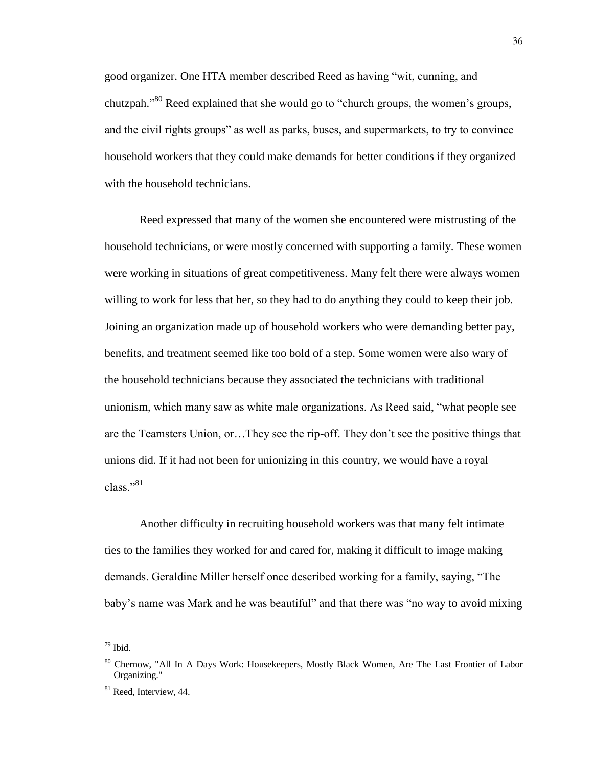good organizer. One HTA member described Reed as having "wit, cunning, and chutzpah."[80] Reed explained that she would go to "church groups, the women's groups, and the civil rights groups" as well as parks, buses, and supermarkets, to try to convince household workers that they could make demands for better conditions if they organized with the household technicians.

Reed expressed that many of the women she encountered were mistrusting of the household technicians, or were mostly concerned with supporting a family. These women were working in situations of great competitiveness. Many felt there were always women willing to work for less that her, so they had to do anything they could to keep their job. Joining an organization made up of household workers who were demanding better pay, benefits, and treatment seemed like too bold of a step. Some women were also wary of the household technicians because they associated the technicians with traditional unionism, which many saw as white male organizations. As Reed said, "what people see are the Teamsters Union, or…They see the rip-off. They don't see the positive things that unions did. If it had not been for unionizing in this country, we would have a royal class."[81]

Another difficulty in recruiting household workers was that many felt intimate ties to the families they worked for and cared for, making it difficult to image making demands. Geraldine Miller herself once described working for a family, saying, "The baby's name was Mark and he was beautiful" and that there was "no way to avoid mixing

---

[79] Ibid.

[80] Chernow, "All In A Days Work: Housekeepers, Mostly Black Women, Are The Last Frontier of Labor Organizing."

[81] Reed, Interview, 44.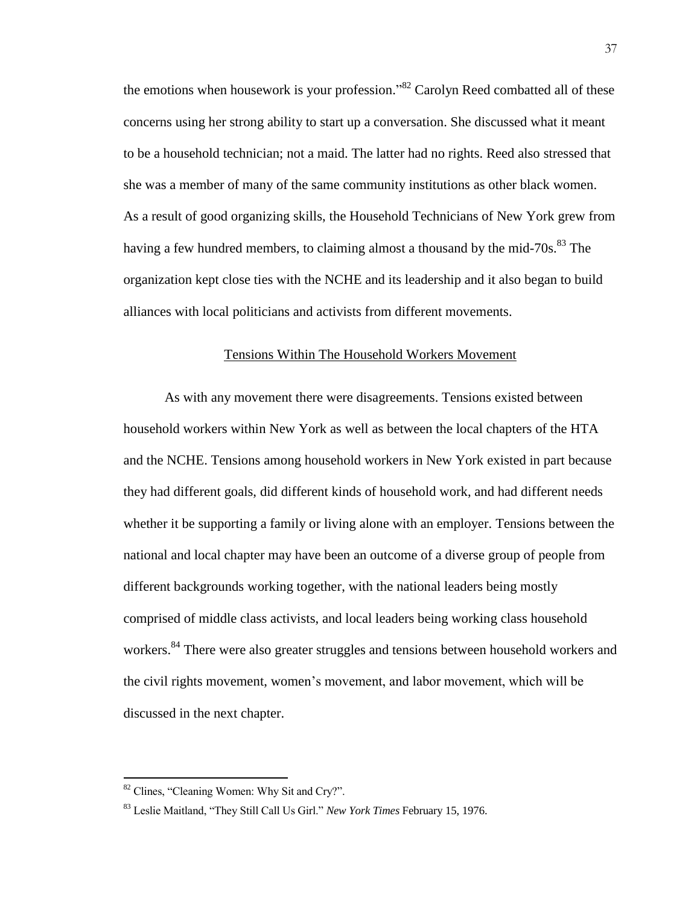the emotions when housework is your profession."[82] Carolyn Reed combatted all of these concerns using her strong ability to start up a conversation. She discussed what it meant to be a household technician; not a maid. The latter had no rights. Reed also stressed that she was a member of many of the same community institutions as other black women. As a result of good organizing skills, the Household Technicians of New York grew from having a few hundred members, to claiming almost a thousand by the mid-70s.[83] The organization kept close ties with the NCHE and its leadership and it also began to build alliances with local politicians and activists from different movements.

## Tensions Within The Household Workers Movement

As with any movement there were disagreements. Tensions existed between household workers within New York as well as between the local chapters of the HTA and the NCHE. Tensions among household workers in New York existed in part because they had different goals, did different kinds of household work, and had different needs whether it be supporting a family or living alone with an employer. Tensions between the national and local chapter may have been an outcome of a diverse group of people from different backgrounds working together, with the national leaders being mostly comprised of middle class activists, and local leaders being working class household workers.[84] There were also greater struggles and tensions between household workers and the civil rights movement, women's movement, and labor movement, which will be discussed in the next chapter.

---

[82] Clines, "Cleaning Women: Why Sit and Cry?".

[83] Leslie Maitland, "They Still Call Us Girl." *New York Times* February 15, 1976.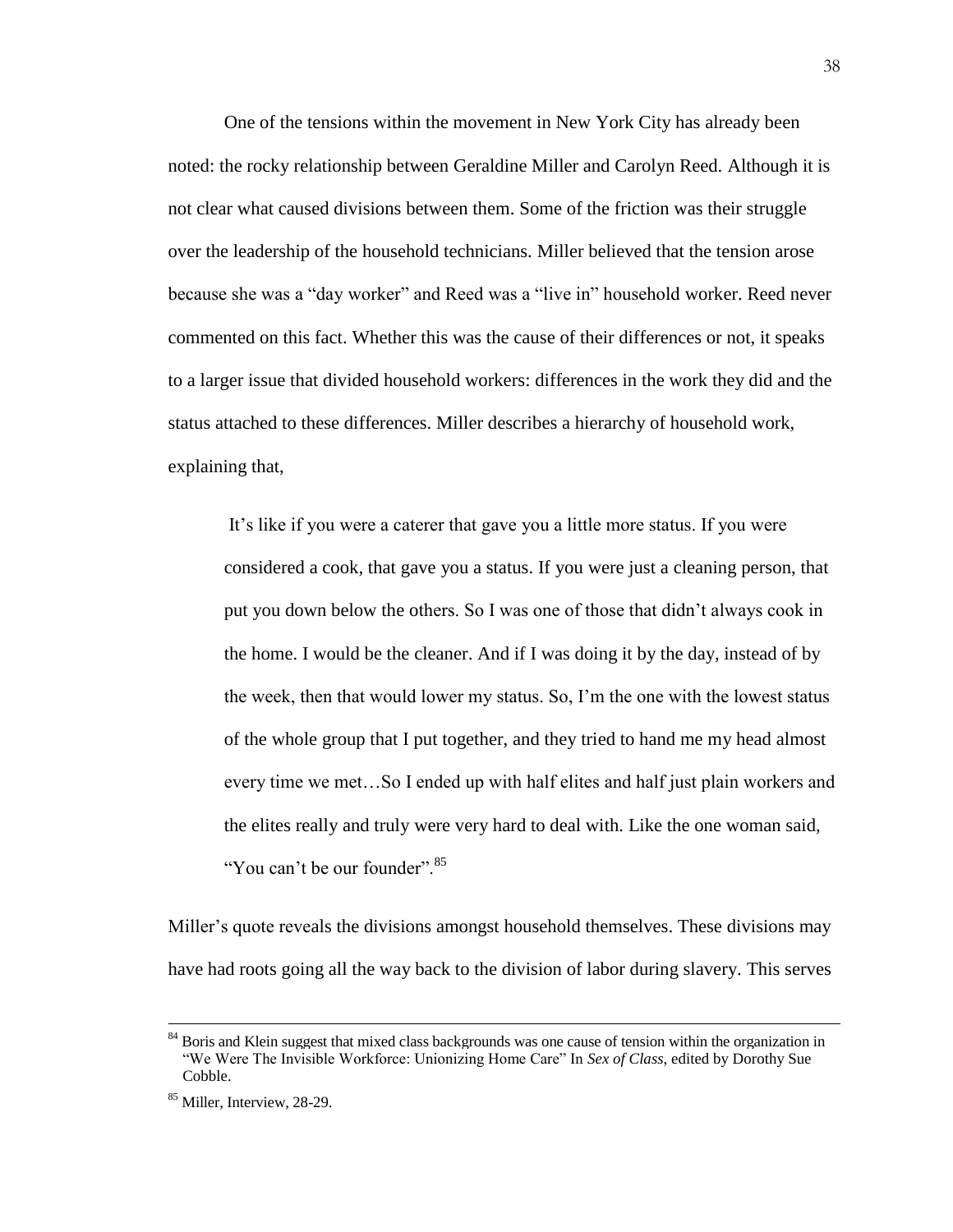One of the tensions within the movement in New York City has already been noted: the rocky relationship between Geraldine Miller and Carolyn Reed. Although it is not clear what caused divisions between them. Some of the friction was their struggle over the leadership of the household technicians. Miller believed that the tension arose because she was a "day worker" and Reed was a "live in" household worker. Reed never commented on this fact. Whether this was the cause of their differences or not, it speaks to a larger issue that divided household workers: differences in the work they did and the status attached to these differences. Miller describes a hierarchy of household work, explaining that,

> It's like if you were a caterer that gave you a little more status. If you were considered a cook, that gave you a status. If you were just a cleaning person, that put you down below the others. So I was one of those that didn't always cook in the home. I would be the cleaner. And if I was doing it by the day, instead of by the week, then that would lower my status. So, I'm the one with the lowest status of the whole group that I put together, and they tried to hand me my head almost every time we met…So I ended up with half elites and half just plain workers and the elites really and truly were very hard to deal with. Like the one woman said, "You can't be our founder".[85]

Miller's quote reveals the divisions amongst household themselves. These divisions may have had roots going all the way back to the division of labor during slavery. This serves

---

[84] Boris and Klein suggest that mixed class backgrounds was one cause of tension within the organization in "We Were The Invisible Workforce: Unionizing Home Care" In *Sex of Class*, edited by Dorothy Sue Cobble.

[85] Miller, Interview, 28-29.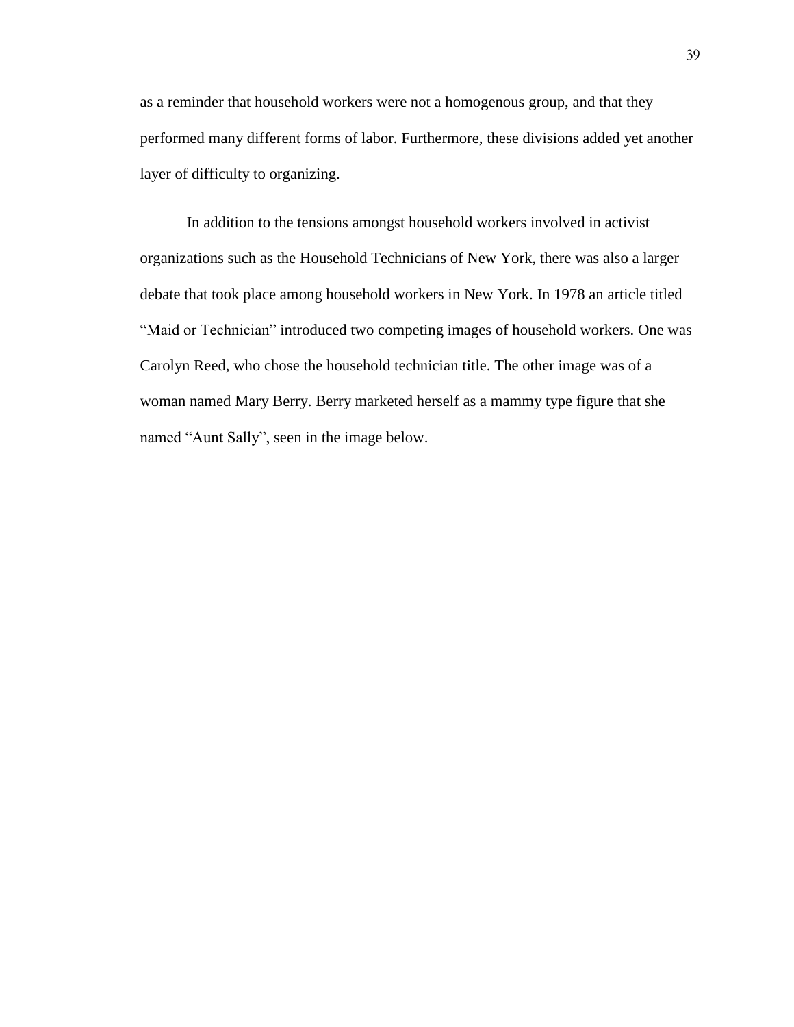as a reminder that household workers were not a homogenous group, and that they performed many different forms of labor. Furthermore, these divisions added yet another layer of difficulty to organizing.

In addition to the tensions amongst household workers involved in activist organizations such as the Household Technicians of New York, there was also a larger debate that took place among household workers in New York. In 1978 an article titled "Maid or Technician" introduced two competing images of household workers. One was Carolyn Reed, who chose the household technician title. The other image was of a woman named Mary Berry. Berry marketed herself as a mammy type figure that she named "Aunt Sally", seen in the image below.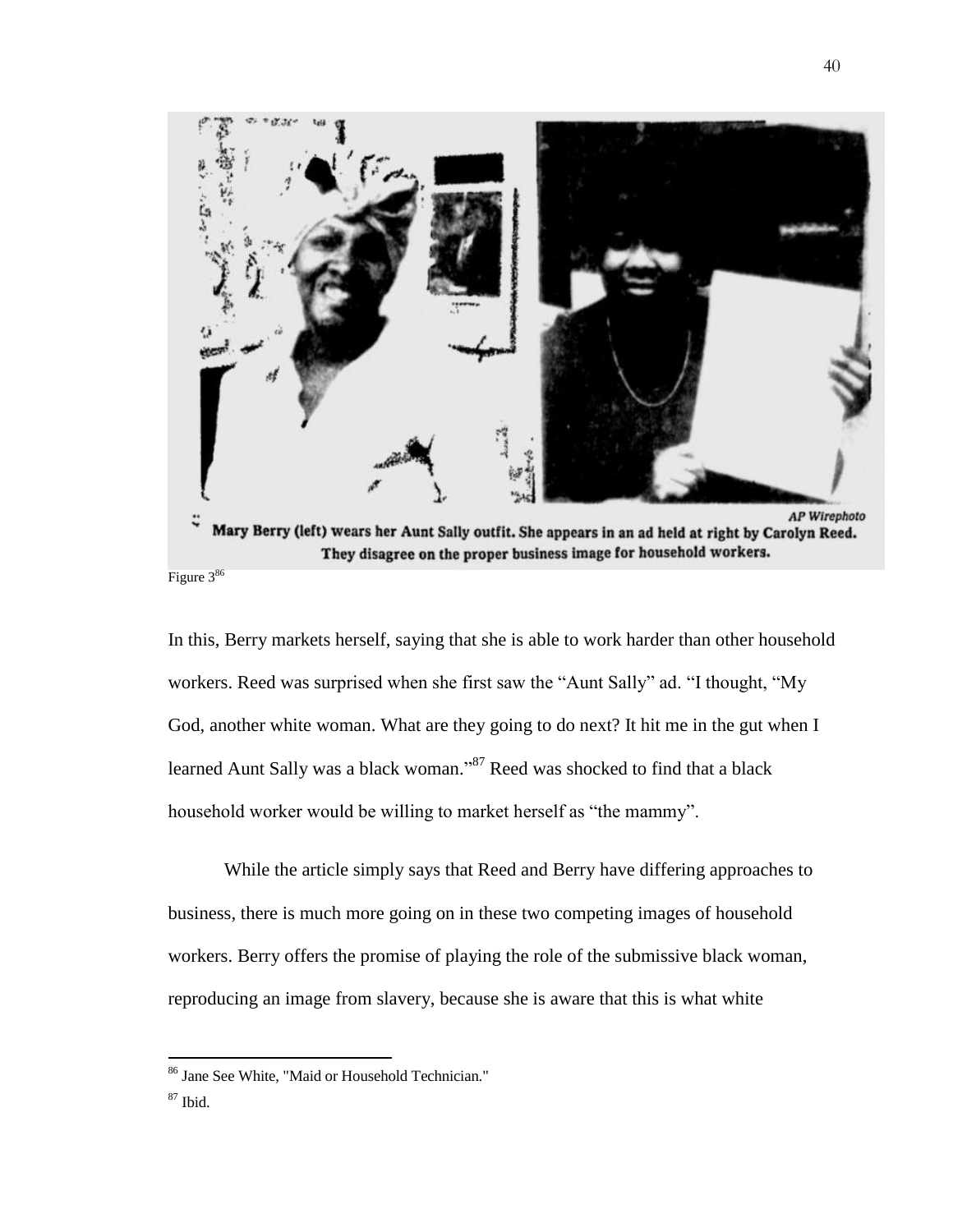AP Wirephoto

**Mary Berry (left) wears her Aunt Sally outfit. She appears in an ad held at right by Carolyn Reed. They disagree on the proper business image for household workers.**

Figure 3[86]

In this, Berry markets herself, saying that she is able to work harder than other household workers. Reed was surprised when she first saw the "Aunt Sally" ad. "I thought, "My God, another white woman. What are they going to do next? It hit me in the gut when I learned Aunt Sally was a black woman."[87] Reed was shocked to find that a black household worker would be willing to market herself as "the mammy".

While the article simply says that Reed and Berry have differing approaches to business, there is much more going on in these two competing images of household workers. Berry offers the promise of playing the role of the submissive black woman, reproducing an image from slavery, because she is aware that this is what white

---

[86] Jane See White, "Maid or Household Technician."

[87] Ibid.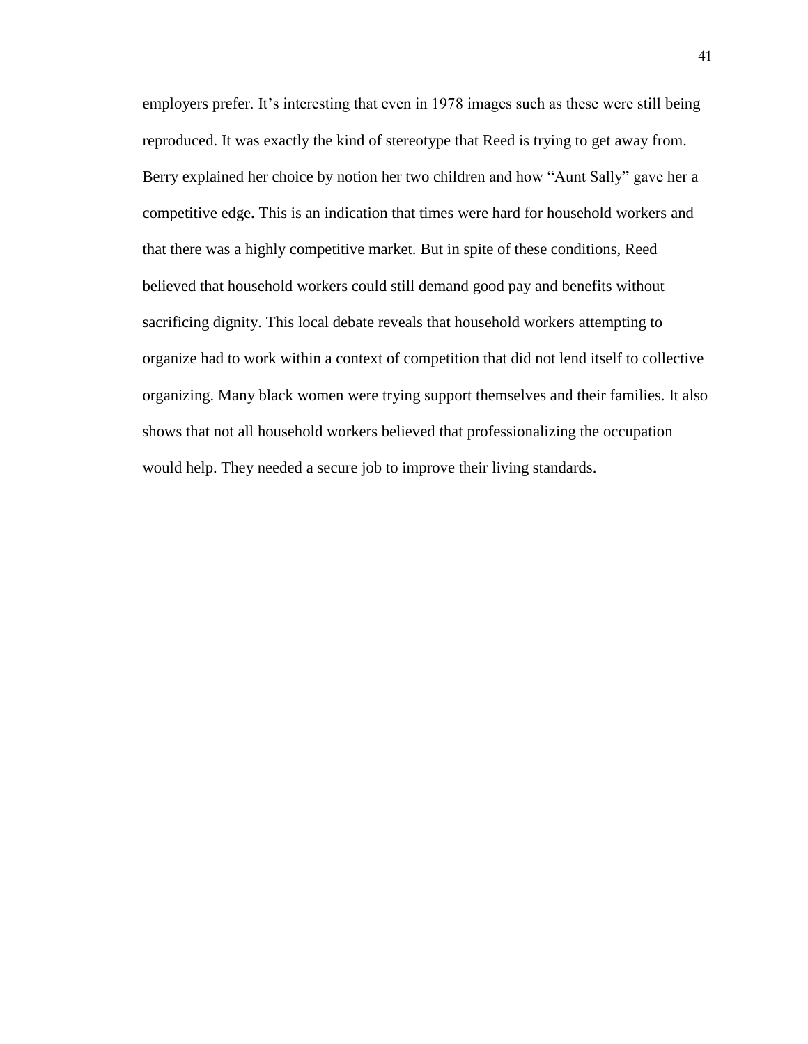employers prefer. It’s interesting that even in 1978 images such as these were still being reproduced. It was exactly the kind of stereotype that Reed is trying to get away from. Berry explained her choice by notion her two children and how “Aunt Sally” gave her a competitive edge. This is an indication that times were hard for household workers and that there was a highly competitive market. But in spite of these conditions, Reed believed that household workers could still demand good pay and benefits without sacrificing dignity. This local debate reveals that household workers attempting to organize had to work within a context of competition that did not lend itself to collective organizing. Many black women were trying support themselves and their families. It also shows that not all household workers believed that professionalizing the occupation would help. They needed a secure job to improve their living standards.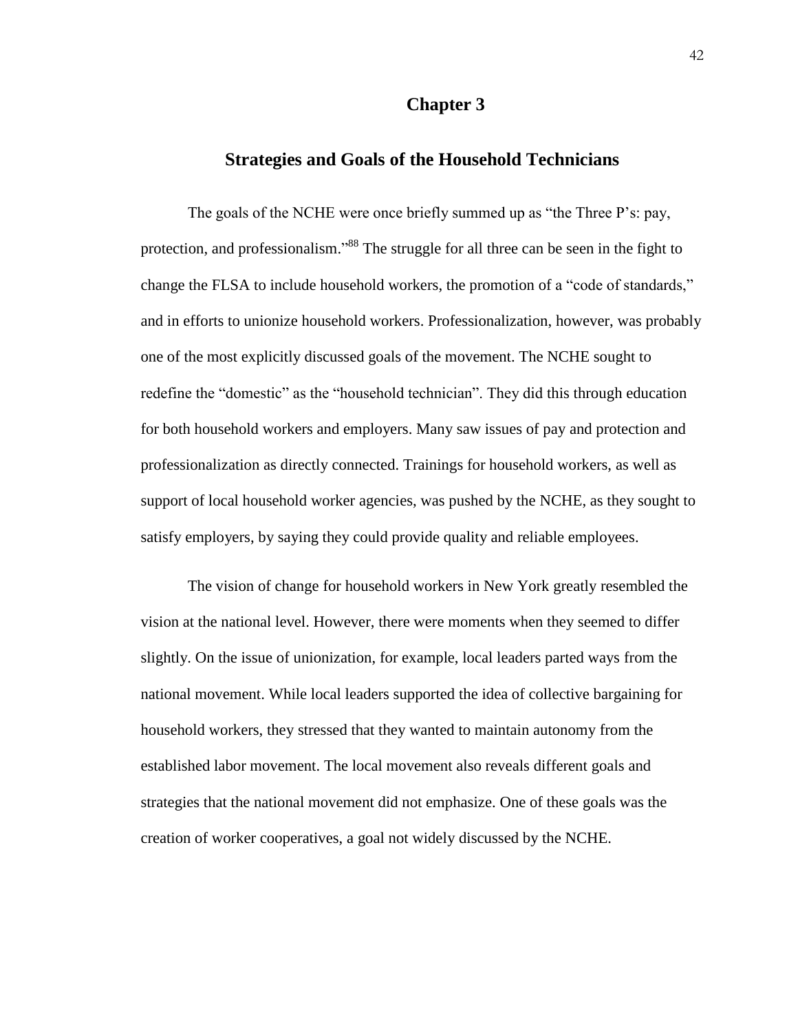# Chapter 3

## Strategies and Goals of the Household Technicians

The goals of the NCHE were once briefly summed up as "the Three P's: pay, protection, and professionalism."[88] The struggle for all three can be seen in the fight to change the FLSA to include household workers, the promotion of a "code of standards," and in efforts to unionize household workers. Professionalization, however, was probably one of the most explicitly discussed goals of the movement. The NCHE sought to redefine the "domestic" as the "household technician". They did this through education for both household workers and employers. Many saw issues of pay and protection and professionalization as directly connected. Trainings for household workers, as well as support of local household worker agencies, was pushed by the NCHE, as they sought to satisfy employers, by saying they could provide quality and reliable employees.

The vision of change for household workers in New York greatly resembled the vision at the national level. However, there were moments when they seemed to differ slightly. On the issue of unionization, for example, local leaders parted ways from the national movement. While local leaders supported the idea of collective bargaining for household workers, they stressed that they wanted to maintain autonomy from the established labor movement. The local movement also reveals different goals and strategies that the national movement did not emphasize. One of these goals was the creation of worker cooperatives, a goal not widely discussed by the NCHE.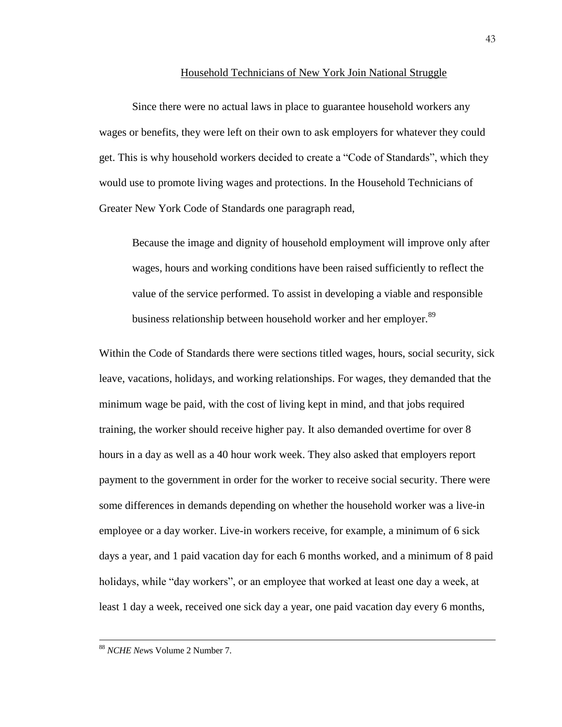## Household Technicians of New York Join National Struggle

Since there were no actual laws in place to guarantee household workers any wages or benefits, they were left on their own to ask employers for whatever they could get. This is why household workers decided to create a "Code of Standards", which they would use to promote living wages and protections. In the Household Technicians of Greater New York Code of Standards one paragraph read,

> Because the image and dignity of household employment will improve only after wages, hours and working conditions have been raised sufficiently to reflect the value of the service performed. To assist in developing a viable and responsible business relationship between household worker and her employer.[89]

Within the Code of Standards there were sections titled wages, hours, social security, sick leave, vacations, holidays, and working relationships. For wages, they demanded that the minimum wage be paid, with the cost of living kept in mind, and that jobs required training, the worker should receive higher pay. It also demanded overtime for over 8 hours in a day as well as a 40 hour work week. They also asked that employers report payment to the government in order for the worker to receive social security. There were some differences in demands depending on whether the household worker was a live-in employee or a day worker. Live-in workers receive, for example, a minimum of 6 sick days a year, and 1 paid vacation day for each 6 months worked, and a minimum of 8 paid holidays, while "day workers", or an employee that worked at least one day a week, at least 1 day a week, received one sick day a year, one paid vacation day every 6 months,

---

[88] *NCHE News* Volume 2 Number 7.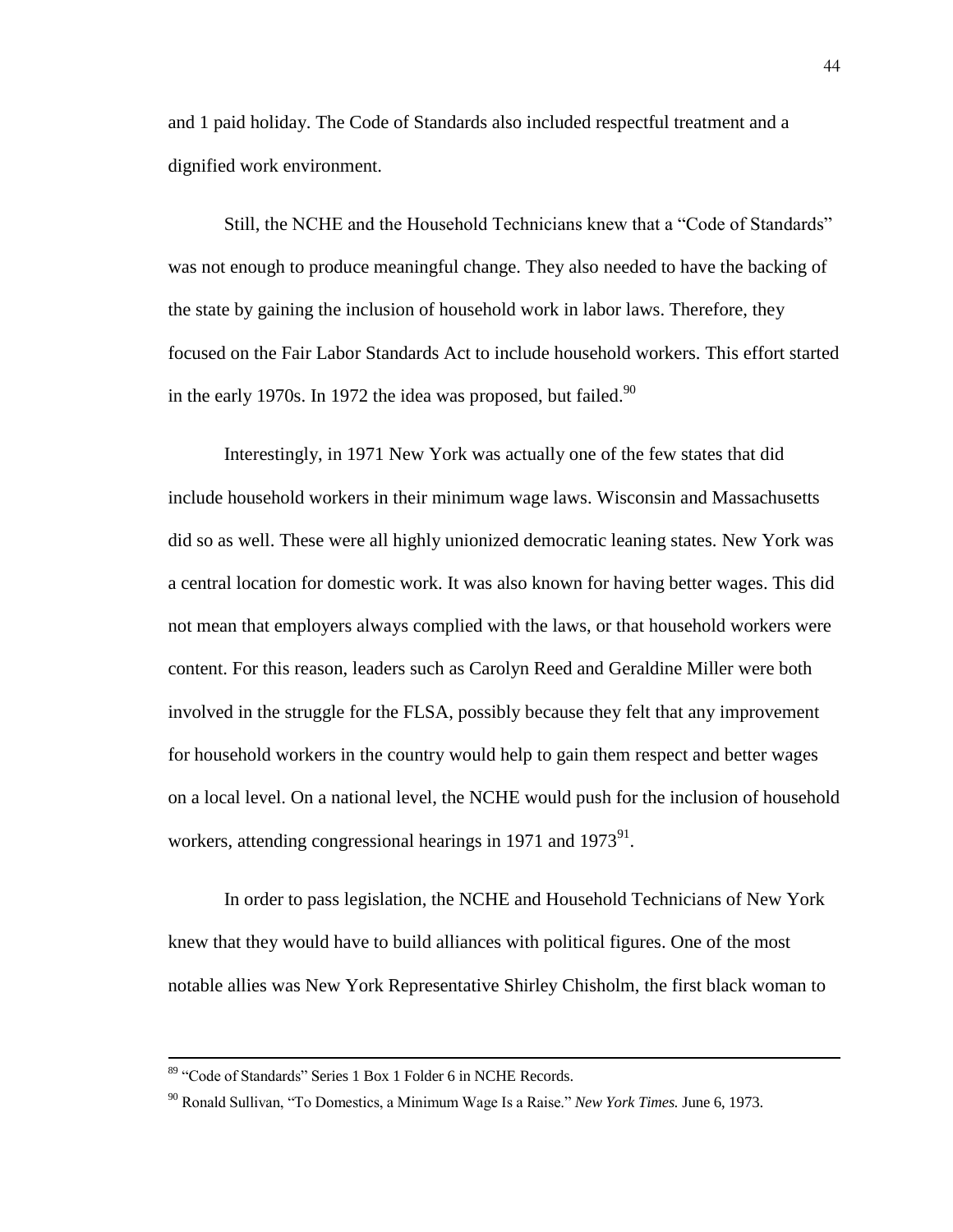and 1 paid holiday. The Code of Standards also included respectful treatment and a dignified work environment.

Still, the NCHE and the Household Technicians knew that a "Code of Standards" was not enough to produce meaningful change. They also needed to have the backing of the state by gaining the inclusion of household work in labor laws. Therefore, they focused on the Fair Labor Standards Act to include household workers. This effort started in the early 1970s. In 1972 the idea was proposed, but failed.[90]

Interestingly, in 1971 New York was actually one of the few states that did include household workers in their minimum wage laws. Wisconsin and Massachusetts did so as well. These were all highly unionized democratic leaning states. New York was a central location for domestic work. It was also known for having better wages. This did not mean that employers always complied with the laws, or that household workers were content. For this reason, leaders such as Carolyn Reed and Geraldine Miller were both involved in the struggle for the FLSA, possibly because they felt that any improvement for household workers in the country would help to gain them respect and better wages on a local level. On a national level, the NCHE would push for the inclusion of household workers, attending congressional hearings in 1971 and 1973[91].

In order to pass legislation, the NCHE and Household Technicians of New York knew that they would have to build alliances with political figures. One of the most notable allies was New York Representative Shirley Chisholm, the first black woman to

---

[89] "Code of Standards" Series 1 Box 1 Folder 6 in NCHE Records.

[90] Ronald Sullivan, "To Domestics, a Minimum Wage Is a Raise." *New York Times.* June 6, 1973.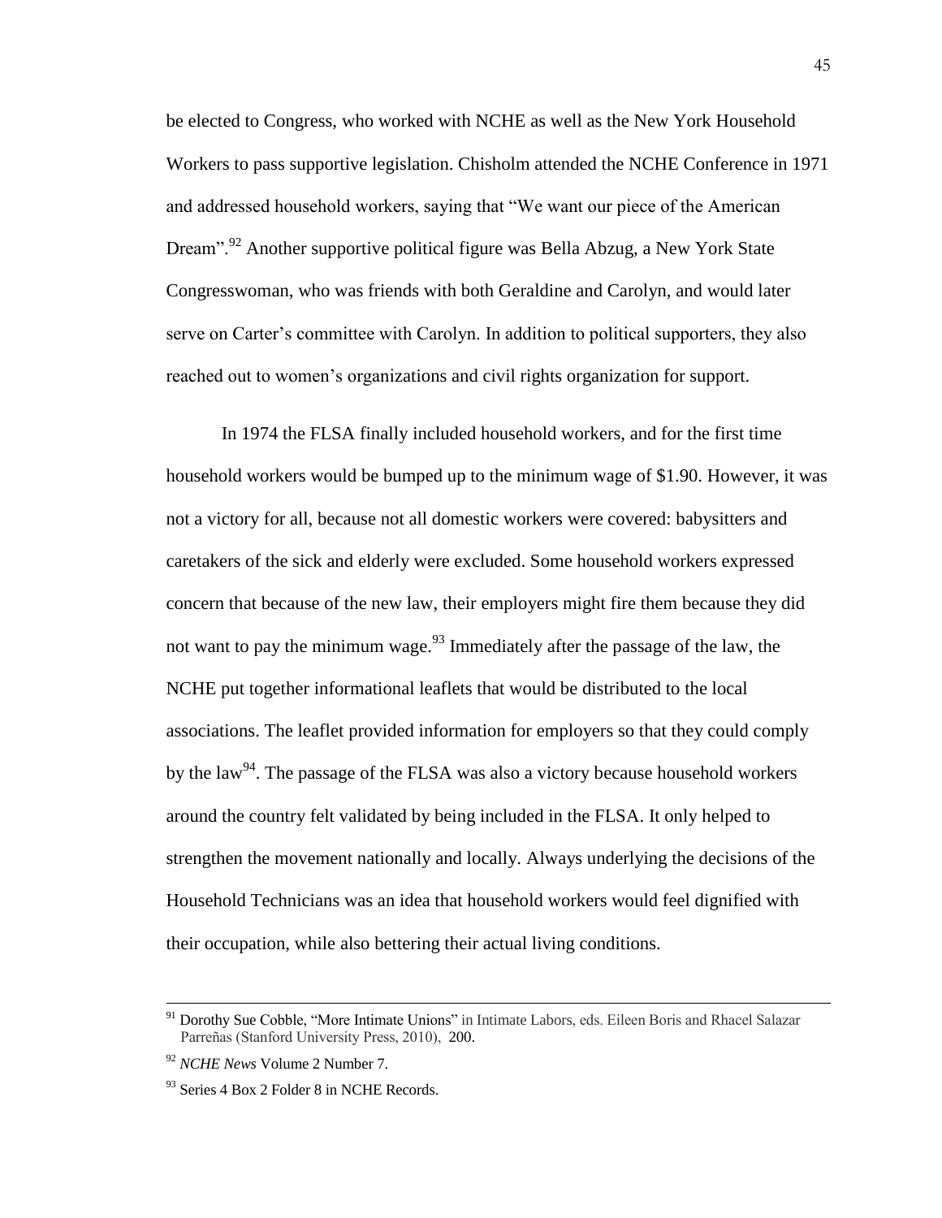be elected to Congress, who worked with NCHE as well as the New York Household Workers to pass supportive legislation. Chisholm attended the NCHE Conference in 1971 and addressed household workers, saying that "We want our piece of the American Dream".[92] Another supportive political figure was Bella Abzug, a New York State Congresswoman, who was friends with both Geraldine and Carolyn, and would later serve on Carter's committee with Carolyn. In addition to political supporters, they also reached out to women's organizations and civil rights organization for support.

In 1974 the FLSA finally included household workers, and for the first time household workers would be bumped up to the minimum wage of $1.90. However, it was not a victory for all, because not all domestic workers were covered: babysitters and caretakers of the sick and elderly were excluded. Some household workers expressed concern that because of the new law, their employers might fire them because they did not want to pay the minimum wage.[93] Immediately after the passage of the law, the NCHE put together informational leaflets that would be distributed to the local associations. The leaflet provided information for employers so that they could comply by the law[94]. The passage of the FLSA was also a victory because household workers around the country felt validated by being included in the FLSA. It only helped to strengthen the movement nationally and locally. Always underlying the decisions of the Household Technicians was an idea that household workers would feel dignified with their occupation, while also bettering their actual living conditions.

---

[91] Dorothy Sue Cobble, "More Intimate Unions" in Intimate Labors, eds. Eileen Boris and Rhacel Salazar Parreñas (Stanford University Press, 2010), 200.

[92] *NCHE News* Volume 2 Number 7.

[93] Series 4 Box 2 Folder 8 in NCHE Records.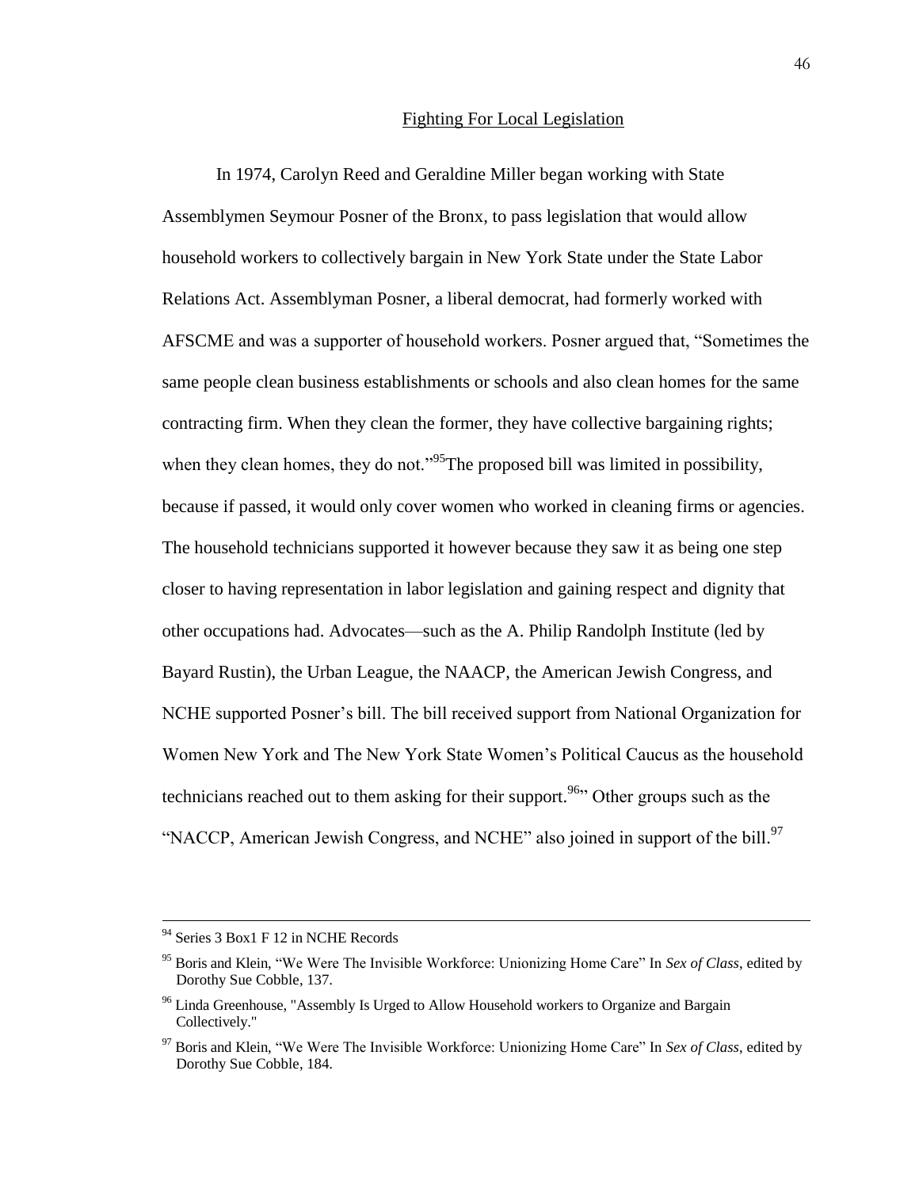## Fighting For Local Legislation

In 1974, Carolyn Reed and Geraldine Miller began working with State Assemblymen Seymour Posner of the Bronx, to pass legislation that would allow household workers to collectively bargain in New York State under the State Labor Relations Act. Assemblyman Posner, a liberal democrat, had formerly worked with AFSCME and was a supporter of household workers. Posner argued that, "Sometimes the same people clean business establishments or schools and also clean homes for the same contracting firm. When they clean the former, they have collective bargaining rights; when they clean homes, they do not."[95]The proposed bill was limited in possibility, because if passed, it would only cover women who worked in cleaning firms or agencies. The household technicians supported it however because they saw it as being one step closer to having representation in labor legislation and gaining respect and dignity that other occupations had. Advocates—such as the A. Philip Randolph Institute (led by Bayard Rustin), the Urban League, the NAACP, the American Jewish Congress, and NCHE supported Posner's bill. The bill received support from National Organization for Women New York and The New York State Women's Political Caucus as the household technicians reached out to them asking for their support.[96]" Other groups such as the "NACCP, American Jewish Congress, and NCHE" also joined in support of the bill.[97]

---

[94] Series 3 Box1 F 12 in NCHE Records

[95] Boris and Klein, "We Were The Invisible Workforce: Unionizing Home Care" In *Sex of Class*, edited by Dorothy Sue Cobble, 137.

[96] Linda Greenhouse, "Assembly Is Urged to Allow Household workers to Organize and Bargain Collectively."

[97] Boris and Klein, "We Were The Invisible Workforce: Unionizing Home Care" In *Sex of Class*, edited by Dorothy Sue Cobble, 184.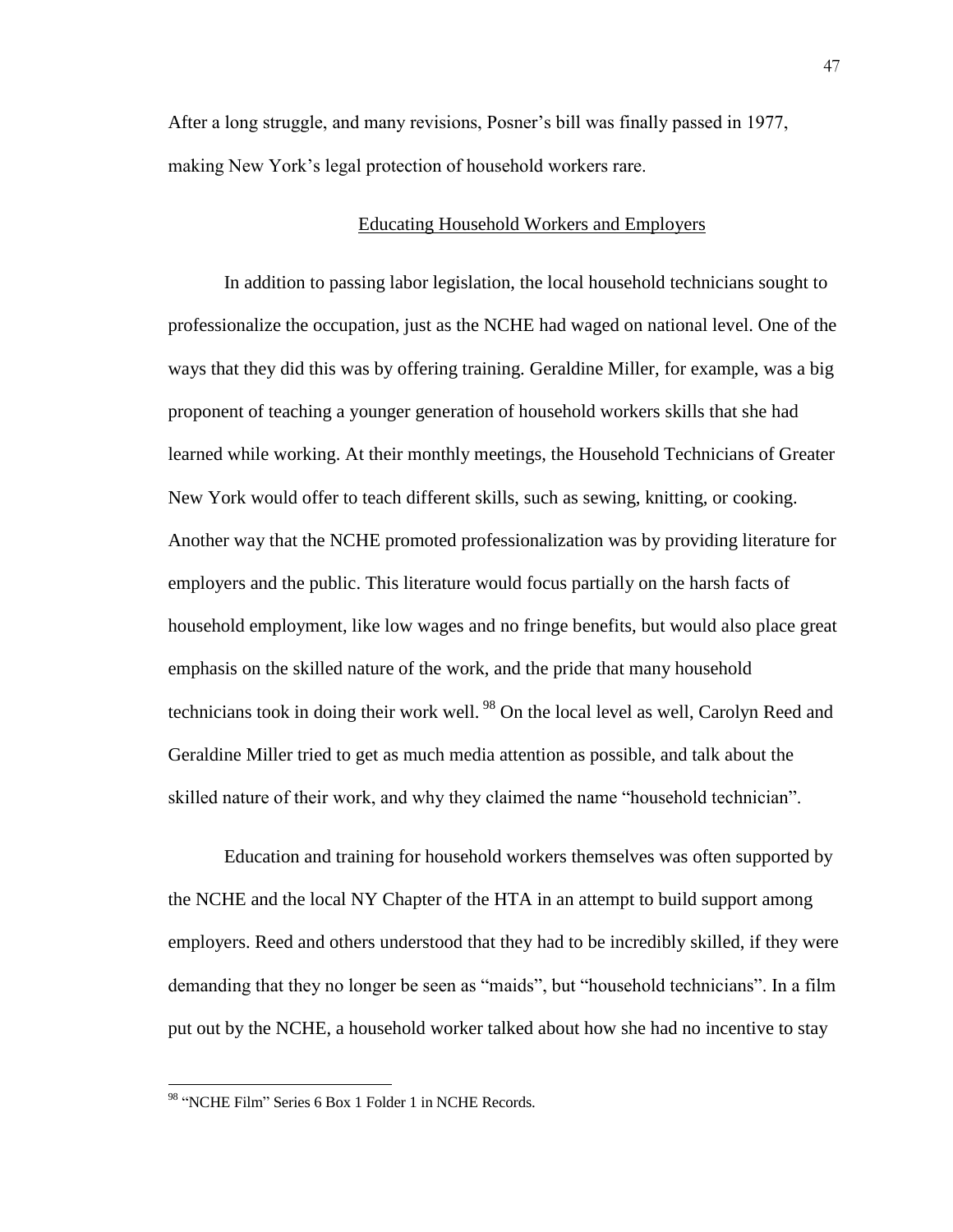After a long struggle, and many revisions, Posner's bill was finally passed in 1977, making New York's legal protection of household workers rare.

## Educating Household Workers and Employers

In addition to passing labor legislation, the local household technicians sought to professionalize the occupation, just as the NCHE had waged on national level. One of the ways that they did this was by offering training. Geraldine Miller, for example, was a big proponent of teaching a younger generation of household workers skills that she had learned while working. At their monthly meetings, the Household Technicians of Greater New York would offer to teach different skills, such as sewing, knitting, or cooking. Another way that the NCHE promoted professionalization was by providing literature for employers and the public. This literature would focus partially on the harsh facts of household employment, like low wages and no fringe benefits, but would also place great emphasis on the skilled nature of the work, and the pride that many household technicians took in doing their work well. [98] On the local level as well, Carolyn Reed and Geraldine Miller tried to get as much media attention as possible, and talk about the skilled nature of their work, and why they claimed the name "household technician".

Education and training for household workers themselves was often supported by the NCHE and the local NY Chapter of the HTA in an attempt to build support among employers. Reed and others understood that they had to be incredibly skilled, if they were demanding that they no longer be seen as "maids", but "household technicians". In a film put out by the NCHE, a household worker talked about how she had no incentive to stay

[98] "NCHE Film" Series 6 Box 1 Folder 1 in NCHE Records.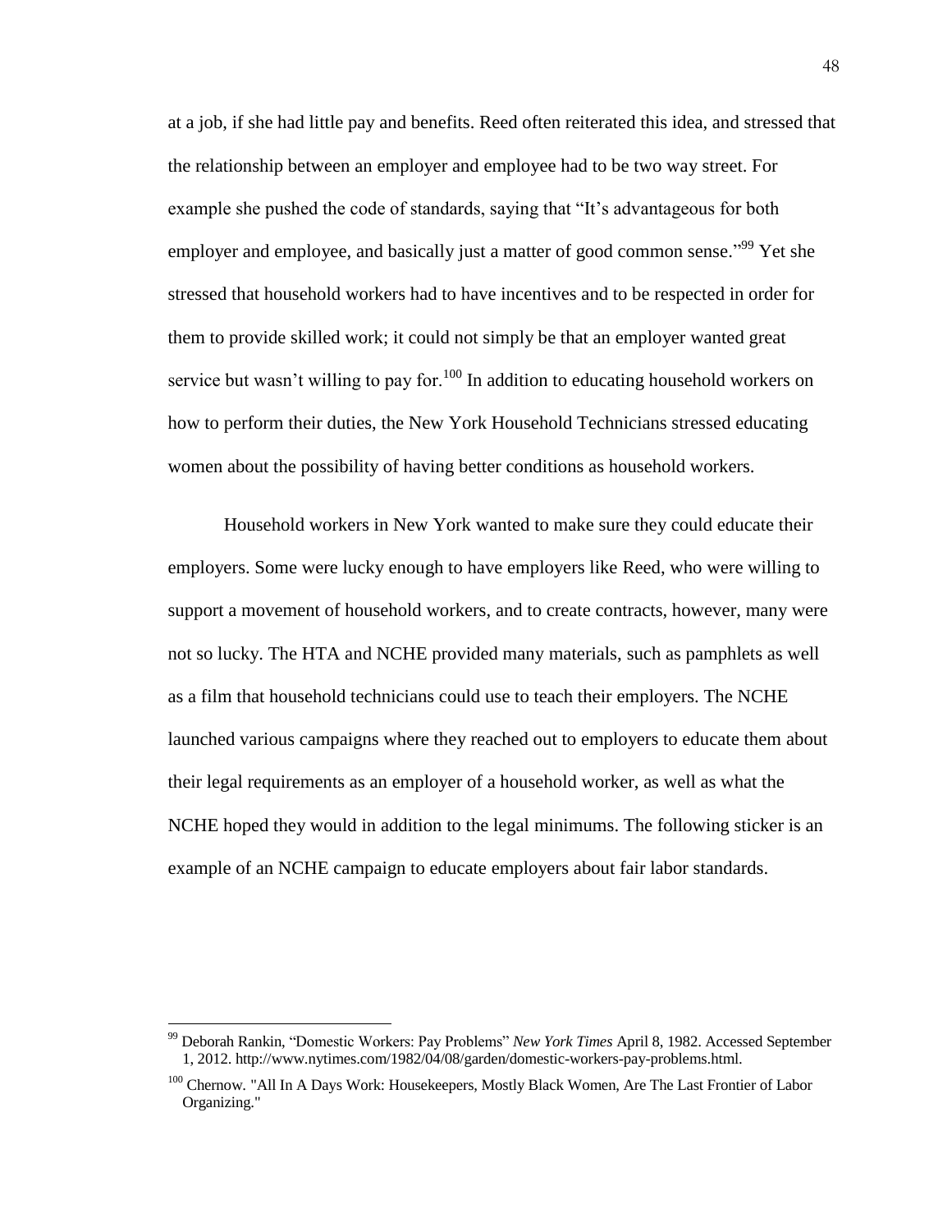at a job, if she had little pay and benefits. Reed often reiterated this idea, and stressed that the relationship between an employer and employee had to be two way street. For example she pushed the code of standards, saying that "It's advantageous for both employer and employee, and basically just a matter of good common sense."[99] Yet she stressed that household workers had to have incentives and to be respected in order for them to provide skilled work; it could not simply be that an employer wanted great service but wasn't willing to pay for.[100] In addition to educating household workers on how to perform their duties, the New York Household Technicians stressed educating women about the possibility of having better conditions as household workers.

Household workers in New York wanted to make sure they could educate their employers. Some were lucky enough to have employers like Reed, who were willing to support a movement of household workers, and to create contracts, however, many were not so lucky. The HTA and NCHE provided many materials, such as pamphlets as well as a film that household technicians could use to teach their employers. The NCHE launched various campaigns where they reached out to employers to educate them about their legal requirements as an employer of a household worker, as well as what the NCHE hoped they would in addition to the legal minimums. The following sticker is an example of an NCHE campaign to educate employers about fair labor standards.

---

[99] Deborah Rankin, "Domestic Workers: Pay Problems" *New York Times* April 8, 1982. Accessed September 1, 2012. http://www.nytimes.com/1982/04/08/garden/domestic-workers-pay-problems.html.

[100] Chernow. "All In A Days Work: Housekeepers, Mostly Black Women, Are The Last Frontier of Labor Organizing."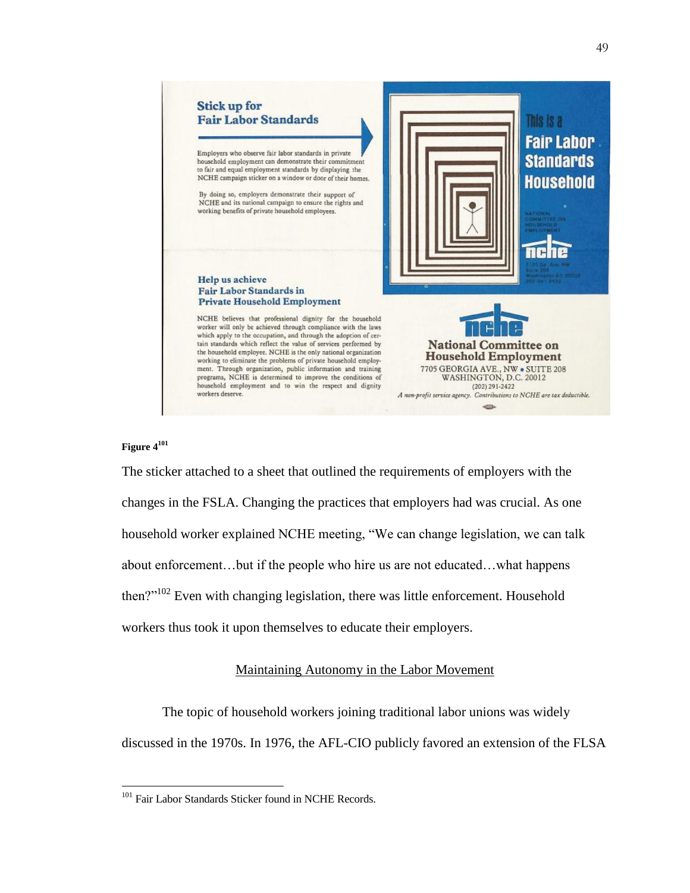Stick up for
Fair Labor Standards

Employers who observe fair labor standards in private household employment can demonstrate their commitment to fair and equal employment standards by displaying the NCHE campaign sticker on a window or door of their homes.

By doing so, employers demonstrate their support of NCHE and its national campaign to ensure the rights and working benefits of private household employees.

This is a Fair Labor Standards Household

National Committee on Household Employment

nche

Help us achieve
Fair Labor Standards in
Private Household Employment

NCHE believes that professional dignity for the household worker will only be achieved through compliance with the laws which apply to the occupation, and through the adoption of certain standards which reflect the value of services performed by the household employee. NCHE is the only national organization working to eliminate the problems of private household employment. Through organization, public information and training programs, NCHE is determined to improve the conditions of household employment and to win the respect and dignity workers deserve.

nche

National Committee on
Household Employment
7705 GEORGIA AVE., NW • SUITE 208
WASHINGTON, D.C. 20012
(202) 291-2422
*A non-profit service agency. Contributions to NCHE are tax deductible.*

**Figure 4**[101]

The sticker attached to a sheet that outlined the requirements of employers with the changes in the FSLA. Changing the practices that employers had was crucial. As one household worker explained NCHE meeting, "We can change legislation, we can talk about enforcement…but if the people who hire us are not educated…what happens then?"[102] Even with changing legislation, there was little enforcement. Household workers thus took it upon themselves to educate their employers.

## Maintaining Autonomy in the Labor Movement

The topic of household workers joining traditional labor unions was widely discussed in the 1970s. In 1976, the AFL-CIO publicly favored an extension of the FLSA

[101] Fair Labor Standards Sticker found in NCHE Records.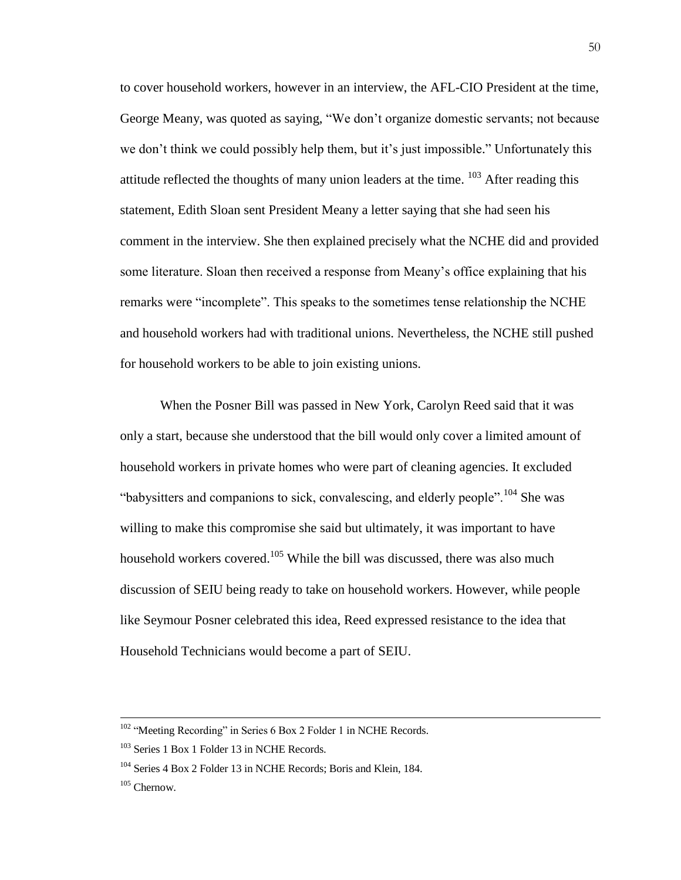to cover household workers, however in an interview, the AFL-CIO President at the time, George Meany, was quoted as saying, "We don't organize domestic servants; not because we don't think we could possibly help them, but it's just impossible." Unfortunately this attitude reflected the thoughts of many union leaders at the time. [103] After reading this statement, Edith Sloan sent President Meany a letter saying that she had seen his comment in the interview. She then explained precisely what the NCHE did and provided some literature. Sloan then received a response from Meany's office explaining that his remarks were "incomplete". This speaks to the sometimes tense relationship the NCHE and household workers had with traditional unions. Nevertheless, the NCHE still pushed for household workers to be able to join existing unions.

When the Posner Bill was passed in New York, Carolyn Reed said that it was only a start, because she understood that the bill would only cover a limited amount of household workers in private homes who were part of cleaning agencies. It excluded "babysitters and companions to sick, convalescing, and elderly people".[104] She was willing to make this compromise she said but ultimately, it was important to have household workers covered.[105] While the bill was discussed, there was also much discussion of SEIU being ready to take on household workers. However, while people like Seymour Posner celebrated this idea, Reed expressed resistance to the idea that Household Technicians would become a part of SEIU.

---

[102] "Meeting Recording" in Series 6 Box 2 Folder 1 in NCHE Records.

[103] Series 1 Box 1 Folder 13 in NCHE Records.

[104] Series 4 Box 2 Folder 13 in NCHE Records; Boris and Klein, 184.

[105] Chernow.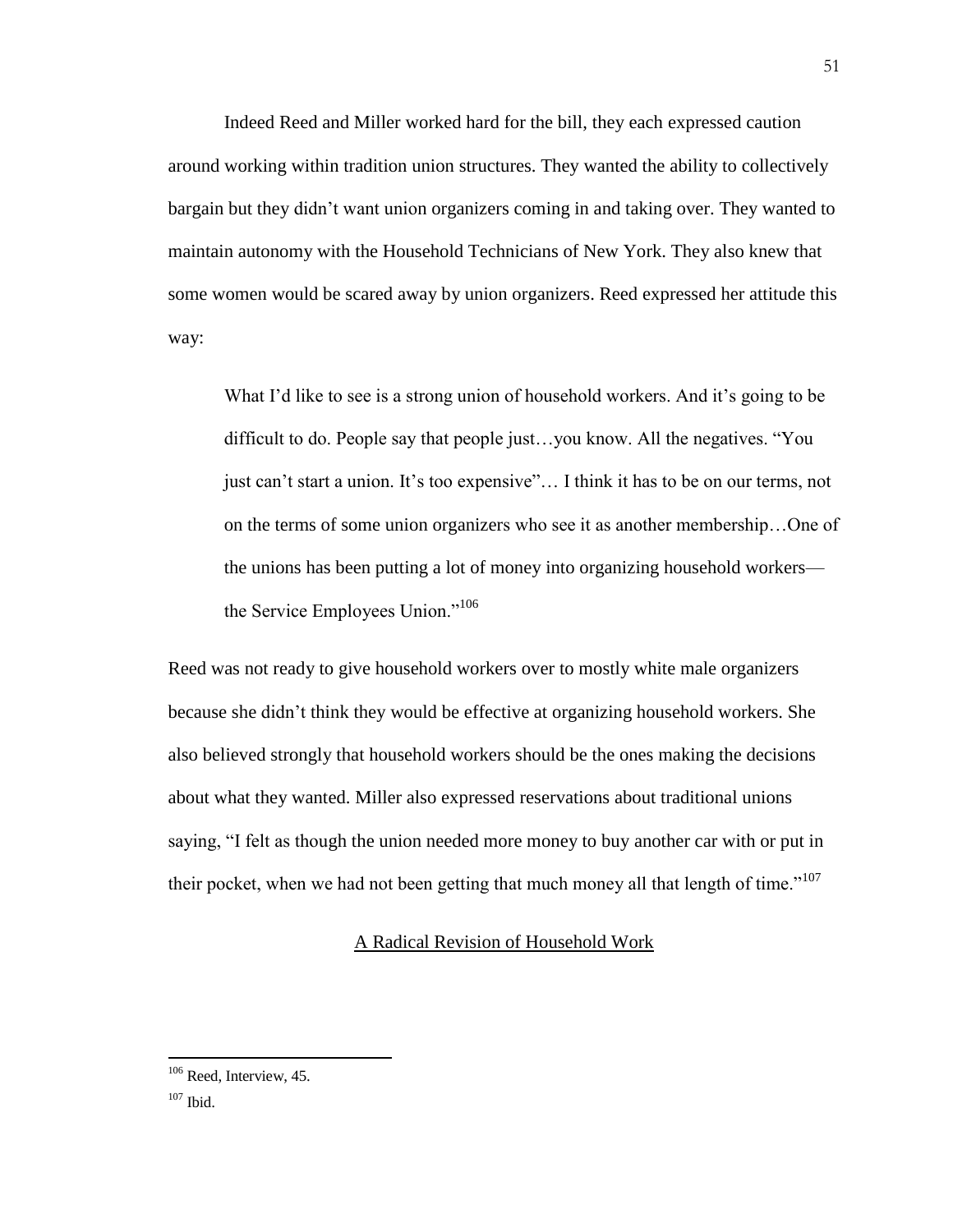Indeed Reed and Miller worked hard for the bill, they each expressed caution around working within tradition union structures. They wanted the ability to collectively bargain but they didn't want union organizers coming in and taking over. They wanted to maintain autonomy with the Household Technicians of New York. They also knew that some women would be scared away by union organizers. Reed expressed her attitude this way:

> What I'd like to see is a strong union of household workers. And it's going to be difficult to do. People say that people just…you know. All the negatives. "You just can't start a union. It's too expensive"… I think it has to be on our terms, not on the terms of some union organizers who see it as another membership…One of the unions has been putting a lot of money into organizing household workers—the Service Employees Union."[106]

Reed was not ready to give household workers over to mostly white male organizers because she didn't think they would be effective at organizing household workers. She also believed strongly that household workers should be the ones making the decisions about what they wanted. Miller also expressed reservations about traditional unions saying, "I felt as though the union needed more money to buy another car with or put in their pocket, when we had not been getting that much money all that length of time."[107]

## A Radical Revision of Household Work

---

[106] Reed, Interview, 45.

[107] Ibid.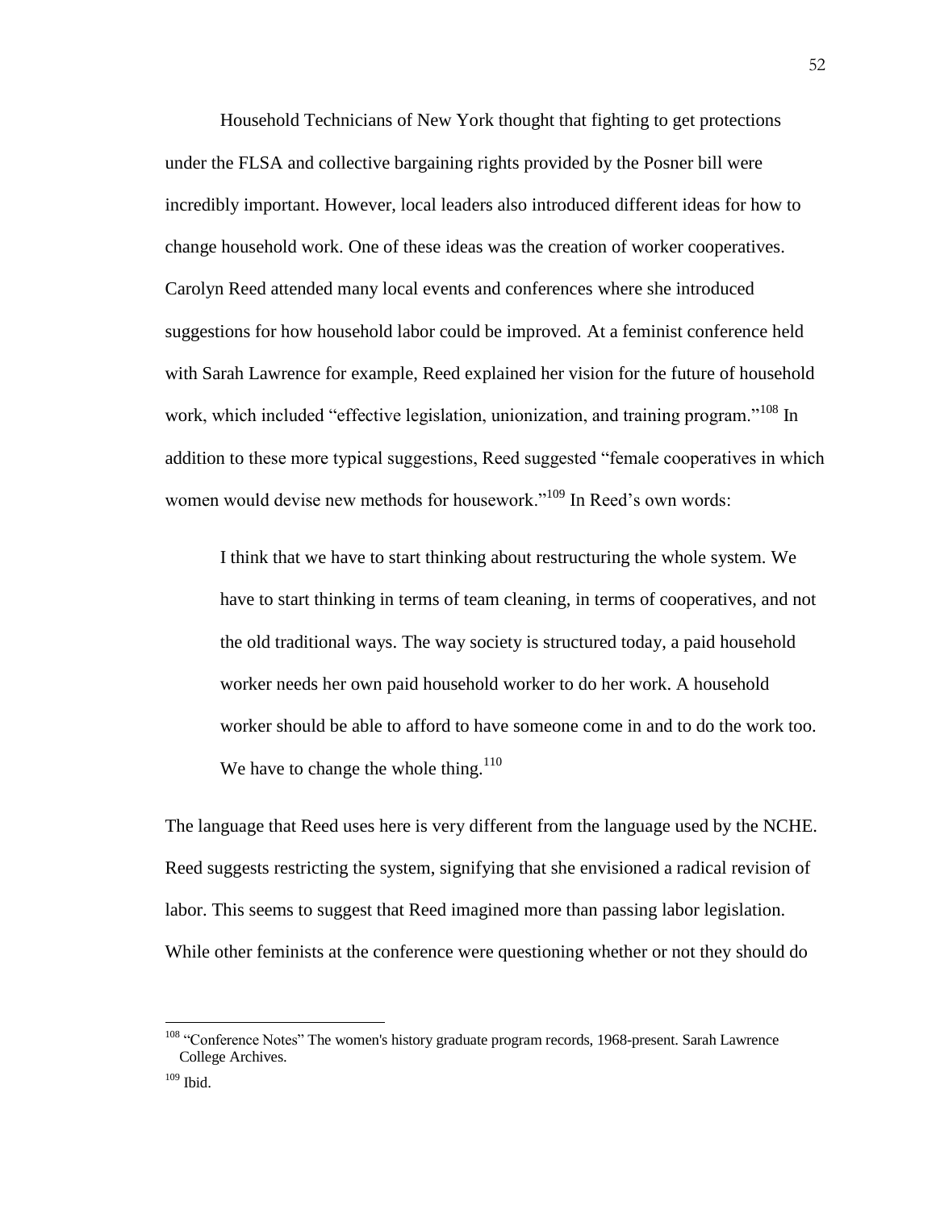Household Technicians of New York thought that fighting to get protections under the FLSA and collective bargaining rights provided by the Posner bill were incredibly important. However, local leaders also introduced different ideas for how to change household work. One of these ideas was the creation of worker cooperatives. Carolyn Reed attended many local events and conferences where she introduced suggestions for how household labor could be improved. At a feminist conference held with Sarah Lawrence for example, Reed explained her vision for the future of household work, which included "effective legislation, unionization, and training program."[108] In addition to these more typical suggestions, Reed suggested "female cooperatives in which women would devise new methods for housework."[109] In Reed's own words:

> I think that we have to start thinking about restructuring the whole system. We have to start thinking in terms of team cleaning, in terms of cooperatives, and not the old traditional ways. The way society is structured today, a paid household worker needs her own paid household worker to do her work. A household worker should be able to afford to have someone come in and to do the work too. We have to change the whole thing.[110]

The language that Reed uses here is very different from the language used by the NCHE. Reed suggests restricting the system, signifying that she envisioned a radical revision of labor. This seems to suggest that Reed imagined more than passing labor legislation. While other feminists at the conference were questioning whether or not they should do

---

[108] "Conference Notes" The women's history graduate program records, 1968-present. Sarah Lawrence College Archives.

[109] Ibid.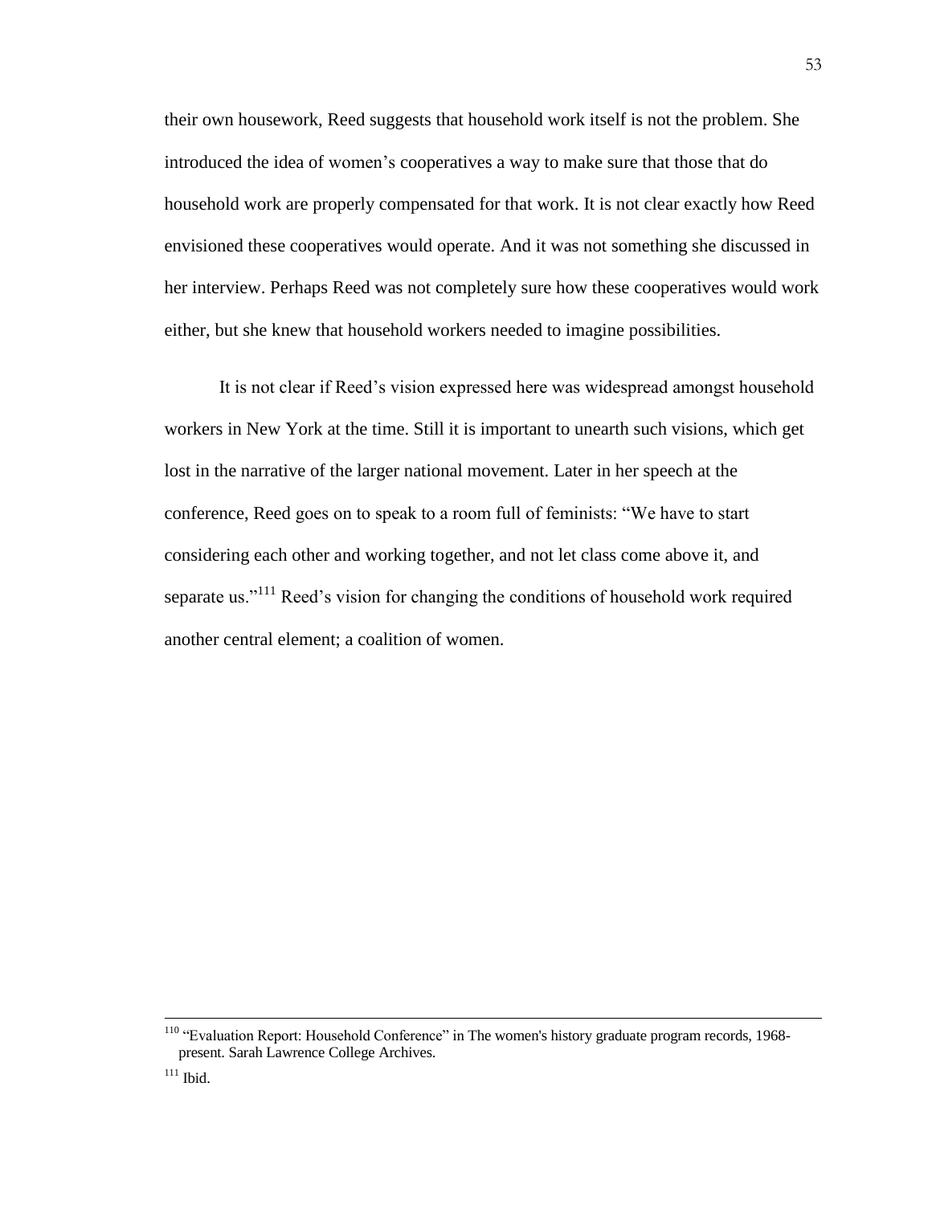their own housework, Reed suggests that household work itself is not the problem. She introduced the idea of women's cooperatives a way to make sure that those that do household work are properly compensated for that work. It is not clear exactly how Reed envisioned these cooperatives would operate. And it was not something she discussed in her interview. Perhaps Reed was not completely sure how these cooperatives would work either, but she knew that household workers needed to imagine possibilities.

It is not clear if Reed's vision expressed here was widespread amongst household workers in New York at the time. Still it is important to unearth such visions, which get lost in the narrative of the larger national movement. Later in her speech at the conference, Reed goes on to speak to a room full of feminists: "We have to start considering each other and working together, and not let class come above it, and separate us."[111] Reed's vision for changing the conditions of household work required another central element; a coalition of women.

---

[110] "Evaluation Report: Household Conference" in The women's history graduate program records, 1968-present. Sarah Lawrence College Archives.

[111] Ibid.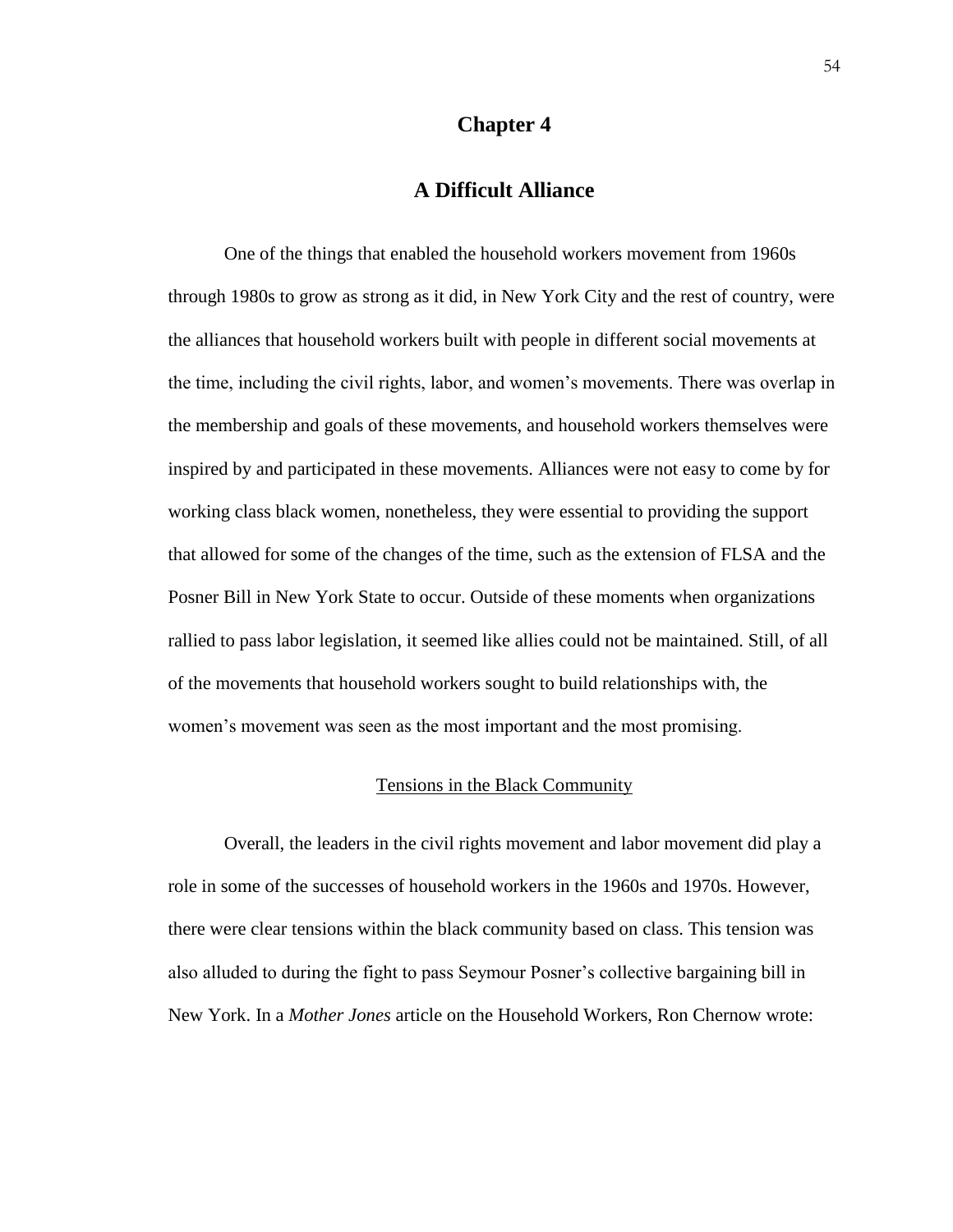# Chapter 4

# A Difficult Alliance

One of the things that enabled the household workers movement from 1960s through 1980s to grow as strong as it did, in New York City and the rest of country, were the alliances that household workers built with people in different social movements at the time, including the civil rights, labor, and women's movements. There was overlap in the membership and goals of these movements, and household workers themselves were inspired by and participated in these movements. Alliances were not easy to come by for working class black women, nonetheless, they were essential to providing the support that allowed for some of the changes of the time, such as the extension of FLSA and the Posner Bill in New York State to occur. Outside of these moments when organizations rallied to pass labor legislation, it seemed like allies could not be maintained. Still, of all of the movements that household workers sought to build relationships with, the women's movement was seen as the most important and the most promising.

## Tensions in the Black Community

Overall, the leaders in the civil rights movement and labor movement did play a role in some of the successes of household workers in the 1960s and 1970s. However, there were clear tensions within the black community based on class. This tension was also alluded to during the fight to pass Seymour Posner's collective bargaining bill in New York. In a *Mother Jones* article on the Household Workers, Ron Chernow wrote: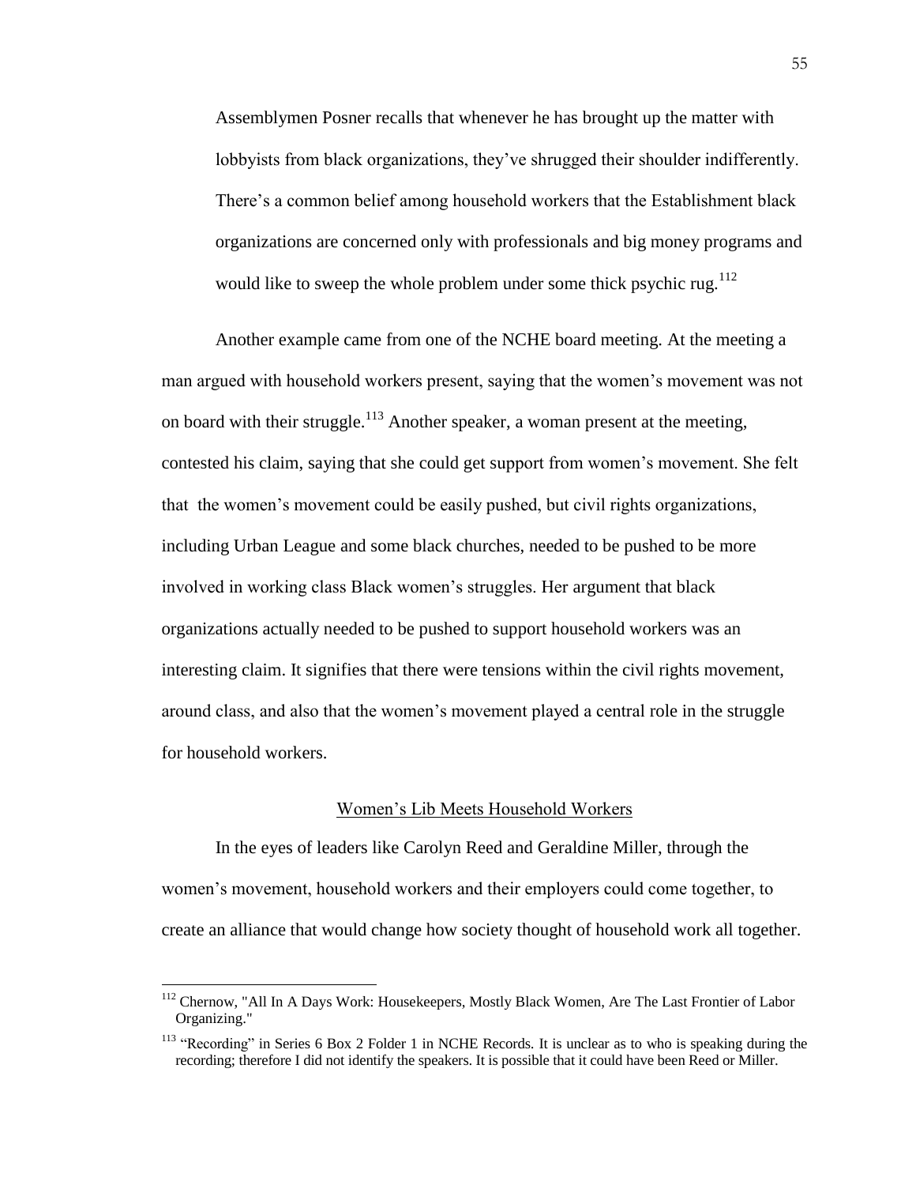> Assemblymen Posner recalls that whenever he has brought up the matter with lobbyists from black organizations, they've shrugged their shoulder indifferently. There's a common belief among household workers that the Establishment black organizations are concerned only with professionals and big money programs and would like to sweep the whole problem under some thick psychic rug.[112]

Another example came from one of the NCHE board meeting. At the meeting a man argued with household workers present, saying that the women's movement was not on board with their struggle.[113] Another speaker, a woman present at the meeting, contested his claim, saying that she could get support from women's movement. She felt that the women's movement could be easily pushed, but civil rights organizations, including Urban League and some black churches, needed to be pushed to be more involved in working class Black women's struggles. Her argument that black organizations actually needed to be pushed to support household workers was an interesting claim. It signifies that there were tensions within the civil rights movement, around class, and also that the women's movement played a central role in the struggle for household workers.

## Women's Lib Meets Household Workers

In the eyes of leaders like Carolyn Reed and Geraldine Miller, through the women's movement, household workers and their employers could come together, to create an alliance that would change how society thought of household work all together.

---

[112] Chernow, "All In A Days Work: Housekeepers, Mostly Black Women, Are The Last Frontier of Labor Organizing."

[113] "Recording" in Series 6 Box 2 Folder 1 in NCHE Records. It is unclear as to who is speaking during the recording; therefore I did not identify the speakers. It is possible that it could have been Reed or Miller.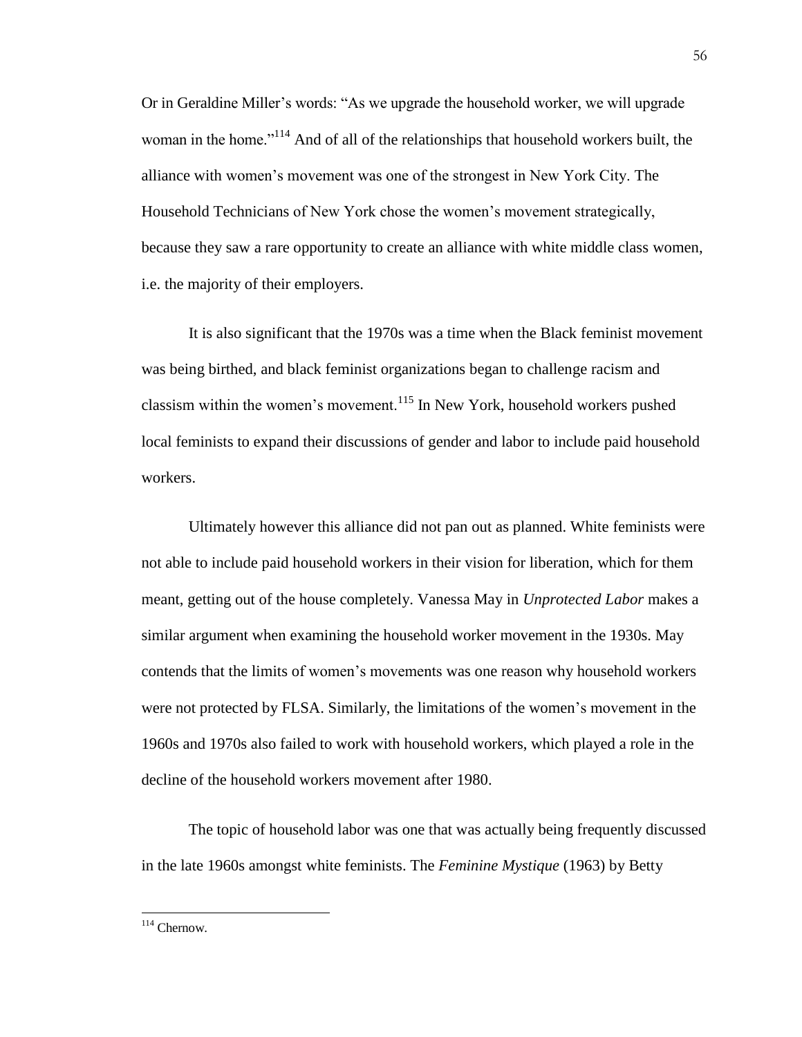Or in Geraldine Miller's words: "As we upgrade the household worker, we will upgrade woman in the home."[114] And of all of the relationships that household workers built, the alliance with women's movement was one of the strongest in New York City. The Household Technicians of New York chose the women's movement strategically, because they saw a rare opportunity to create an alliance with white middle class women, i.e. the majority of their employers.

It is also significant that the 1970s was a time when the Black feminist movement was being birthed, and black feminist organizations began to challenge racism and classism within the women's movement.[115] In New York, household workers pushed local feminists to expand their discussions of gender and labor to include paid household workers.

Ultimately however this alliance did not pan out as planned. White feminists were not able to include paid household workers in their vision for liberation, which for them meant, getting out of the house completely. Vanessa May in *Unprotected Labor* makes a similar argument when examining the household worker movement in the 1930s. May contends that the limits of women's movements was one reason why household workers were not protected by FLSA. Similarly, the limitations of the women's movement in the 1960s and 1970s also failed to work with household workers, which played a role in the decline of the household workers movement after 1980.

The topic of household labor was one that was actually being frequently discussed in the late 1960s amongst white feminists. The *Feminine Mystique* (1963) by Betty

[114] Chernow.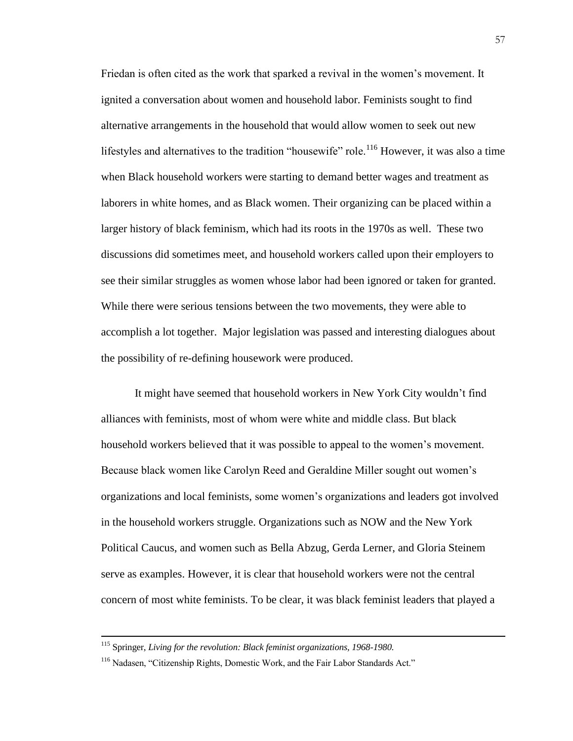Friedan is often cited as the work that sparked a revival in the women's movement. It ignited a conversation about women and household labor. Feminists sought to find alternative arrangements in the household that would allow women to seek out new lifestyles and alternatives to the tradition "housewife" role.[116] However, it was also a time when Black household workers were starting to demand better wages and treatment as laborers in white homes, and as Black women. Their organizing can be placed within a larger history of black feminism, which had its roots in the 1970s as well. These two discussions did sometimes meet, and household workers called upon their employers to see their similar struggles as women whose labor had been ignored or taken for granted. While there were serious tensions between the two movements, they were able to accomplish a lot together. Major legislation was passed and interesting dialogues about the possibility of re-defining housework were produced.

It might have seemed that household workers in New York City wouldn't find alliances with feminists, most of whom were white and middle class. But black household workers believed that it was possible to appeal to the women's movement. Because black women like Carolyn Reed and Geraldine Miller sought out women's organizations and local feminists, some women's organizations and leaders got involved in the household workers struggle. Organizations such as NOW and the New York Political Caucus, and women such as Bella Abzug, Gerda Lerner, and Gloria Steinem serve as examples. However, it is clear that household workers were not the central concern of most white feminists. To be clear, it was black feminist leaders that played a

---

[115] Springer, *Living for the revolution: Black feminist organizations, 1968-1980.*

[116] Nadasen, "Citizenship Rights, Domestic Work, and the Fair Labor Standards Act."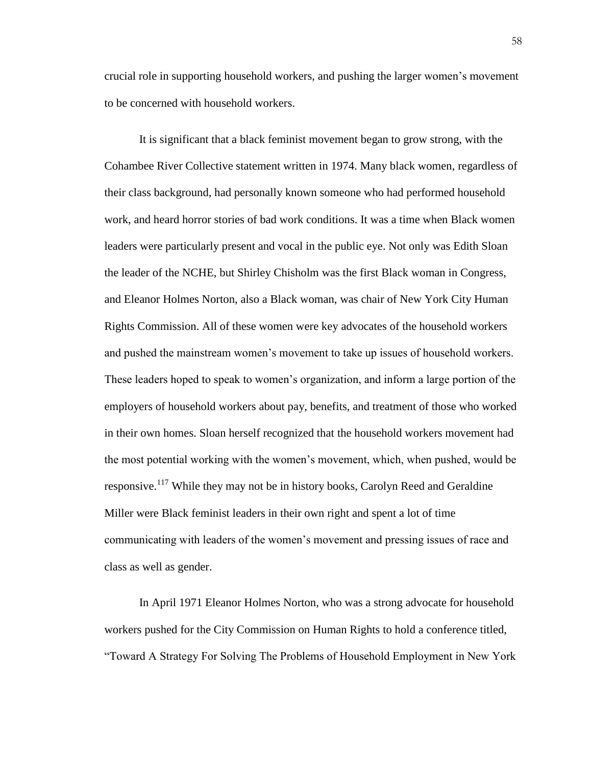crucial role in supporting household workers, and pushing the larger women's movement to be concerned with household workers.

It is significant that a black feminist movement began to grow strong, with the Cohambee River Collective statement written in 1974. Many black women, regardless of their class background, had personally known someone who had performed household work, and heard horror stories of bad work conditions. It was a time when Black women leaders were particularly present and vocal in the public eye. Not only was Edith Sloan the leader of the NCHE, but Shirley Chisholm was the first Black woman in Congress, and Eleanor Holmes Norton, also a Black woman, was chair of New York City Human Rights Commission. All of these women were key advocates of the household workers and pushed the mainstream women's movement to take up issues of household workers. These leaders hoped to speak to women's organization, and inform a large portion of the employers of household workers about pay, benefits, and treatment of those who worked in their own homes. Sloan herself recognized that the household workers movement had the most potential working with the women's movement, which, when pushed, would be responsive.[117] While they may not be in history books, Carolyn Reed and Geraldine Miller were Black feminist leaders in their own right and spent a lot of time communicating with leaders of the women's movement and pressing issues of race and class as well as gender.

In April 1971 Eleanor Holmes Norton, who was a strong advocate for household workers pushed for the City Commission on Human Rights to hold a conference titled, "Toward A Strategy For Solving The Problems of Household Employment in New York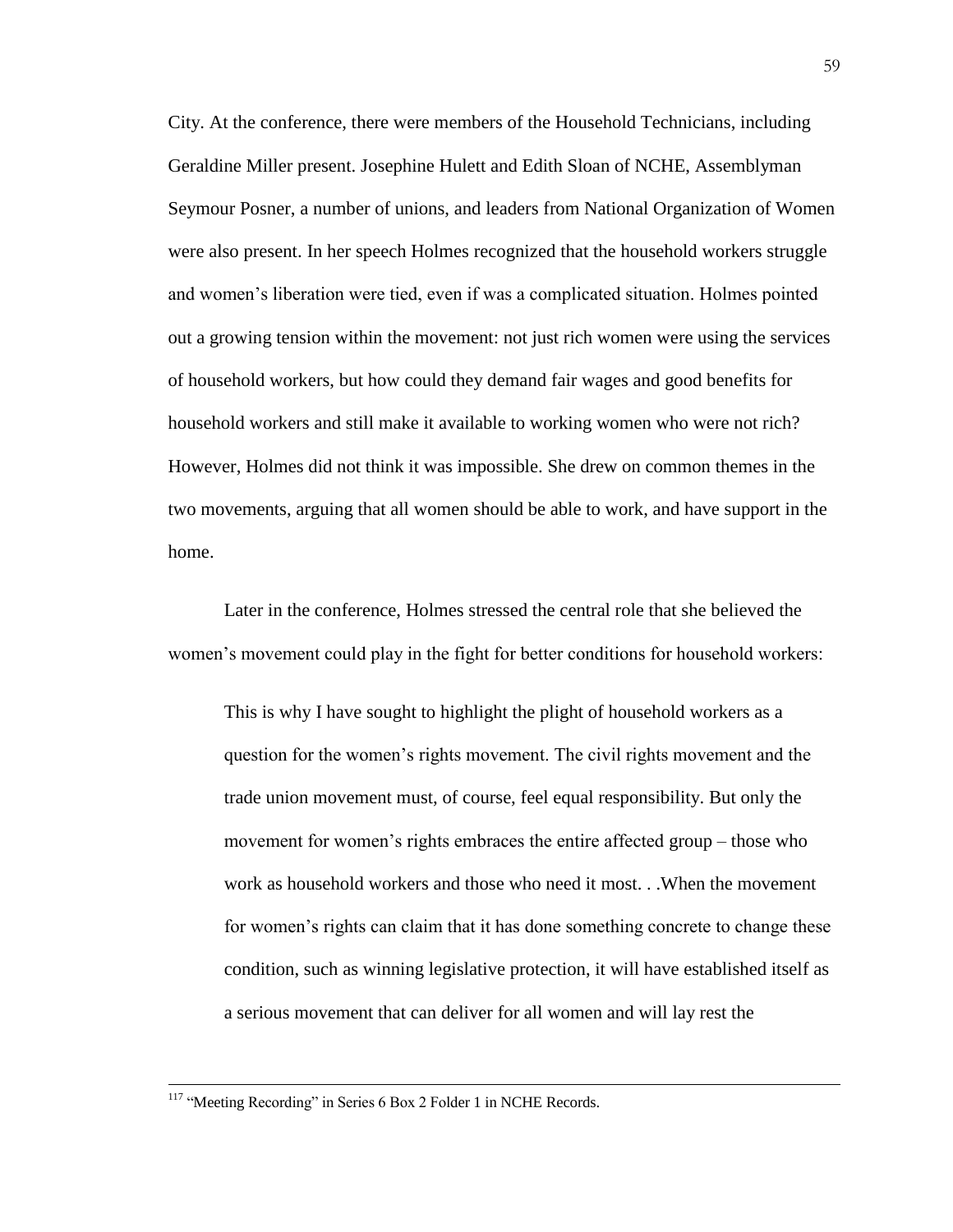City. At the conference, there were members of the Household Technicians, including Geraldine Miller present. Josephine Hulett and Edith Sloan of NCHE, Assemblyman Seymour Posner, a number of unions, and leaders from National Organization of Women were also present. In her speech Holmes recognized that the household workers struggle and women's liberation were tied, even if was a complicated situation. Holmes pointed out a growing tension within the movement: not just rich women were using the services of household workers, but how could they demand fair wages and good benefits for household workers and still make it available to working women who were not rich? However, Holmes did not think it was impossible. She drew on common themes in the two movements, arguing that all women should be able to work, and have support in the home.

Later in the conference, Holmes stressed the central role that she believed the women's movement could play in the fight for better conditions for household workers:

> This is why I have sought to highlight the plight of household workers as a question for the women's rights movement. The civil rights movement and the trade union movement must, of course, feel equal responsibility. But only the movement for women's rights embraces the entire affected group – those who work as household workers and those who need it most. . .When the movement for women's rights can claim that it has done something concrete to change these condition, such as winning legislative protection, it will have established itself as a serious movement that can deliver for all women and will lay rest the

---

[117] "Meeting Recording" in Series 6 Box 2 Folder 1 in NCHE Records.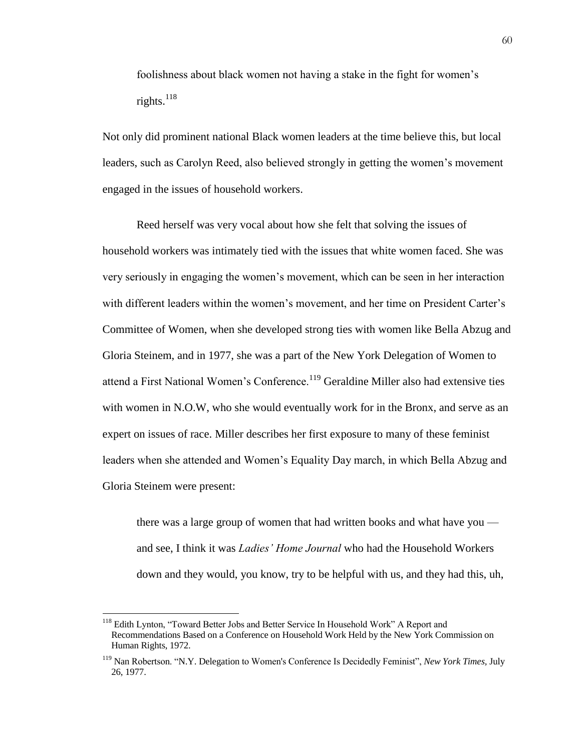> foolishness about black women not having a stake in the fight for women's rights.[118]

Not only did prominent national Black women leaders at the time believe this, but local leaders, such as Carolyn Reed, also believed strongly in getting the women's movement engaged in the issues of household workers.

Reed herself was very vocal about how she felt that solving the issues of household workers was intimately tied with the issues that white women faced. She was very seriously in engaging the women's movement, which can be seen in her interaction with different leaders within the women's movement, and her time on President Carter's Committee of Women, when she developed strong ties with women like Bella Abzug and Gloria Steinem, and in 1977, she was a part of the New York Delegation of Women to attend a First National Women's Conference.[119] Geraldine Miller also had extensive ties with women in N.O.W, who she would eventually work for in the Bronx, and serve as an expert on issues of race. Miller describes her first exposure to many of these feminist leaders when she attended and Women's Equality Day march, in which Bella Abzug and Gloria Steinem were present:

> there was a large group of women that had written books and what have you — and see, I think it was *Ladies' Home Journal* who had the Household Workers down and they would, you know, try to be helpful with us, and they had this, uh,

---

[118] Edith Lynton, "Toward Better Jobs and Better Service In Household Work" A Report and Recommendations Based on a Conference on Household Work Held by the New York Commission on Human Rights, 1972.

[119] Nan Robertson. "N.Y. Delegation to Women's Conference Is Decidedly Feminist", *New York Times*, July 26, 1977.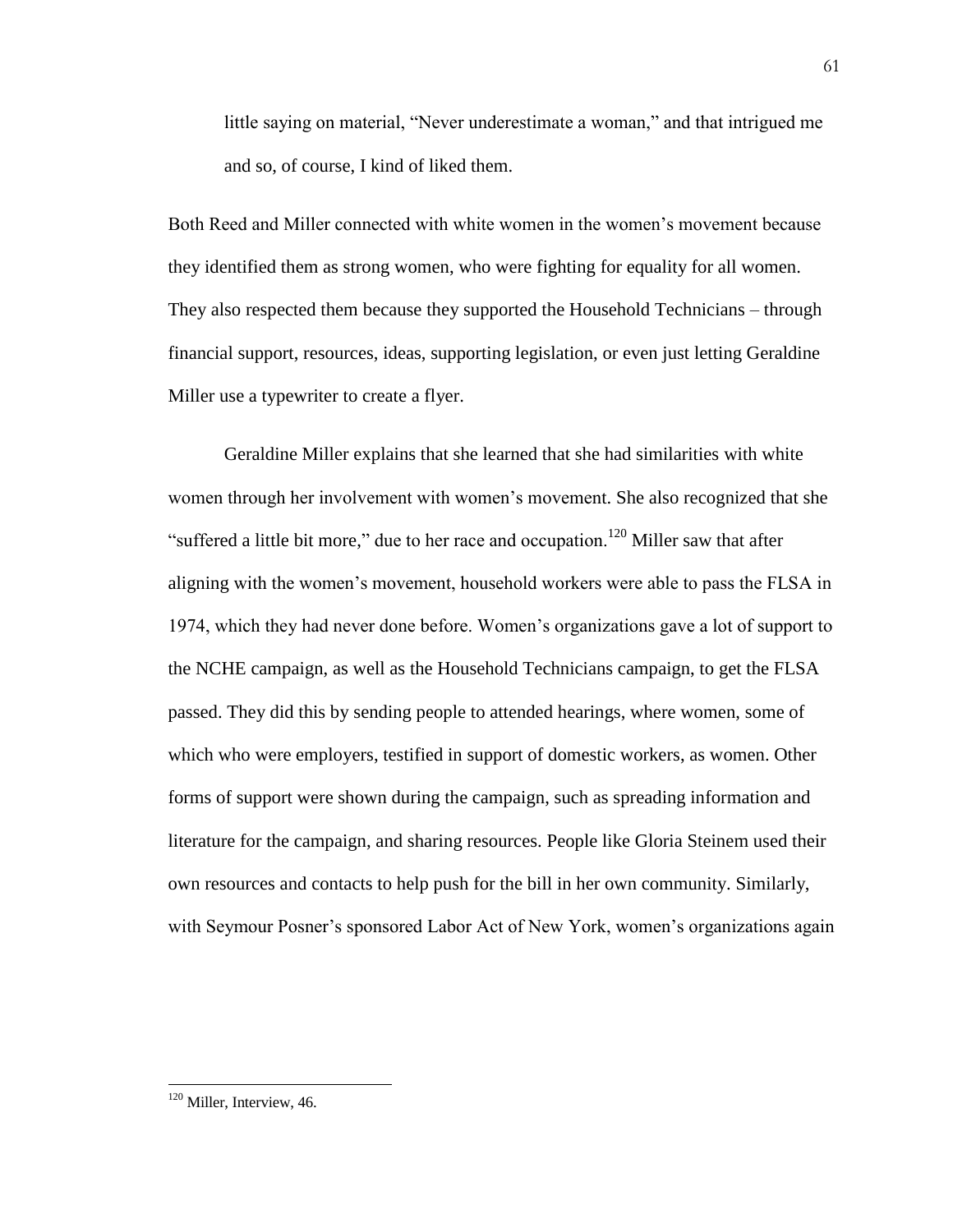> little saying on material, "Never underestimate a woman," and that intrigued me and so, of course, I kind of liked them.

Both Reed and Miller connected with white women in the women's movement because they identified them as strong women, who were fighting for equality for all women. They also respected them because they supported the Household Technicians – through financial support, resources, ideas, supporting legislation, or even just letting Geraldine Miller use a typewriter to create a flyer.

Geraldine Miller explains that she learned that she had similarities with white women through her involvement with women's movement. She also recognized that she "suffered a little bit more," due to her race and occupation.[120] Miller saw that after aligning with the women's movement, household workers were able to pass the FLSA in 1974, which they had never done before. Women's organizations gave a lot of support to the NCHE campaign, as well as the Household Technicians campaign, to get the FLSA passed. They did this by sending people to attended hearings, where women, some of which who were employers, testified in support of domestic workers, as women. Other forms of support were shown during the campaign, such as spreading information and literature for the campaign, and sharing resources. People like Gloria Steinem used their own resources and contacts to help push for the bill in her own community. Similarly, with Seymour Posner's sponsored Labor Act of New York, women's organizations again

[120] Miller, Interview, 46.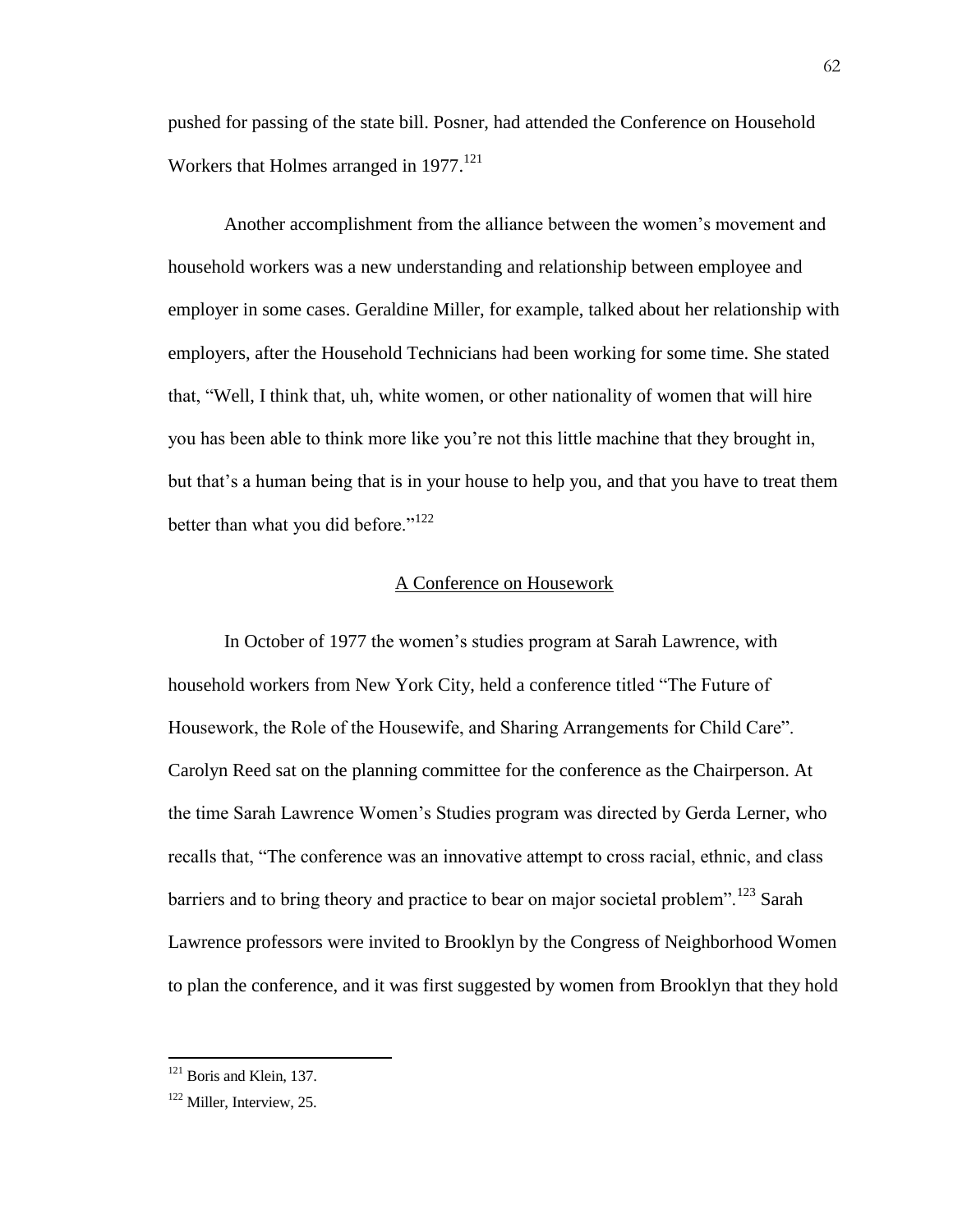pushed for passing of the state bill. Posner, had attended the Conference on Household Workers that Holmes arranged in 1977.[121]

Another accomplishment from the alliance between the women's movement and household workers was a new understanding and relationship between employee and employer in some cases. Geraldine Miller, for example, talked about her relationship with employers, after the Household Technicians had been working for some time. She stated that, "Well, I think that, uh, white women, or other nationality of women that will hire you has been able to think more like you're not this little machine that they brought in, but that's a human being that is in your house to help you, and that you have to treat them better than what you did before."[122]

## A Conference on Housework

In October of 1977 the women's studies program at Sarah Lawrence, with household workers from New York City, held a conference titled "The Future of Housework, the Role of the Housewife, and Sharing Arrangements for Child Care". Carolyn Reed sat on the planning committee for the conference as the Chairperson. At the time Sarah Lawrence Women's Studies program was directed by Gerda Lerner, who recalls that, "The conference was an innovative attempt to cross racial, ethnic, and class barriers and to bring theory and practice to bear on major societal problem".[123] Sarah Lawrence professors were invited to Brooklyn by the Congress of Neighborhood Women to plan the conference, and it was first suggested by women from Brooklyn that they hold

---

[121] Boris and Klein, 137.

[122] Miller, Interview, 25.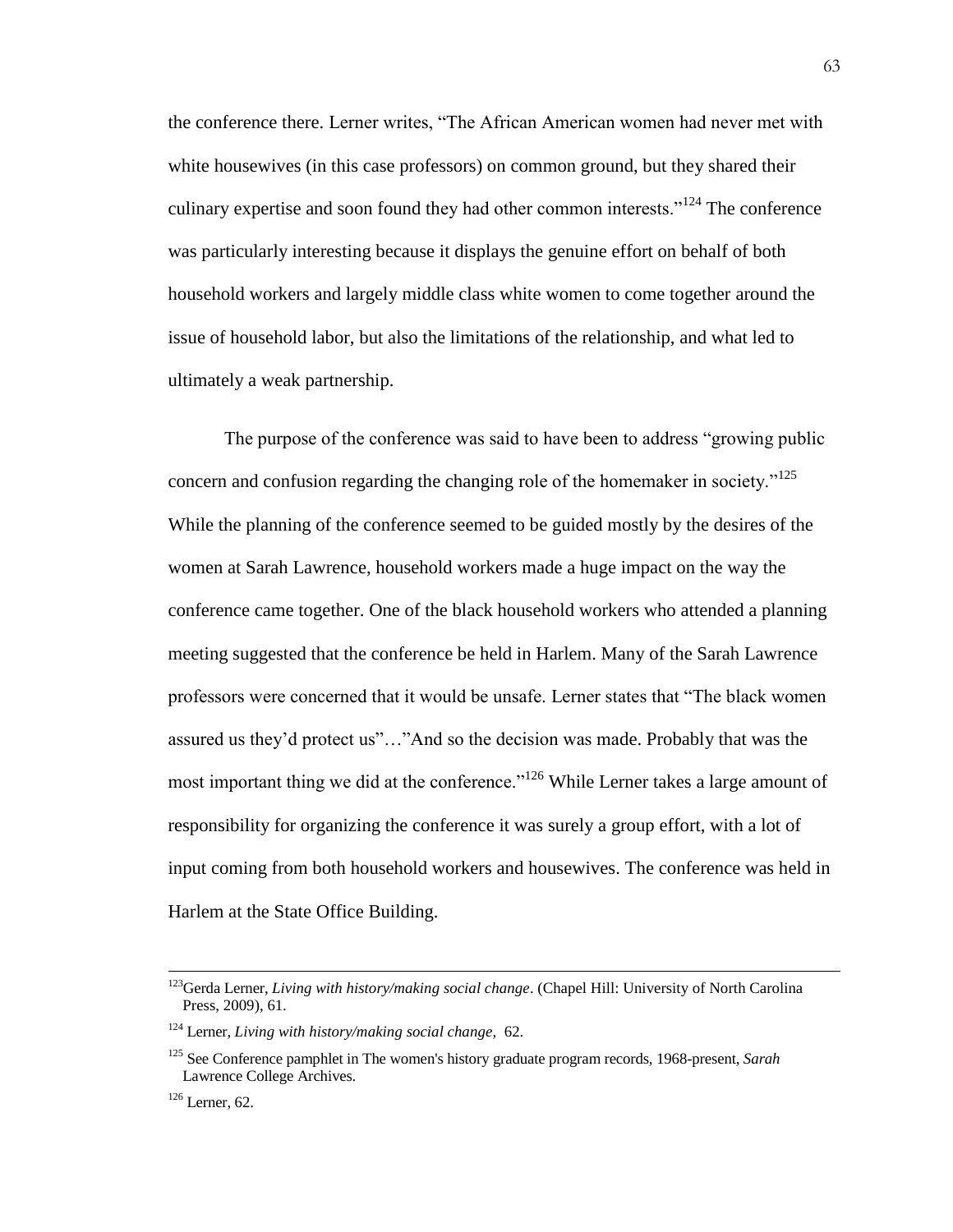the conference there. Lerner writes, "The African American women had never met with white housewives (in this case professors) on common ground, but they shared their culinary expertise and soon found they had other common interests."[124] The conference was particularly interesting because it displays the genuine effort on behalf of both household workers and largely middle class white women to come together around the issue of household labor, but also the limitations of the relationship, and what led to ultimately a weak partnership.

The purpose of the conference was said to have been to address "growing public concern and confusion regarding the changing role of the homemaker in society."[125] While the planning of the conference seemed to be guided mostly by the desires of the women at Sarah Lawrence, household workers made a huge impact on the way the conference came together. One of the black household workers who attended a planning meeting suggested that the conference be held in Harlem. Many of the Sarah Lawrence professors were concerned that it would be unsafe. Lerner states that "The black women assured us they'd protect us"…"And so the decision was made. Probably that was the most important thing we did at the conference."[126] While Lerner takes a large amount of responsibility for organizing the conference it was surely a group effort, with a lot of input coming from both household workers and housewives. The conference was held in Harlem at the State Office Building.

---

[123] Gerda Lerner, *Living with history/making social change*. (Chapel Hill: University of North Carolina Press, 2009), 61.

[124] Lerner, *Living with history/making social change*, 62.

[125] See Conference pamphlet in The women's history graduate program records, 1968-present, *Sarah* Lawrence College Archives.

[126] Lerner, 62.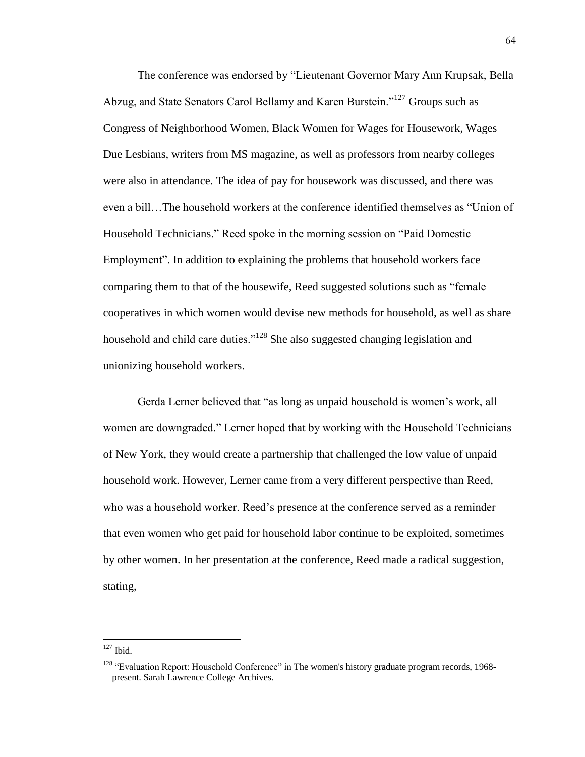The conference was endorsed by "Lieutenant Governor Mary Ann Krupsak, Bella Abzug, and State Senators Carol Bellamy and Karen Burstein."[127] Groups such as Congress of Neighborhood Women, Black Women for Wages for Housework, Wages Due Lesbians, writers from MS magazine, as well as professors from nearby colleges were also in attendance. The idea of pay for housework was discussed, and there was even a bill…The household workers at the conference identified themselves as "Union of Household Technicians." Reed spoke in the morning session on "Paid Domestic Employment". In addition to explaining the problems that household workers face comparing them to that of the housewife, Reed suggested solutions such as "female cooperatives in which women would devise new methods for household, as well as share household and child care duties."[128] She also suggested changing legislation and unionizing household workers.

Gerda Lerner believed that "as long as unpaid household is women's work, all women are downgraded." Lerner hoped that by working with the Household Technicians of New York, they would create a partnership that challenged the low value of unpaid household work. However, Lerner came from a very different perspective than Reed, who was a household worker. Reed's presence at the conference served as a reminder that even women who get paid for household labor continue to be exploited, sometimes by other women. In her presentation at the conference, Reed made a radical suggestion, stating,

---

[127] Ibid.

[128] "Evaluation Report: Household Conference" in The women's history graduate program records, 1968-present. Sarah Lawrence College Archives.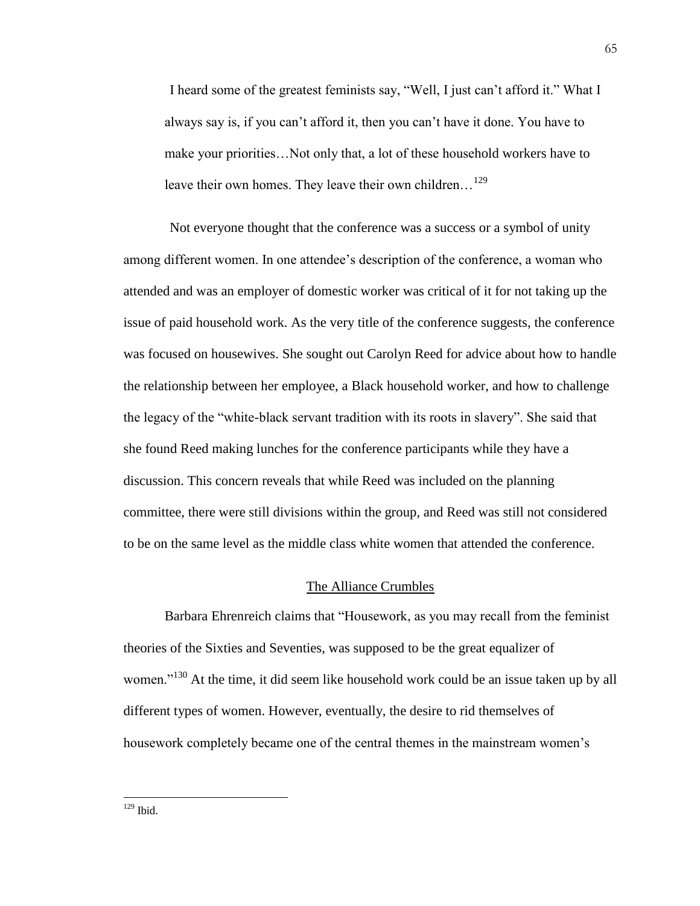> I heard some of the greatest feminists say, "Well, I just can't afford it." What I always say is, if you can't afford it, then you can't have it done. You have to make your priorities…Not only that, a lot of these household workers have to leave their own homes. They leave their own children…[129]

Not everyone thought that the conference was a success or a symbol of unity among different women. In one attendee's description of the conference, a woman who attended and was an employer of domestic worker was critical of it for not taking up the issue of paid household work. As the very title of the conference suggests, the conference was focused on housewives. She sought out Carolyn Reed for advice about how to handle the relationship between her employee, a Black household worker, and how to challenge the legacy of the "white-black servant tradition with its roots in slavery". She said that she found Reed making lunches for the conference participants while they have a discussion. This concern reveals that while Reed was included on the planning committee, there were still divisions within the group, and Reed was still not considered to be on the same level as the middle class white women that attended the conference.

## The Alliance Crumbles

Barbara Ehrenreich claims that "Housework, as you may recall from the feminist theories of the Sixties and Seventies, was supposed to be the great equalizer of women."[130] At the time, it did seem like household work could be an issue taken up by all different types of women. However, eventually, the desire to rid themselves of housework completely became one of the central themes in the mainstream women's

---

[129] Ibid.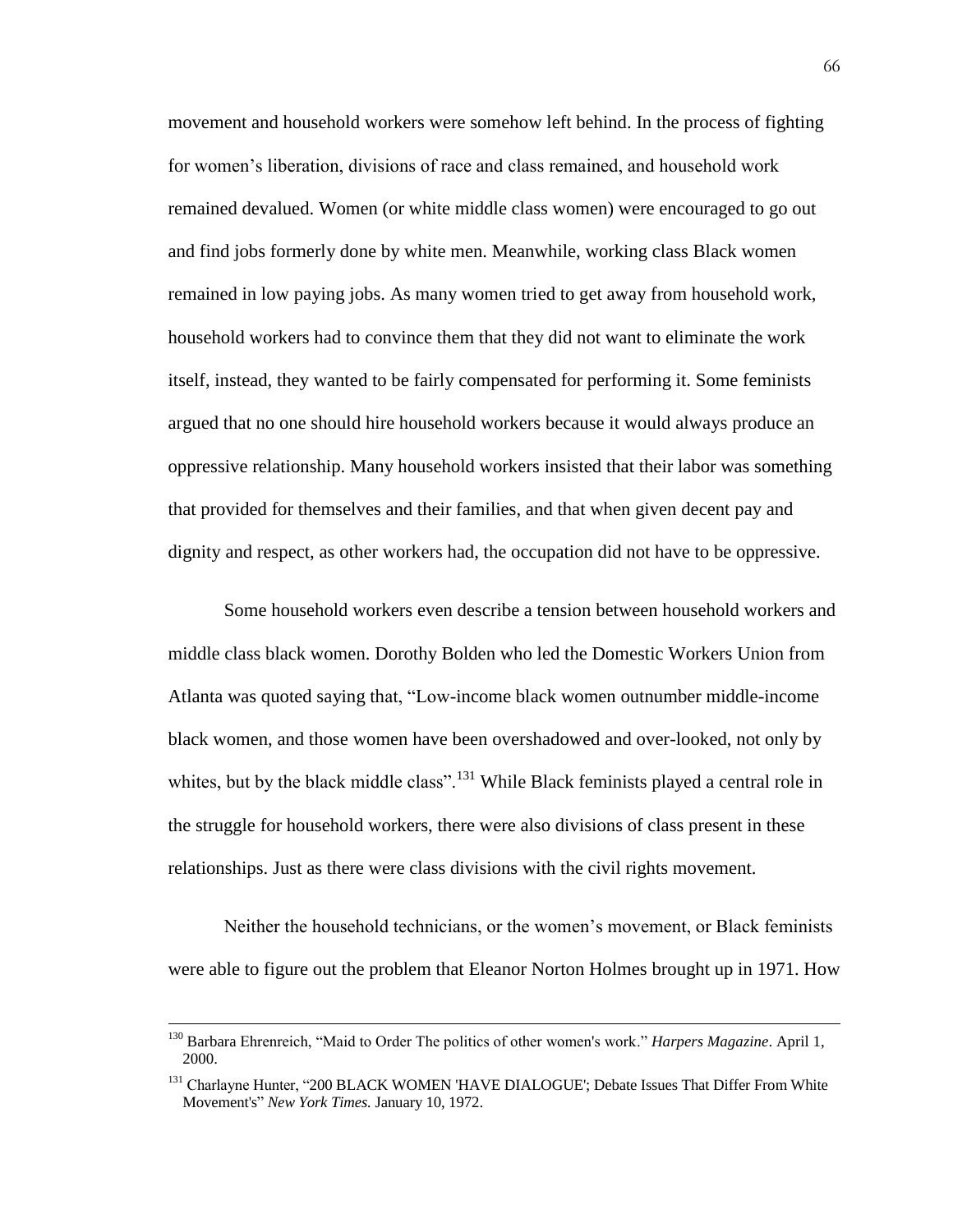movement and household workers were somehow left behind. In the process of fighting for women's liberation, divisions of race and class remained, and household work remained devalued. Women (or white middle class women) were encouraged to go out and find jobs formerly done by white men. Meanwhile, working class Black women remained in low paying jobs. As many women tried to get away from household work, household workers had to convince them that they did not want to eliminate the work itself, instead, they wanted to be fairly compensated for performing it. Some feminists argued that no one should hire household workers because it would always produce an oppressive relationship. Many household workers insisted that their labor was something that provided for themselves and their families, and that when given decent pay and dignity and respect, as other workers had, the occupation did not have to be oppressive.

Some household workers even describe a tension between household workers and middle class black women. Dorothy Bolden who led the Domestic Workers Union from Atlanta was quoted saying that, "Low-income black women outnumber middle-income black women, and those women have been overshadowed and over-looked, not only by whites, but by the black middle class".[131] While Black feminists played a central role in the struggle for household workers, there were also divisions of class present in these relationships. Just as there were class divisions with the civil rights movement.

Neither the household technicians, or the women's movement, or Black feminists were able to figure out the problem that Eleanor Norton Holmes brought up in 1971. How

---

[130] Barbara Ehrenreich, "Maid to Order The politics of other women's work." *Harpers Magazine*. April 1, 2000.

[131] Charlayne Hunter, "200 BLACK WOMEN 'HAVE DIALOGUE'; Debate Issues That Differ From White Movement's" *New York Times.* January 10, 1972.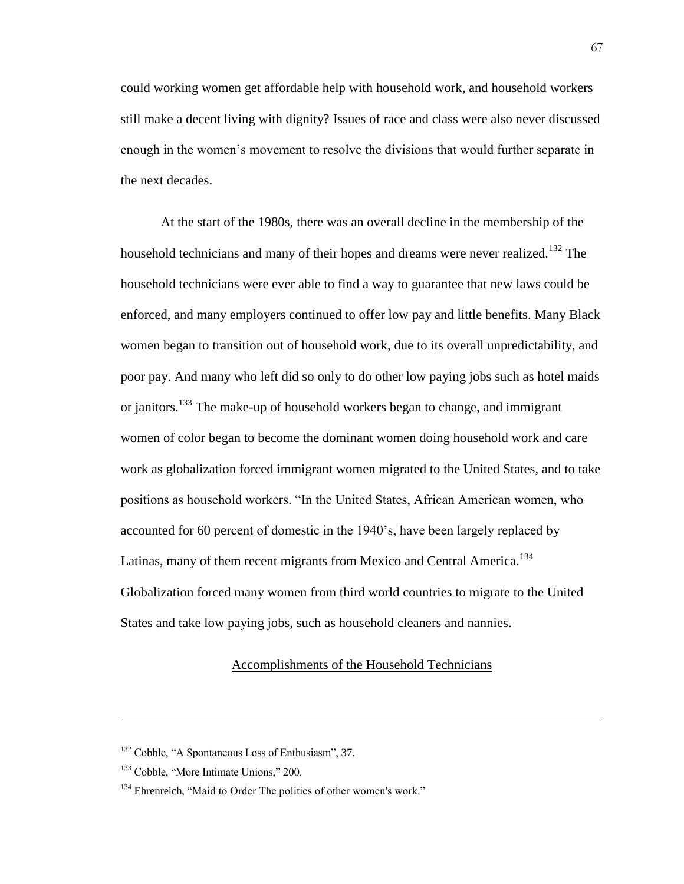could working women get affordable help with household work, and household workers still make a decent living with dignity? Issues of race and class were also never discussed enough in the women's movement to resolve the divisions that would further separate in the next decades.

At the start of the 1980s, there was an overall decline in the membership of the household technicians and many of their hopes and dreams were never realized.[132] The household technicians were ever able to find a way to guarantee that new laws could be enforced, and many employers continued to offer low pay and little benefits. Many Black women began to transition out of household work, due to its overall unpredictability, and poor pay. And many who left did so only to do other low paying jobs such as hotel maids or janitors.[133] The make-up of household workers began to change, and immigrant women of color began to become the dominant women doing household work and care work as globalization forced immigrant women migrated to the United States, and to take positions as household workers. "In the United States, African American women, who accounted for 60 percent of domestic in the 1940's, have been largely replaced by Latinas, many of them recent migrants from Mexico and Central America.[134] Globalization forced many women from third world countries to migrate to the United States and take low paying jobs, such as household cleaners and nannies.

## Accomplishments of the Household Technicians

---

[132] Cobble, "A Spontaneous Loss of Enthusiasm", 37.

[133] Cobble, "More Intimate Unions," 200.

[134] Ehrenreich, "Maid to Order The politics of other women's work."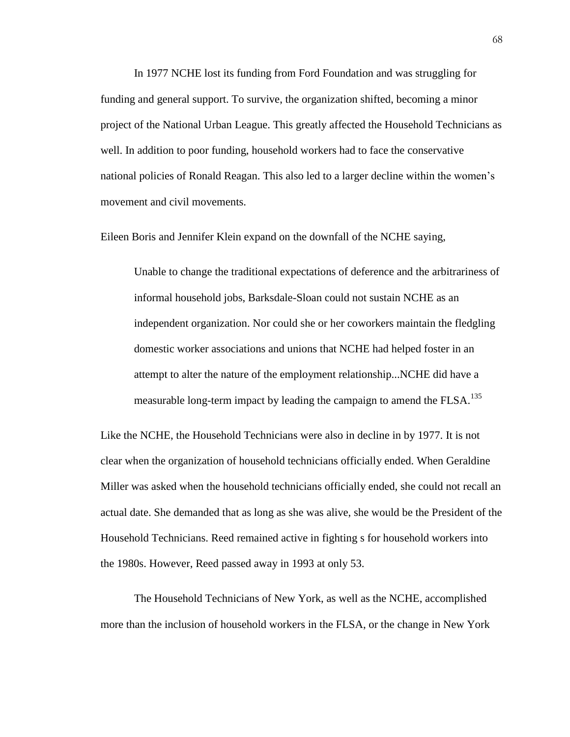In 1977 NCHE lost its funding from Ford Foundation and was struggling for funding and general support. To survive, the organization shifted, becoming a minor project of the National Urban League. This greatly affected the Household Technicians as well. In addition to poor funding, household workers had to face the conservative national policies of Ronald Reagan. This also led to a larger decline within the women's movement and civil movements.

Eileen Boris and Jennifer Klein expand on the downfall of the NCHE saying,

> Unable to change the traditional expectations of deference and the arbitrariness of informal household jobs, Barksdale-Sloan could not sustain NCHE as an independent organization. Nor could she or her coworkers maintain the fledgling domestic worker associations and unions that NCHE had helped foster in an attempt to alter the nature of the employment relationship...NCHE did have a measurable long-term impact by leading the campaign to amend the FLSA.[135]

Like the NCHE, the Household Technicians were also in decline in by 1977. It is not clear when the organization of household technicians officially ended. When Geraldine Miller was asked when the household technicians officially ended, she could not recall an actual date. She demanded that as long as she was alive, she would be the President of the Household Technicians. Reed remained active in fighting s for household workers into the 1980s. However, Reed passed away in 1993 at only 53.

The Household Technicians of New York, as well as the NCHE, accomplished more than the inclusion of household workers in the FLSA, or the change in New York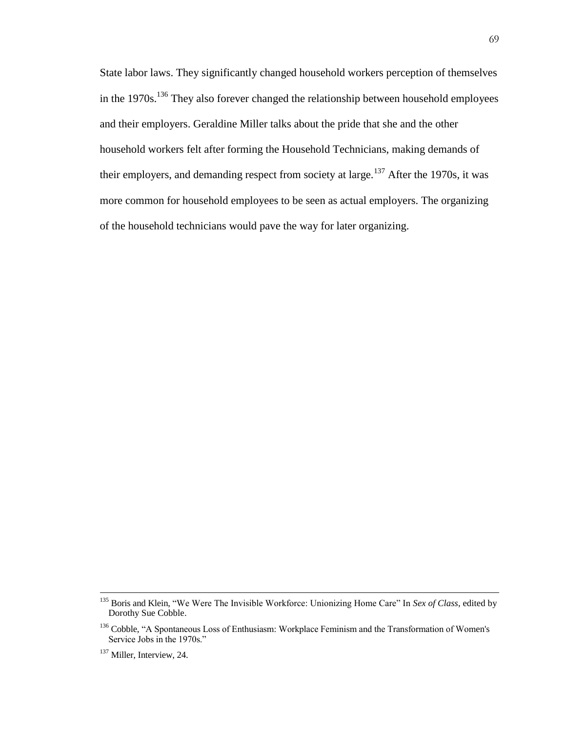State labor laws. They significantly changed household workers perception of themselves in the 1970s.[136] They also forever changed the relationship between household employees and their employers. Geraldine Miller talks about the pride that she and the other household workers felt after forming the Household Technicians, making demands of their employers, and demanding respect from society at large.[137] After the 1970s, it was more common for household employees to be seen as actual employers. The organizing of the household technicians would pave the way for later organizing.

---

[135] Boris and Klein, "We Were The Invisible Workforce: Unionizing Home Care" In *Sex of Class*, edited by Dorothy Sue Cobble.

[136] Cobble, "A Spontaneous Loss of Enthusiasm: Workplace Feminism and the Transformation of Women's Service Jobs in the 1970s."

[137] Miller, Interview, 24.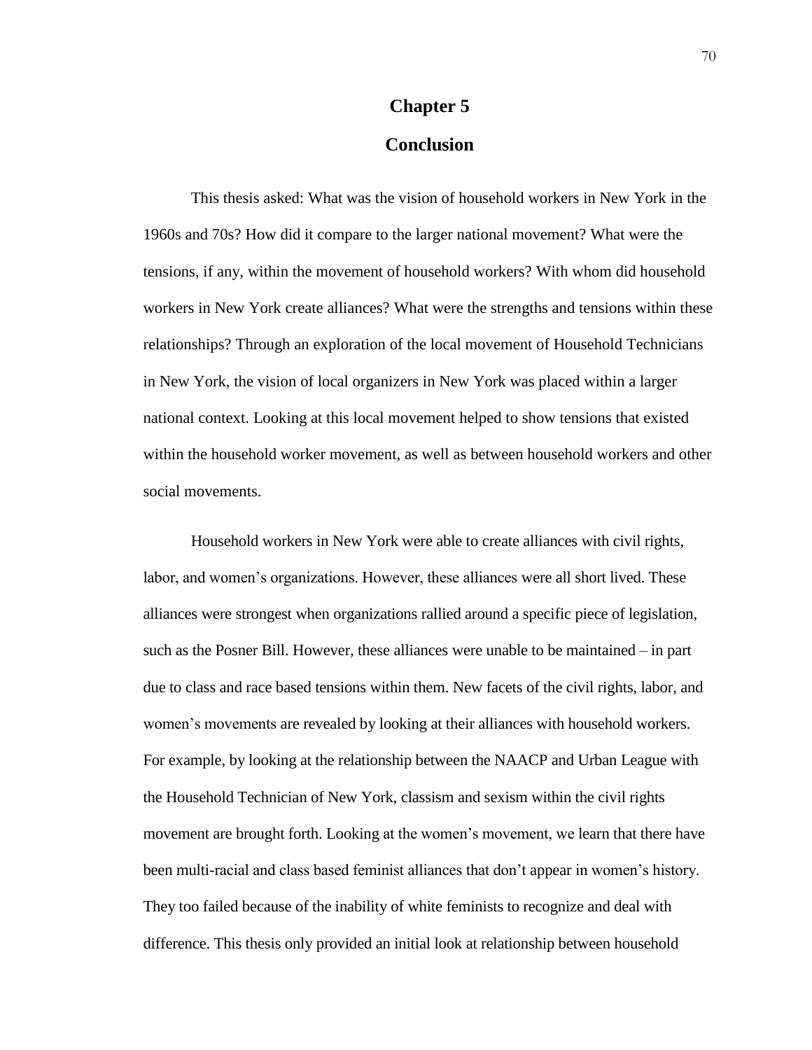# Chapter 5

# Conclusion

This thesis asked: What was the vision of household workers in New York in the 1960s and 70s? How did it compare to the larger national movement? What were the tensions, if any, within the movement of household workers? With whom did household workers in New York create alliances? What were the strengths and tensions within these relationships? Through an exploration of the local movement of Household Technicians in New York, the vision of local organizers in New York was placed within a larger national context. Looking at this local movement helped to show tensions that existed within the household worker movement, as well as between household workers and other social movements.

Household workers in New York were able to create alliances with civil rights, labor, and women's organizations. However, these alliances were all short lived. These alliances were strongest when organizations rallied around a specific piece of legislation, such as the Posner Bill. However, these alliances were unable to be maintained – in part due to class and race based tensions within them. New facets of the civil rights, labor, and women's movements are revealed by looking at their alliances with household workers. For example, by looking at the relationship between the NAACP and Urban League with the Household Technician of New York, classism and sexism within the civil rights movement are brought forth. Looking at the women's movement, we learn that there have been multi-racial and class based feminist alliances that don't appear in women's history. They too failed because of the inability of white feminists to recognize and deal with difference. This thesis only provided an initial look at relationship between household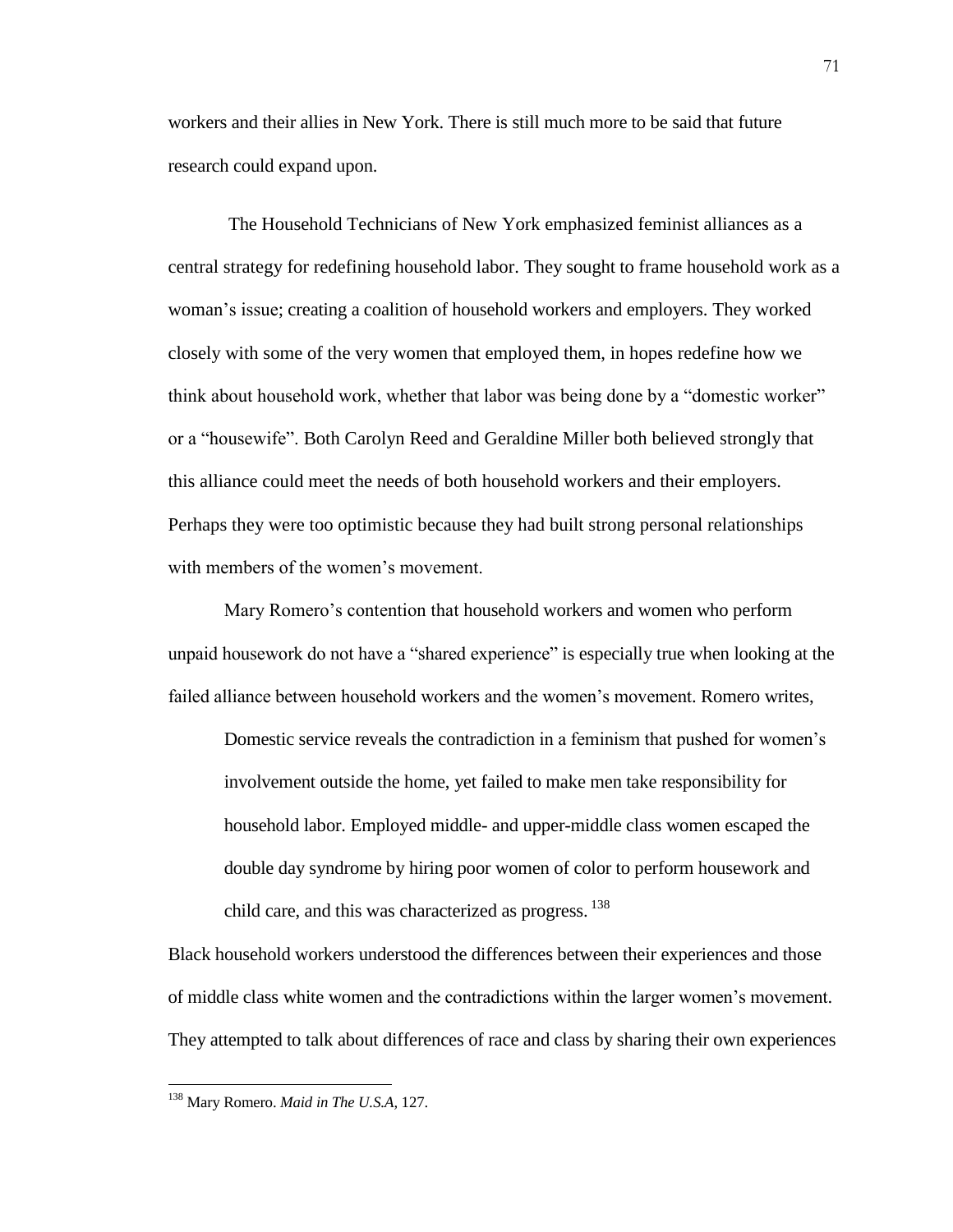workers and their allies in New York. There is still much more to be said that future research could expand upon.

The Household Technicians of New York emphasized feminist alliances as a central strategy for redefining household labor. They sought to frame household work as a woman's issue; creating a coalition of household workers and employers. They worked closely with some of the very women that employed them, in hopes redefine how we think about household work, whether that labor was being done by a "domestic worker" or a "housewife". Both Carolyn Reed and Geraldine Miller both believed strongly that this alliance could meet the needs of both household workers and their employers. Perhaps they were too optimistic because they had built strong personal relationships with members of the women's movement.

Mary Romero's contention that household workers and women who perform unpaid housework do not have a "shared experience" is especially true when looking at the failed alliance between household workers and the women's movement. Romero writes,

> Domestic service reveals the contradiction in a feminism that pushed for women's involvement outside the home, yet failed to make men take responsibility for household labor. Employed middle- and upper-middle class women escaped the double day syndrome by hiring poor women of color to perform housework and child care, and this was characterized as progress. [138]

Black household workers understood the differences between their experiences and those of middle class white women and the contradictions within the larger women's movement. They attempted to talk about differences of race and class by sharing their own experiences

---

[138] Mary Romero. *Maid in The U.S.A,* 127.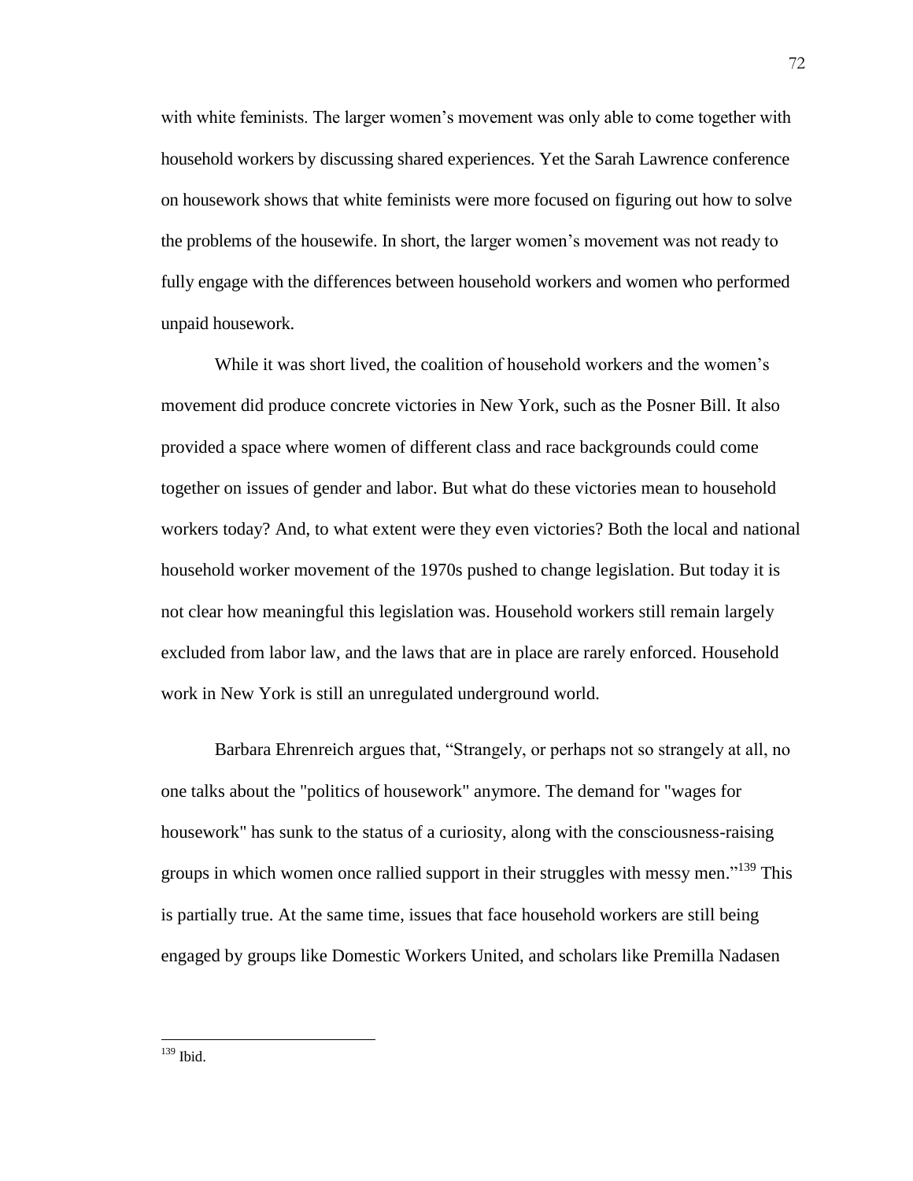with white feminists. The larger women's movement was only able to come together with household workers by discussing shared experiences. Yet the Sarah Lawrence conference on housework shows that white feminists were more focused on figuring out how to solve the problems of the housewife. In short, the larger women's movement was not ready to fully engage with the differences between household workers and women who performed unpaid housework.

While it was short lived, the coalition of household workers and the women's movement did produce concrete victories in New York, such as the Posner Bill. It also provided a space where women of different class and race backgrounds could come together on issues of gender and labor. But what do these victories mean to household workers today? And, to what extent were they even victories? Both the local and national household worker movement of the 1970s pushed to change legislation. But today it is not clear how meaningful this legislation was. Household workers still remain largely excluded from labor law, and the laws that are in place are rarely enforced. Household work in New York is still an unregulated underground world.

Barbara Ehrenreich argues that, "Strangely, or perhaps not so strangely at all, no one talks about the "politics of housework" anymore. The demand for "wages for housework" has sunk to the status of a curiosity, along with the consciousness-raising groups in which women once rallied support in their struggles with messy men."[139] This is partially true. At the same time, issues that face household workers are still being engaged by groups like Domestic Workers United, and scholars like Premilla Nadasen

---

[139] Ibid.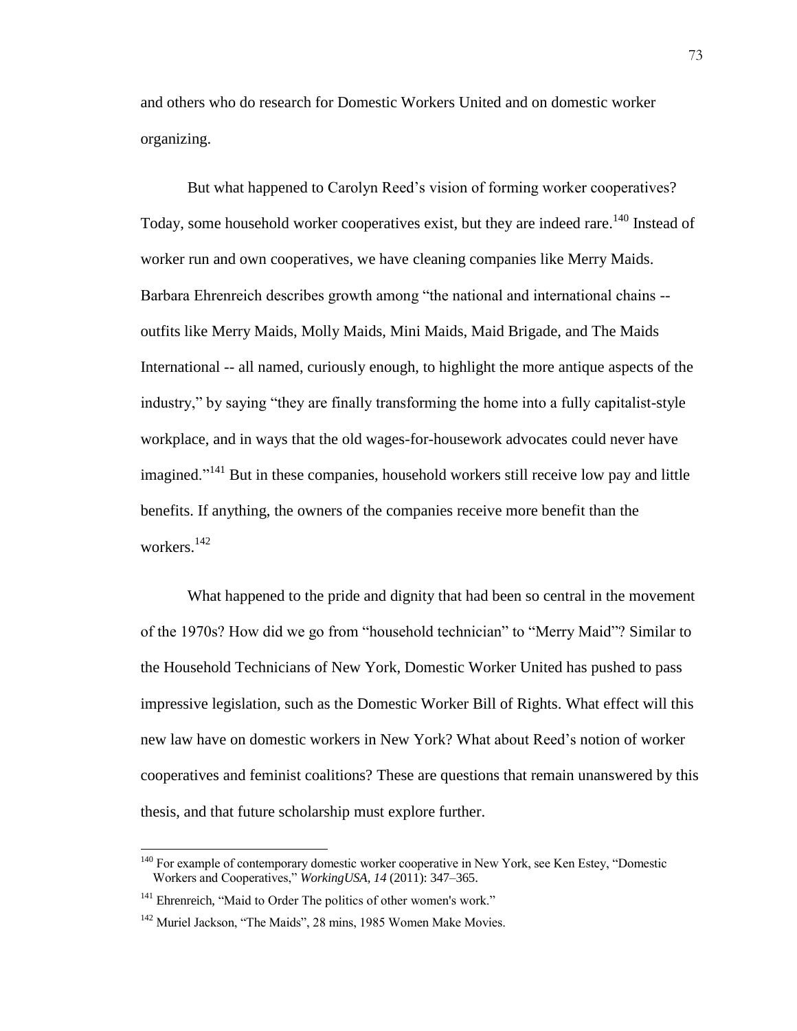and others who do research for Domestic Workers United and on domestic worker organizing.

But what happened to Carolyn Reed's vision of forming worker cooperatives? Today, some household worker cooperatives exist, but they are indeed rare.[140] Instead of worker run and own cooperatives, we have cleaning companies like Merry Maids. Barbara Ehrenreich describes growth among "the national and international chains -- outfits like Merry Maids, Molly Maids, Mini Maids, Maid Brigade, and The Maids International -- all named, curiously enough, to highlight the more antique aspects of the industry," by saying "they are finally transforming the home into a fully capitalist-style workplace, and in ways that the old wages-for-housework advocates could never have imagined."[141] But in these companies, household workers still receive low pay and little benefits. If anything, the owners of the companies receive more benefit than the workers.[142]

What happened to the pride and dignity that had been so central in the movement of the 1970s? How did we go from "household technician" to "Merry Maid"? Similar to the Household Technicians of New York, Domestic Worker United has pushed to pass impressive legislation, such as the Domestic Worker Bill of Rights. What effect will this new law have on domestic workers in New York? What about Reed's notion of worker cooperatives and feminist coalitions? These are questions that remain unanswered by this thesis, and that future scholarship must explore further.

---

[140] For example of contemporary domestic worker cooperative in New York, see Ken Estey, "Domestic Workers and Cooperatives," *WorkingUSA, 14* (2011): 347–365.

[141] Ehrenreich, "Maid to Order The politics of other women's work."

[142] Muriel Jackson, "The Maids", 28 mins, 1985 Women Make Movies.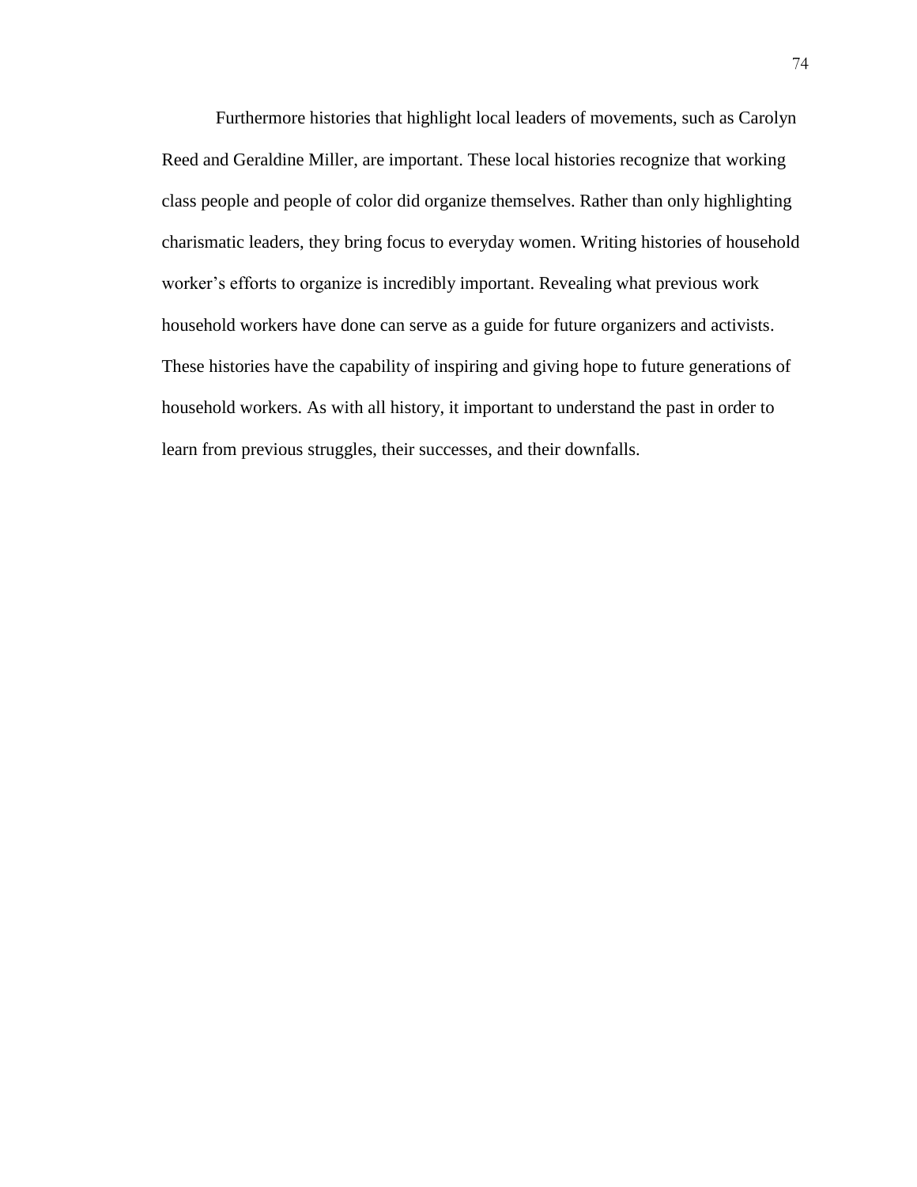Furthermore histories that highlight local leaders of movements, such as Carolyn Reed and Geraldine Miller, are important. These local histories recognize that working class people and people of color did organize themselves. Rather than only highlighting charismatic leaders, they bring focus to everyday women. Writing histories of household worker's efforts to organize is incredibly important. Revealing what previous work household workers have done can serve as a guide for future organizers and activists. These histories have the capability of inspiring and giving hope to future generations of household workers. As with all history, it important to understand the past in order to learn from previous struggles, their successes, and their downfalls.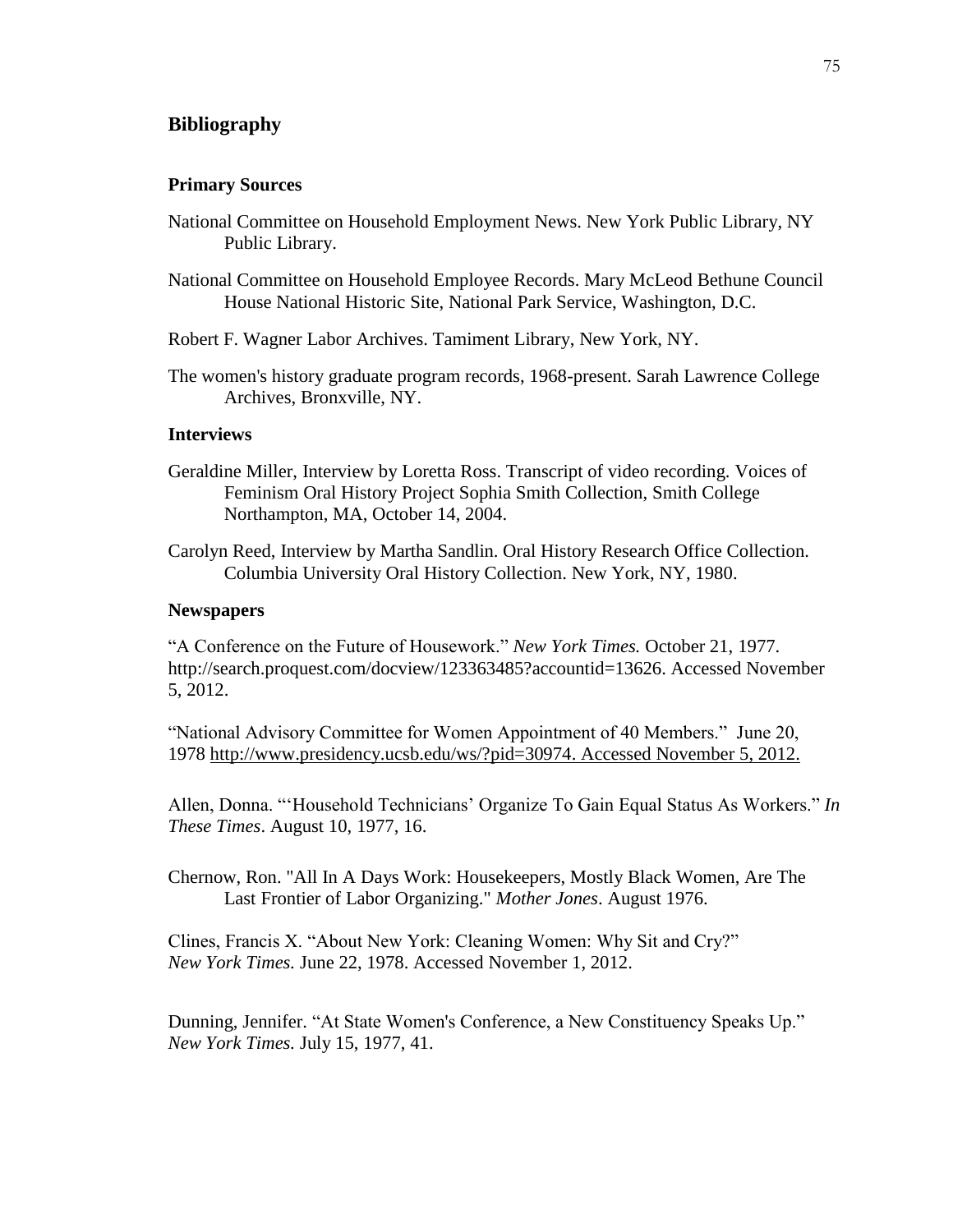## Bibliography

### Primary Sources

National Committee on Household Employment News. New York Public Library, NY Public Library.

National Committee on Household Employee Records. Mary McLeod Bethune Council House National Historic Site, National Park Service, Washington, D.C.

Robert F. Wagner Labor Archives. Tamiment Library, New York, NY.

The women's history graduate program records, 1968-present. Sarah Lawrence College Archives, Bronxville, NY.

### Interviews

Geraldine Miller, Interview by Loretta Ross. Transcript of video recording. Voices of Feminism Oral History Project Sophia Smith Collection, Smith College Northampton, MA, October 14, 2004.

Carolyn Reed, Interview by Martha Sandlin. Oral History Research Office Collection. Columbia University Oral History Collection. New York, NY, 1980.

### Newspapers

"A Conference on the Future of Housework." *New York Times.* October 21, 1977. http://search.proquest.com/docview/123363485?accountid=13626. Accessed November 5, 2012.

"National Advisory Committee for Women Appointment of 40 Members." June 20, 1978 http://www.presidency.ucsb.edu/ws/?pid=30974. Accessed November 5, 2012.

Allen, Donna. "'Household Technicians' Organize To Gain Equal Status As Workers." *In These Times*. August 10, 1977, 16.

Chernow, Ron. "All In A Days Work: Housekeepers, Mostly Black Women, Are The Last Frontier of Labor Organizing." *Mother Jones*. August 1976.

Clines, Francis X. "About New York: Cleaning Women: Why Sit and Cry?" *New York Times.* June 22, 1978. Accessed November 1, 2012.

Dunning, Jennifer. "At State Women's Conference, a New Constituency Speaks Up." *New York Times.* July 15, 1977, 41.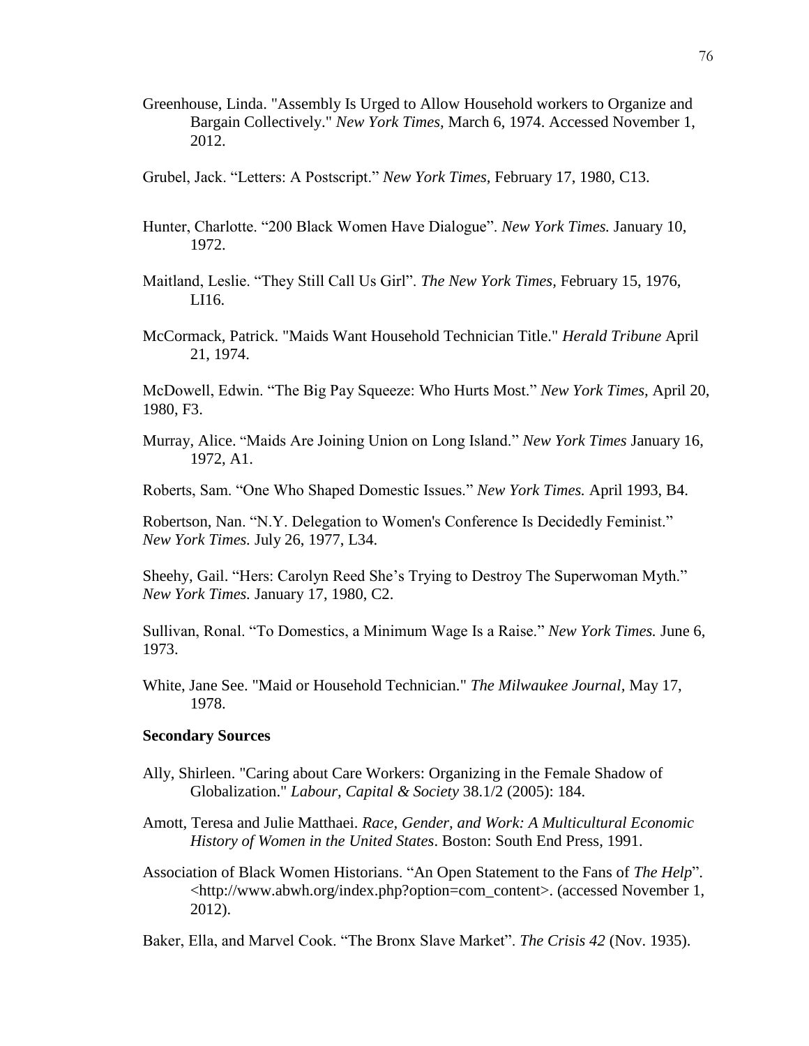Greenhouse, Linda. "Assembly Is Urged to Allow Household workers to Organize and Bargain Collectively." *New York Times,* March 6, 1974. Accessed November 1, 2012.

Grubel, Jack. "Letters: A Postscript." *New York Times,* February 17, 1980, C13.

Hunter, Charlotte. "200 Black Women Have Dialogue". *New York Times.* January 10, 1972.

Maitland, Leslie. "They Still Call Us Girl". *The New York Times,* February 15, 1976, LI16.

McCormack, Patrick. "Maids Want Household Technician Title." *Herald Tribune* April 21, 1974.

McDowell, Edwin. "The Big Pay Squeeze: Who Hurts Most." *New York Times,* April 20, 1980, F3.

Murray, Alice. "Maids Are Joining Union on Long Island." *New York Times* January 16, 1972, A1.

Roberts, Sam. "One Who Shaped Domestic Issues." *New York Times.* April 1993, B4.

Robertson, Nan. "N.Y. Delegation to Women's Conference Is Decidedly Feminist." *New York Times.* July 26, 1977, L34.

Sheehy, Gail. "Hers: Carolyn Reed She's Trying to Destroy The Superwoman Myth." *New York Times.* January 17, 1980, C2.

Sullivan, Ronal. "To Domestics, a Minimum Wage Is a Raise." *New York Times.* June 6, 1973.

White, Jane See. "Maid or Household Technician." *The Milwaukee Journal,* May 17, 1978.

**Secondary Sources**

Ally, Shirleen. "Caring about Care Workers: Organizing in the Female Shadow of Globalization." *Labour, Capital & Society* 38.1/2 (2005): 184.

Amott, Teresa and Julie Matthaei. *Race, Gender, and Work: A Multicultural Economic History of Women in the United States*. Boston: South End Press, 1991.

Association of Black Women Historians. "An Open Statement to the Fans of *The Help*". <http://www.abwh.org/index.php?option=com_content>. (accessed November 1, 2012).

Baker, Ella, and Marvel Cook. "The Bronx Slave Market". *The Crisis 42* (Nov. 1935).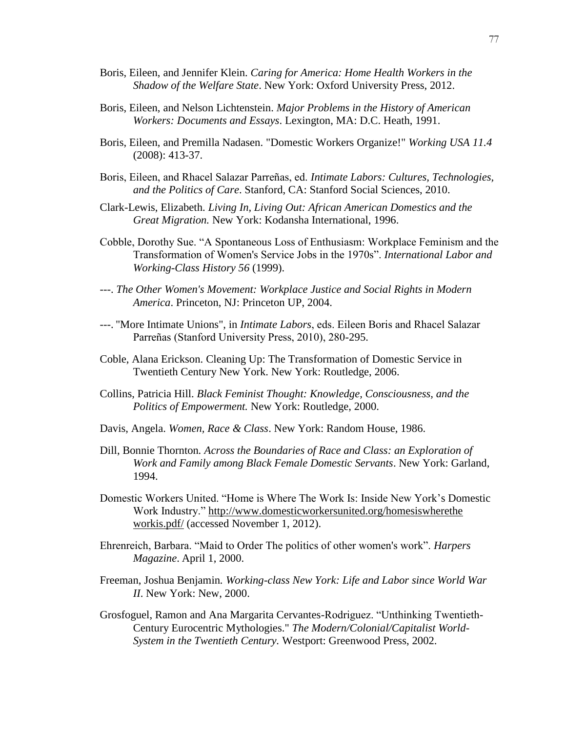Boris, Eileen, and Jennifer Klein. *Caring for America: Home Health Workers in the Shadow of the Welfare State*. New York: Oxford University Press, 2012.

Boris, Eileen, and Nelson Lichtenstein. *Major Problems in the History of American Workers: Documents and Essays*. Lexington, MA: D.C. Heath, 1991.

Boris, Eileen, and Premilla Nadasen. "Domestic Workers Organize!" *Working USA 11.4* (2008): 413-37.

Boris, Eileen, and Rhacel Salazar Parreñas, ed. *Intimate Labors: Cultures, Technologies, and the Politics of Care*. Stanford, CA: Stanford Social Sciences, 2010.

Clark-Lewis, Elizabeth. *Living In, Living Out: African American Domestics and the Great Migration.* New York: Kodansha International, 1996.

Cobble, Dorothy Sue. "A Spontaneous Loss of Enthusiasm: Workplace Feminism and the Transformation of Women's Service Jobs in the 1970s". *International Labor and Working-Class History 56* (1999).

---. *The Other Women's Movement: Workplace Justice and Social Rights in Modern America*. Princeton, NJ: Princeton UP, 2004.

---. "More Intimate Unions", in *Intimate Labors*, eds. Eileen Boris and Rhacel Salazar Parreñas (Stanford University Press, 2010), 280-295.

Coble, Alana Erickson. Cleaning Up: The Transformation of Domestic Service in Twentieth Century New York. New York: Routledge, 2006.

Collins, Patricia Hill. *Black Feminist Thought: Knowledge, Consciousness, and the Politics of Empowerment.* New York: Routledge, 2000.

Davis, Angela. *Women, Race & Class*. New York: Random House, 1986.

Dill, Bonnie Thornton. *Across the Boundaries of Race and Class: an Exploration of Work and Family among Black Female Domestic Servants*. New York: Garland, 1994.

Domestic Workers United. "Home is Where The Work Is: Inside New York's Domestic Work Industry." http://www.domesticworkersunited.org/homesiswherethe workis.pdf/ (accessed November 1, 2012).

Ehrenreich, Barbara. "Maid to Order The politics of other women's work". *Harpers Magazine*. April 1, 2000.

Freeman, Joshua Benjamin. *Working-class New York: Life and Labor since World War II*. New York: New, 2000.

Grosfoguel, Ramon and Ana Margarita Cervantes-Rodriguez. "Unthinking Twentieth-Century Eurocentric Mythologies." *The Modern/Colonial/Capitalist World-System in the Twentieth Century*. Westport: Greenwood Press, 2002.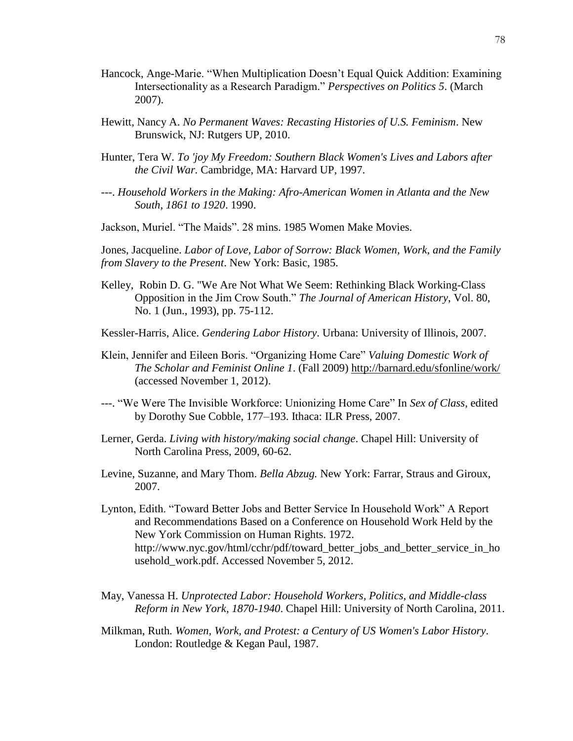Hancock, Ange-Marie. “When Multiplication Doesn’t Equal Quick Addition: Examining Intersectionality as a Research Paradigm.” *Perspectives on Politics 5*. (March 2007).

Hewitt, Nancy A. *No Permanent Waves: Recasting Histories of U.S. Feminism*. New Brunswick, NJ: Rutgers UP, 2010.

Hunter, Tera W. *To 'joy My Freedom: Southern Black Women's Lives and Labors after the Civil War.* Cambridge, MA: Harvard UP, 1997.

---. *Household Workers in the Making: Afro-American Women in Atlanta and the New South, 1861 to 1920*. 1990.

Jackson, Muriel. “The Maids”. 28 mins. 1985 Women Make Movies.

Jones, Jacqueline. *Labor of Love, Labor of Sorrow: Black Women, Work, and the Family from Slavery to the Present*. New York: Basic, 1985.

Kelley, Robin D. G. "We Are Not What We Seem: Rethinking Black Working-Class Opposition in the Jim Crow South.” *The Journal of American History*, Vol. 80, No. 1 (Jun., 1993), pp. 75-112.

Kessler-Harris, Alice. *Gendering Labor History*. Urbana: University of Illinois, 2007.

Klein, Jennifer and Eileen Boris. “Organizing Home Care” *Valuing Domestic Work of The Scholar and Feminist Online 1*. (Fall 2009) http://barnard.edu/sfonline/work/ (accessed November 1, 2012).

---. “We Were The Invisible Workforce: Unionizing Home Care” In *Sex of Class*, edited by Dorothy Sue Cobble, 177–193. Ithaca: ILR Press, 2007.

Lerner, Gerda. *Living with history/making social change*. Chapel Hill: University of North Carolina Press, 2009, 60-62.

Levine, Suzanne, and Mary Thom. *Bella Abzug.* New York: Farrar, Straus and Giroux, 2007.

Lynton, Edith. “Toward Better Jobs and Better Service In Household Work” A Report and Recommendations Based on a Conference on Household Work Held by the New York Commission on Human Rights. 1972. http://www.nyc.gov/html/cchr/pdf/toward_better_jobs_and_better_service_in_household_work.pdf. Accessed November 5, 2012.

May, Vanessa H. *Unprotected Labor: Household Workers, Politics, and Middle-class Reform in New York, 1870-1940*. Chapel Hill: University of North Carolina, 2011.

Milkman, Ruth. *Women, Work, and Protest: a Century of US Women's Labor History*. London: Routledge & Kegan Paul, 1987.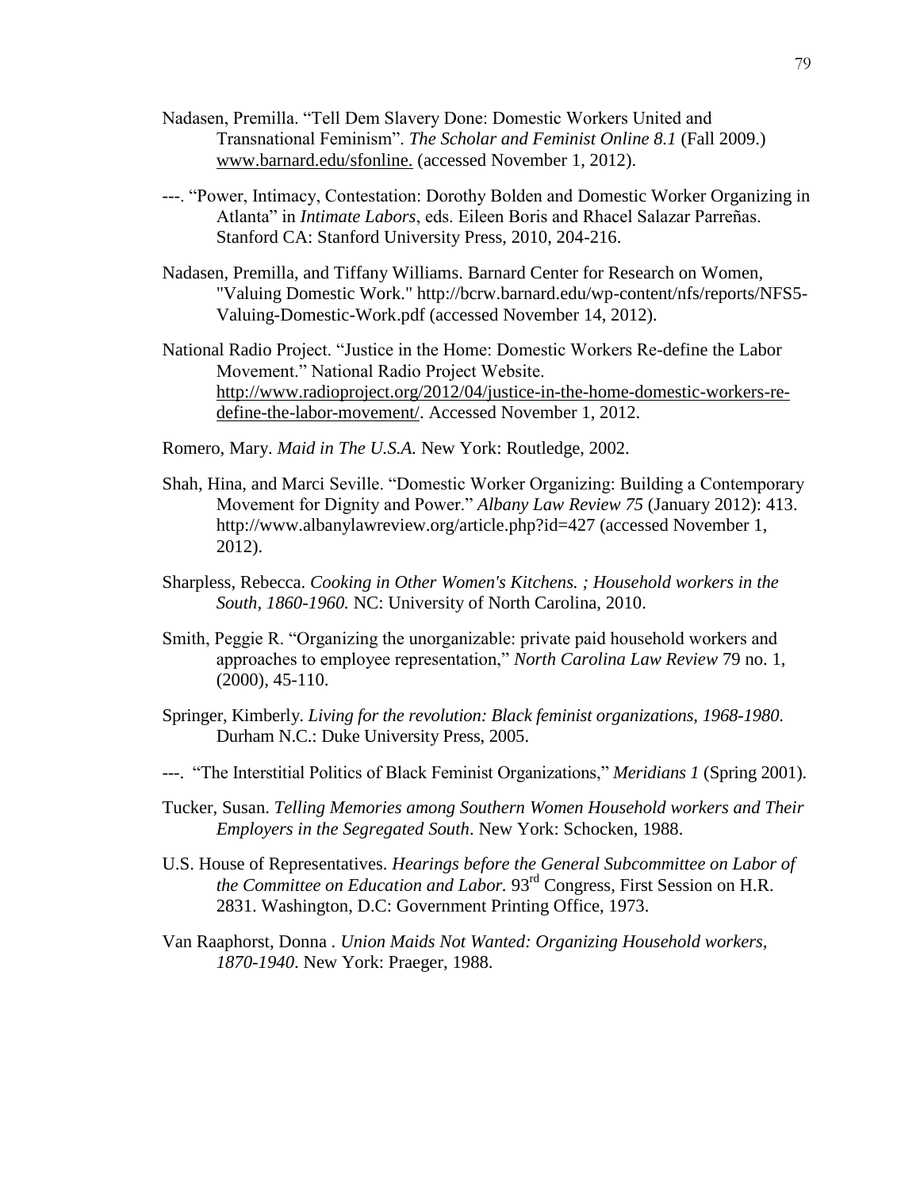Nadasen, Premilla. “Tell Dem Slavery Done: Domestic Workers United and Transnational Feminism”. *The Scholar and Feminist Online 8.1* (Fall 2009.) www.barnard.edu/sfonline. (accessed November 1, 2012).

---. “Power, Intimacy, Contestation: Dorothy Bolden and Domestic Worker Organizing in Atlanta” in *Intimate Labors*, eds. Eileen Boris and Rhacel Salazar Parreñas. Stanford CA: Stanford University Press, 2010, 204-216.

Nadasen, Premilla, and Tiffany Williams. Barnard Center for Research on Women, "Valuing Domestic Work." http://bcrw.barnard.edu/wp-content/nfs/reports/NFS5-Valuing-Domestic-Work.pdf (accessed November 14, 2012).

National Radio Project. “Justice in the Home: Domestic Workers Re-define the Labor Movement.” National Radio Project Website. http://www.radioproject.org/2012/04/justice-in-the-home-domestic-workers-re-define-the-labor-movement/. Accessed November 1, 2012.

Romero, Mary. *Maid in The U.S.A.* New York: Routledge, 2002.

Shah, Hina, and Marci Seville. “Domestic Worker Organizing: Building a Contemporary Movement for Dignity and Power.” *Albany Law Review 75* (January 2012): 413. http://www.albanylawreview.org/article.php?id=427 (accessed November 1, 2012).

Sharpless, Rebecca. *Cooking in Other Women's Kitchens. ; Household workers in the South, 1860-1960.* NC: University of North Carolina, 2010.

Smith, Peggie R. “Organizing the unorganizable: private paid household workers and approaches to employee representation,” *North Carolina Law Review* 79 no. 1, (2000), 45-110.

Springer, Kimberly. *Living for the revolution: Black feminist organizations, 1968-1980.* Durham N.C.: Duke University Press, 2005.

---. “The Interstitial Politics of Black Feminist Organizations,” *Meridians 1* (Spring 2001).

Tucker, Susan. *Telling Memories among Southern Women Household workers and Their Employers in the Segregated South*. New York: Schocken, 1988.

U.S. House of Representatives. *Hearings before the General Subcommittee on Labor of the Committee on Education and Labor.* 93rd Congress, First Session on H.R. 2831. Washington, D.C: Government Printing Office, 1973.

Van Raaphorst, Donna . *Union Maids Not Wanted: Organizing Household workers, 1870-1940*. New York: Praeger, 1988.